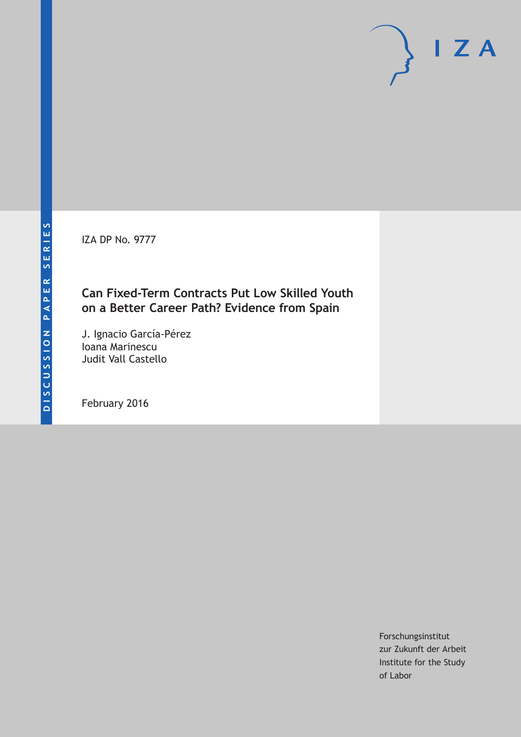DISCUSSION PAPER SERIES

IZA DP No. 9777

# Can Fixed-Term Contracts Put Low Skilled Youth on a Better Career Path? Evidence from Spain

J. Ignacio García-Pérez
Ioana Marinescu
Judit Vall Castello

February 2016

Forschungsinstitut
zur Zukunft der Arbeit
Institute for the Study
of Labor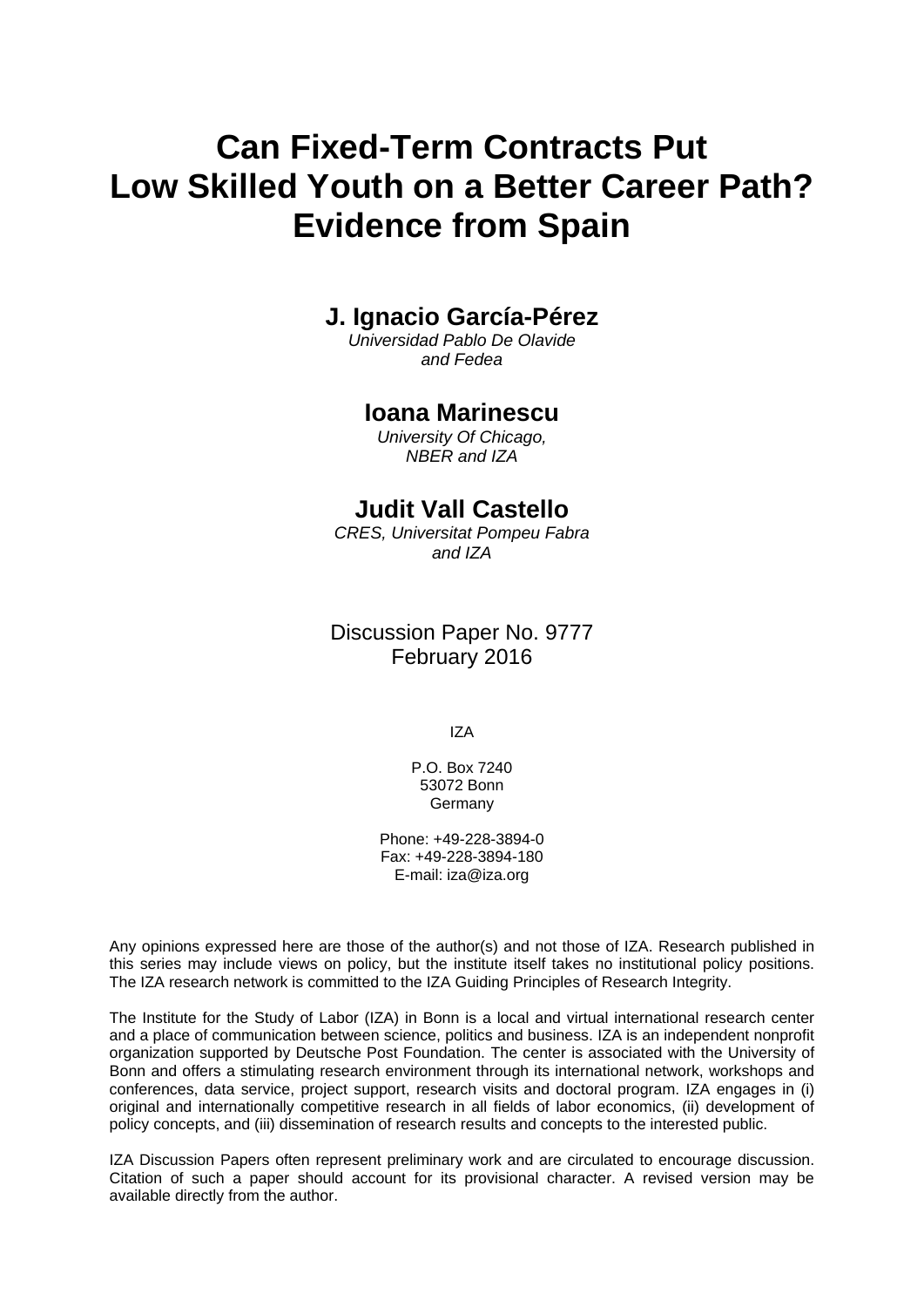# Can Fixed-Term Contracts Put Low Skilled Youth on a Better Career Path? Evidence from Spain

**J. Ignacio García-Pérez**

*Universidad Pablo De Olavide and Fedea*

**Ioana Marinescu**

*University Of Chicago, NBER and IZA*

**Judit Vall Castello**

*CRES, Universitat Pompeu Fabra and IZA*

Discussion Paper No. 9777
February 2016

IZA

P.O. Box 7240
53072 Bonn
Germany

Phone: +49-228-3894-0
Fax: +49-228-3894-180
E-mail: iza@iza.org

Any opinions expressed here are those of the author(s) and not those of IZA. Research published in this series may include views on policy, but the institute itself takes no institutional policy positions. The IZA research network is committed to the IZA Guiding Principles of Research Integrity.

The Institute for the Study of Labor (IZA) in Bonn is a local and virtual international research center and a place of communication between science, politics and business. IZA is an independent nonprofit organization supported by Deutsche Post Foundation. The center is associated with the University of Bonn and offers a stimulating research environment through its international network, workshops and conferences, data service, project support, research visits and doctoral program. IZA engages in (i) original and internationally competitive research in all fields of labor economics, (ii) development of policy concepts, and (iii) dissemination of research results and concepts to the interested public.

IZA Discussion Papers often represent preliminary work and are circulated to encourage discussion. Citation of such a paper should account for its provisional character. A revised version may be available directly from the author.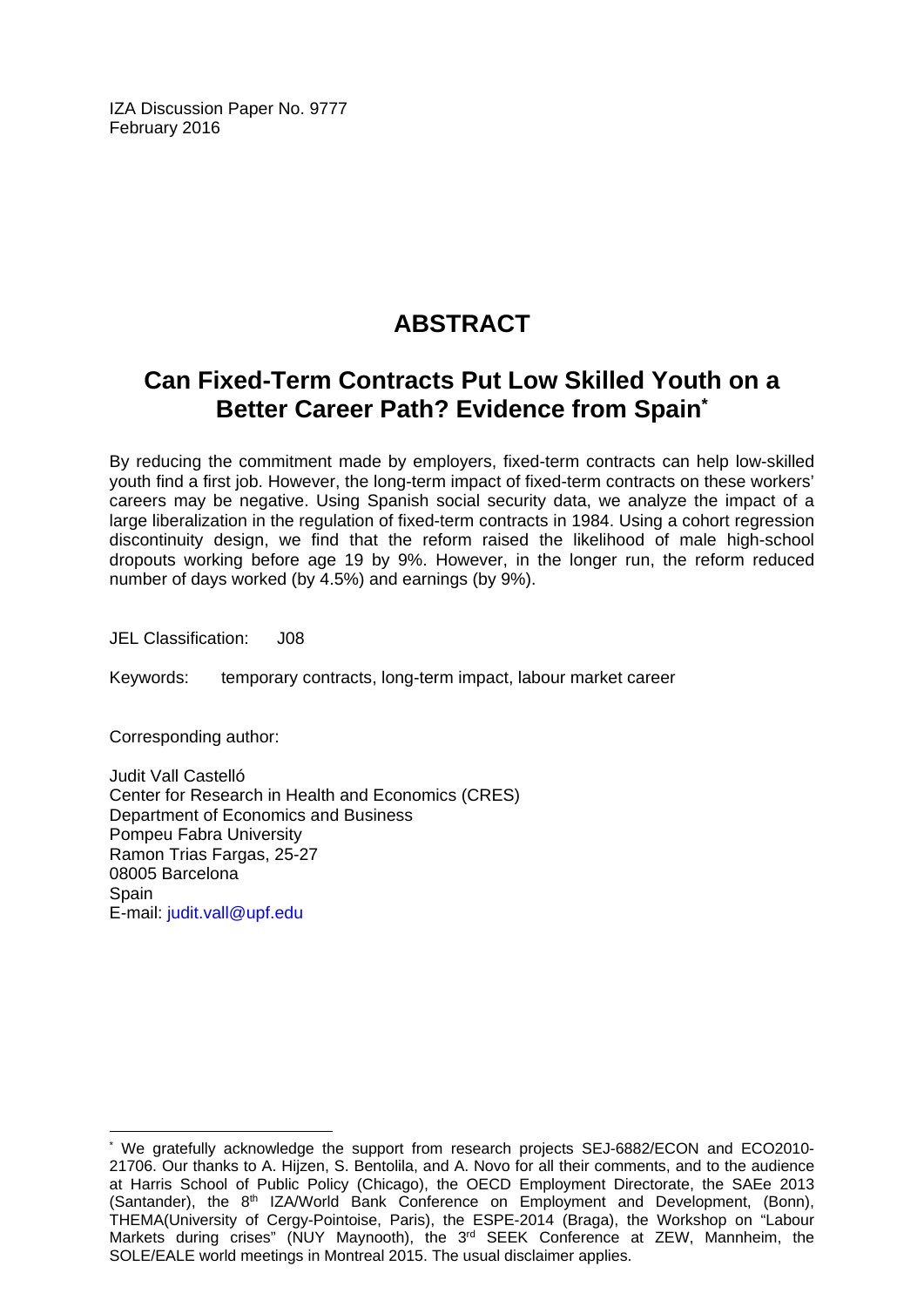IZA Discussion Paper No. 9777
February 2016

# ABSTRACT

## Can Fixed-Term Contracts Put Low Skilled Youth on a Better Career Path? Evidence from Spain*

By reducing the commitment made by employers, fixed-term contracts can help low-skilled youth find a first job. However, the long-term impact of fixed-term contracts on these workers' careers may be negative. Using Spanish social security data, we analyze the impact of a large liberalization in the regulation of fixed-term contracts in 1984. Using a cohort regression discontinuity design, we find that the reform raised the likelihood of male high-school dropouts working before age 19 by 9%. However, in the longer run, the reform reduced number of days worked (by 4.5%) and earnings (by 9%).

JEL Classification: J08

Keywords: temporary contracts, long-term impact, labour market career

Corresponding author:

Judit Vall Castelló
Center for Research in Health and Economics (CRES)
Department of Economics and Business
Pompeu Fabra University
Ramon Trias Fargas, 25-27
08005 Barcelona
Spain
E-mail: judit.vall@upf.edu

---

* We gratefully acknowledge the support from research projects SEJ-6882/ECON and ECO2010-21706. Our thanks to A. Hijzen, S. Bentolila, and A. Novo for all their comments, and to the audience at Harris School of Public Policy (Chicago), the OECD Employment Directorate, the SAEe 2013 (Santander), the 8th IZA/World Bank Conference on Employment and Development, (Bonn), THEMA(University of Cergy-Pointoise, Paris), the ESPE-2014 (Braga), the Workshop on "Labour Markets during crises" (NUY Maynooth), the 3rd SEEK Conference at ZEW, Mannheim, the SOLE/EALE world meetings in Montreal 2015. The usual disclaimer applies.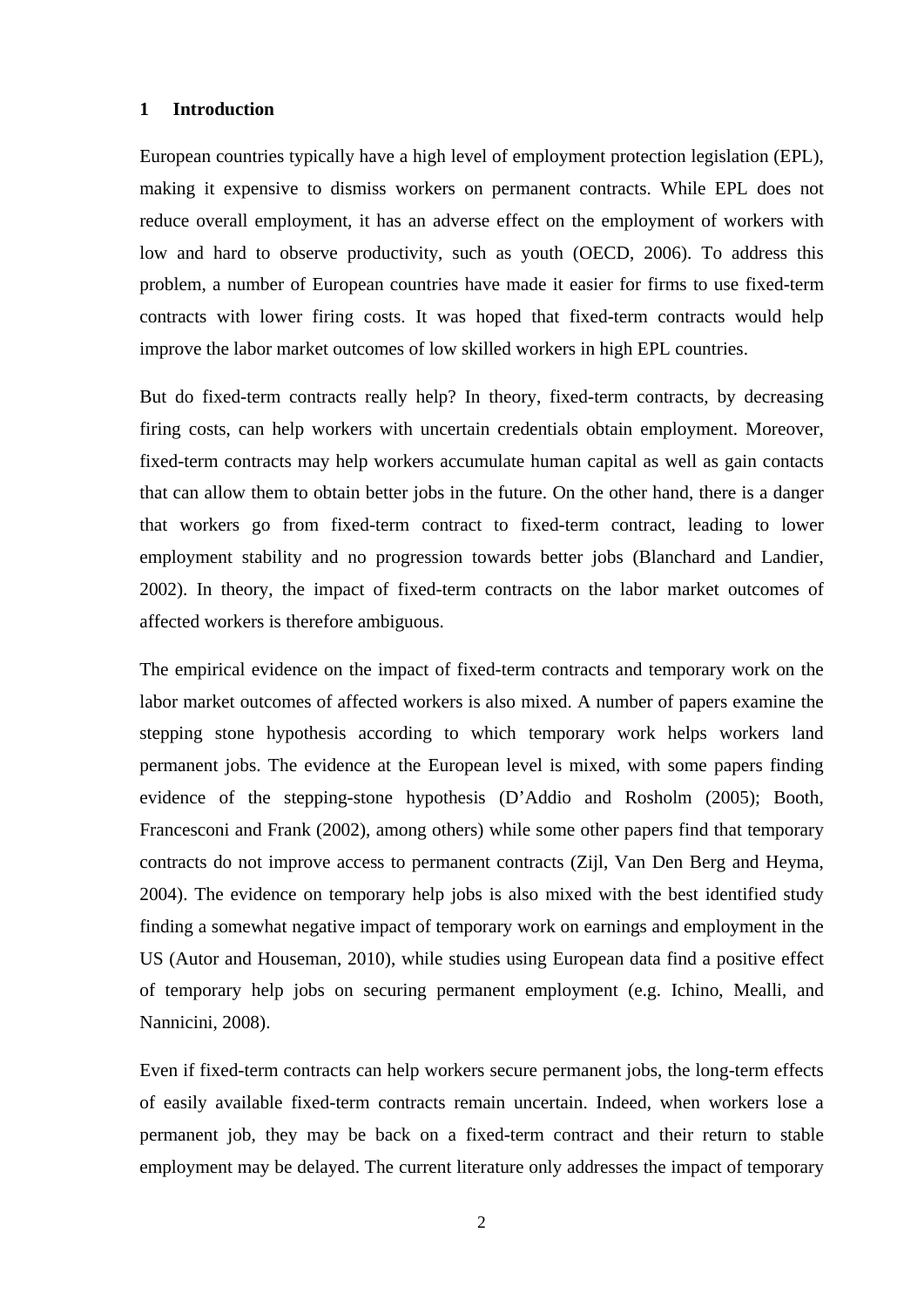# 1 Introduction

European countries typically have a high level of employment protection legislation (EPL), making it expensive to dismiss workers on permanent contracts. While EPL does not reduce overall employment, it has an adverse effect on the employment of workers with low and hard to observe productivity, such as youth (OECD, 2006). To address this problem, a number of European countries have made it easier for firms to use fixed-term contracts with lower firing costs. It was hoped that fixed-term contracts would help improve the labor market outcomes of low skilled workers in high EPL countries.

But do fixed-term contracts really help? In theory, fixed-term contracts, by decreasing firing costs, can help workers with uncertain credentials obtain employment. Moreover, fixed-term contracts may help workers accumulate human capital as well as gain contacts that can allow them to obtain better jobs in the future. On the other hand, there is a danger that workers go from fixed-term contract to fixed-term contract, leading to lower employment stability and no progression towards better jobs (Blanchard and Landier, 2002). In theory, the impact of fixed-term contracts on the labor market outcomes of affected workers is therefore ambiguous.

The empirical evidence on the impact of fixed-term contracts and temporary work on the labor market outcomes of affected workers is also mixed. A number of papers examine the stepping stone hypothesis according to which temporary work helps workers land permanent jobs. The evidence at the European level is mixed, with some papers finding evidence of the stepping-stone hypothesis (D'Addio and Rosholm (2005); Booth, Francesconi and Frank (2002), among others) while some other papers find that temporary contracts do not improve access to permanent contracts (Zijl, Van Den Berg and Heyma, 2004). The evidence on temporary help jobs is also mixed with the best identified study finding a somewhat negative impact of temporary work on earnings and employment in the US (Autor and Houseman, 2010), while studies using European data find a positive effect of temporary help jobs on securing permanent employment (e.g. Ichino, Mealli, and Nannicini, 2008).

Even if fixed-term contracts can help workers secure permanent jobs, the long-term effects of easily available fixed-term contracts remain uncertain. Indeed, when workers lose a permanent job, they may be back on a fixed-term contract and their return to stable employment may be delayed. The current literature only addresses the impact of temporary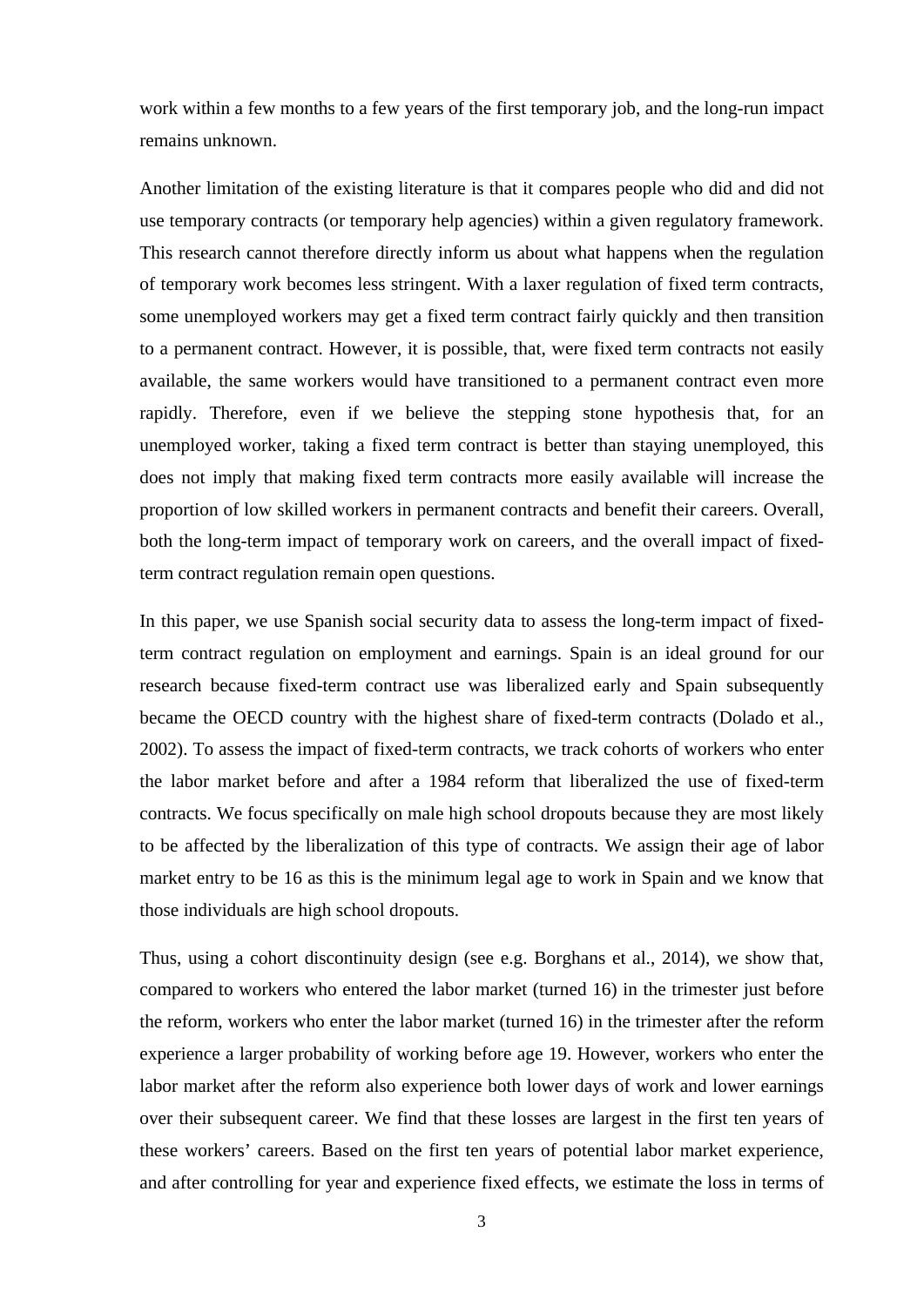work within a few months to a few years of the first temporary job, and the long-run impact remains unknown.

Another limitation of the existing literature is that it compares people who did and did not use temporary contracts (or temporary help agencies) within a given regulatory framework. This research cannot therefore directly inform us about what happens when the regulation of temporary work becomes less stringent. With a laxer regulation of fixed term contracts, some unemployed workers may get a fixed term contract fairly quickly and then transition to a permanent contract. However, it is possible, that, were fixed term contracts not easily available, the same workers would have transitioned to a permanent contract even more rapidly. Therefore, even if we believe the stepping stone hypothesis that, for an unemployed worker, taking a fixed term contract is better than staying unemployed, this does not imply that making fixed term contracts more easily available will increase the proportion of low skilled workers in permanent contracts and benefit their careers. Overall, both the long-term impact of temporary work on careers, and the overall impact of fixed-term contract regulation remain open questions.

In this paper, we use Spanish social security data to assess the long-term impact of fixed-term contract regulation on employment and earnings. Spain is an ideal ground for our research because fixed-term contract use was liberalized early and Spain subsequently became the OECD country with the highest share of fixed-term contracts (Dolado et al., 2002). To assess the impact of fixed-term contracts, we track cohorts of workers who enter the labor market before and after a 1984 reform that liberalized the use of fixed-term contracts. We focus specifically on male high school dropouts because they are most likely to be affected by the liberalization of this type of contracts. We assign their age of labor market entry to be 16 as this is the minimum legal age to work in Spain and we know that those individuals are high school dropouts.

Thus, using a cohort discontinuity design (see e.g. Borghans et al., 2014), we show that, compared to workers who entered the labor market (turned 16) in the trimester just before the reform, workers who enter the labor market (turned 16) in the trimester after the reform experience a larger probability of working before age 19. However, workers who enter the labor market after the reform also experience both lower days of work and lower earnings over their subsequent career. We find that these losses are largest in the first ten years of these workers' careers. Based on the first ten years of potential labor market experience, and after controlling for year and experience fixed effects, we estimate the loss in terms of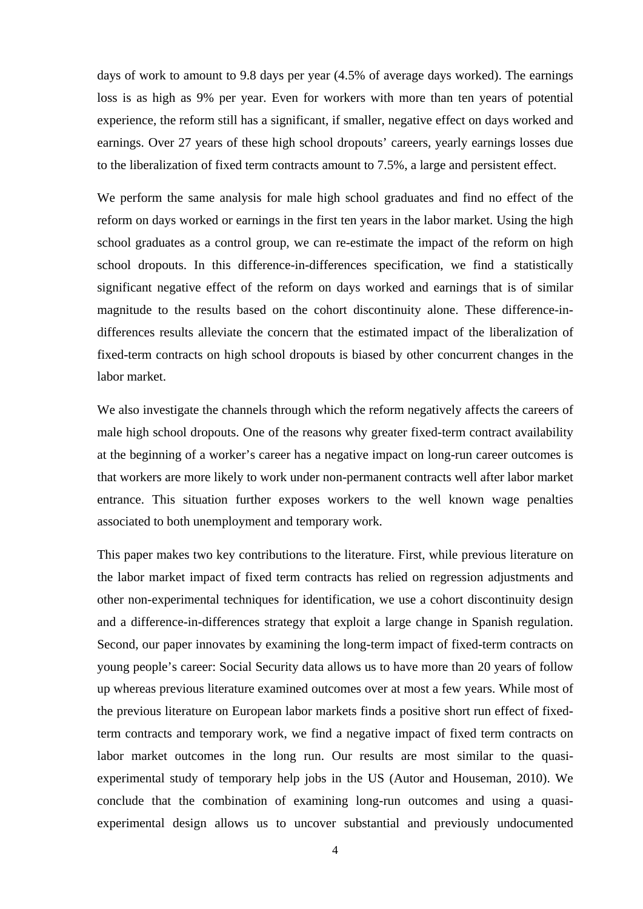days of work to amount to 9.8 days per year (4.5% of average days worked). The earnings loss is as high as 9% per year. Even for workers with more than ten years of potential experience, the reform still has a significant, if smaller, negative effect on days worked and earnings. Over 27 years of these high school dropouts' careers, yearly earnings losses due to the liberalization of fixed term contracts amount to 7.5%, a large and persistent effect.

We perform the same analysis for male high school graduates and find no effect of the reform on days worked or earnings in the first ten years in the labor market. Using the high school graduates as a control group, we can re-estimate the impact of the reform on high school dropouts. In this difference-in-differences specification, we find a statistically significant negative effect of the reform on days worked and earnings that is of similar magnitude to the results based on the cohort discontinuity alone. These difference-in-differences results alleviate the concern that the estimated impact of the liberalization of fixed-term contracts on high school dropouts is biased by other concurrent changes in the labor market.

We also investigate the channels through which the reform negatively affects the careers of male high school dropouts. One of the reasons why greater fixed-term contract availability at the beginning of a worker's career has a negative impact on long-run career outcomes is that workers are more likely to work under non-permanent contracts well after labor market entrance. This situation further exposes workers to the well known wage penalties associated to both unemployment and temporary work.

This paper makes two key contributions to the literature. First, while previous literature on the labor market impact of fixed term contracts has relied on regression adjustments and other non-experimental techniques for identification, we use a cohort discontinuity design and a difference-in-differences strategy that exploit a large change in Spanish regulation. Second, our paper innovates by examining the long-term impact of fixed-term contracts on young people's career: Social Security data allows us to have more than 20 years of follow up whereas previous literature examined outcomes over at most a few years. While most of the previous literature on European labor markets finds a positive short run effect of fixed-term contracts and temporary work, we find a negative impact of fixed term contracts on labor market outcomes in the long run. Our results are most similar to the quasi-experimental study of temporary help jobs in the US (Autor and Houseman, 2010). We conclude that the combination of examining long-run outcomes and using a quasi-experimental design allows us to uncover substantial and previously undocumented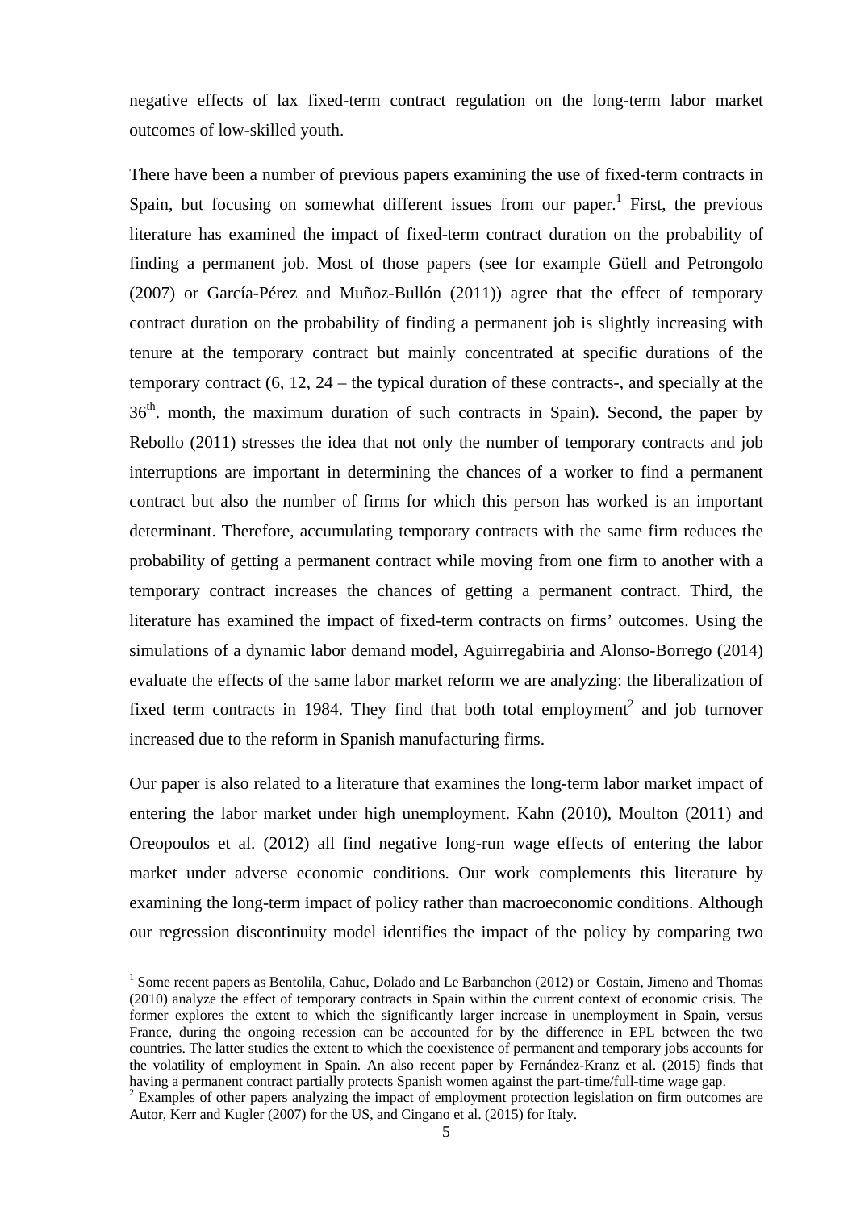negative effects of lax fixed-term contract regulation on the long-term labor market outcomes of low-skilled youth.

There have been a number of previous papers examining the use of fixed-term contracts in Spain, but focusing on somewhat different issues from our paper.[1] First, the previous literature has examined the impact of fixed-term contract duration on the probability of finding a permanent job. Most of those papers (see for example Güell and Petrongolo (2007) or García-Pérez and Muñoz-Bullón (2011)) agree that the effect of temporary contract duration on the probability of finding a permanent job is slightly increasing with tenure at the temporary contract but mainly concentrated at specific durations of the temporary contract (6, 12, 24 – the typical duration of these contracts-, and specially at the 36th. month, the maximum duration of such contracts in Spain). Second, the paper by Rebollo (2011) stresses the idea that not only the number of temporary contracts and job interruptions are important in determining the chances of a worker to find a permanent contract but also the number of firms for which this person has worked is an important determinant. Therefore, accumulating temporary contracts with the same firm reduces the probability of getting a permanent contract while moving from one firm to another with a temporary contract increases the chances of getting a permanent contract. Third, the literature has examined the impact of fixed-term contracts on firms' outcomes. Using the simulations of a dynamic labor demand model, Aguirregabiria and Alonso-Borrego (2014) evaluate the effects of the same labor market reform we are analyzing: the liberalization of fixed term contracts in 1984. They find that both total employment[2] and job turnover increased due to the reform in Spanish manufacturing firms.

Our paper is also related to a literature that examines the long-term labor market impact of entering the labor market under high unemployment. Kahn (2010), Moulton (2011) and Oreopoulos et al. (2012) all find negative long-run wage effects of entering the labor market under adverse economic conditions. Our work complements this literature by examining the long-term impact of policy rather than macroeconomic conditions. Although our regression discontinuity model identifies the impact of the policy by comparing two

---

[1] Some recent papers as Bentolila, Cahuc, Dolado and Le Barbanchon (2012) or Costain, Jimeno and Thomas (2010) analyze the effect of temporary contracts in Spain within the current context of economic crisis. The former explores the extent to which the significantly larger increase in unemployment in Spain, versus France, during the ongoing recession can be accounted for by the difference in EPL between the two countries. The latter studies the extent to which the coexistence of permanent and temporary jobs accounts for the volatility of employment in Spain. An also recent paper by Fernández-Kranz et al. (2015) finds that having a permanent contract partially protects Spanish women against the part-time/full-time wage gap.

[2] Examples of other papers analyzing the impact of employment protection legislation on firm outcomes are Autor, Kerr and Kugler (2007) for the US, and Cingano et al. (2015) for Italy.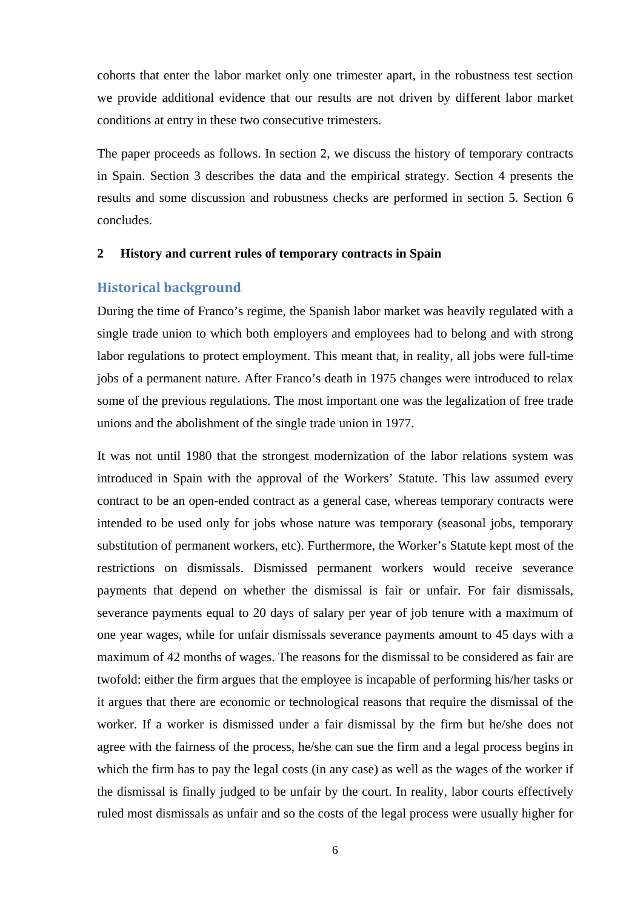cohorts that enter the labor market only one trimester apart, in the robustness test section we provide additional evidence that our results are not driven by different labor market conditions at entry in these two consecutive trimesters.

The paper proceeds as follows. In section 2, we discuss the history of temporary contracts in Spain. Section 3 describes the data and the empirical strategy. Section 4 presents the results and some discussion and robustness checks are performed in section 5. Section 6 concludes.

## 2 History and current rules of temporary contracts in Spain

### Historical background

During the time of Franco's regime, the Spanish labor market was heavily regulated with a single trade union to which both employers and employees had to belong and with strong labor regulations to protect employment. This meant that, in reality, all jobs were full-time jobs of a permanent nature. After Franco's death in 1975 changes were introduced to relax some of the previous regulations. The most important one was the legalization of free trade unions and the abolishment of the single trade union in 1977.

It was not until 1980 that the strongest modernization of the labor relations system was introduced in Spain with the approval of the Workers' Statute. This law assumed every contract to be an open-ended contract as a general case, whereas temporary contracts were intended to be used only for jobs whose nature was temporary (seasonal jobs, temporary substitution of permanent workers, etc). Furthermore, the Worker's Statute kept most of the restrictions on dismissals. Dismissed permanent workers would receive severance payments that depend on whether the dismissal is fair or unfair. For fair dismissals, severance payments equal to 20 days of salary per year of job tenure with a maximum of one year wages, while for unfair dismissals severance payments amount to 45 days with a maximum of 42 months of wages. The reasons for the dismissal to be considered as fair are twofold: either the firm argues that the employee is incapable of performing his/her tasks or it argues that there are economic or technological reasons that require the dismissal of the worker. If a worker is dismissed under a fair dismissal by the firm but he/she does not agree with the fairness of the process, he/she can sue the firm and a legal process begins in which the firm has to pay the legal costs (in any case) as well as the wages of the worker if the dismissal is finally judged to be unfair by the court. In reality, labor courts effectively ruled most dismissals as unfair and so the costs of the legal process were usually higher for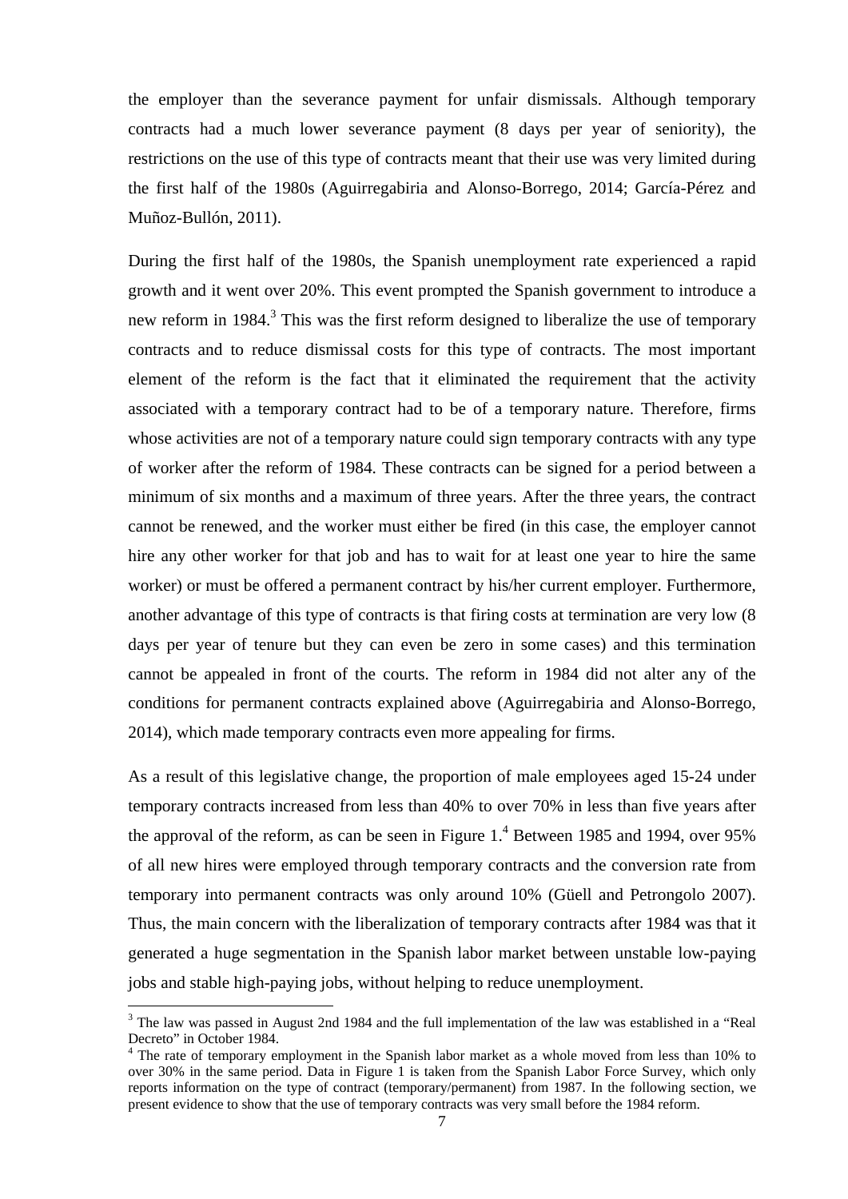the employer than the severance payment for unfair dismissals. Although temporary contracts had a much lower severance payment (8 days per year of seniority), the restrictions on the use of this type of contracts meant that their use was very limited during the first half of the 1980s (Aguirregabiria and Alonso-Borrego, 2014; García-Pérez and Muñoz-Bullón, 2011).

During the first half of the 1980s, the Spanish unemployment rate experienced a rapid growth and it went over 20%. This event prompted the Spanish government to introduce a new reform in 1984.[3] This was the first reform designed to liberalize the use of temporary contracts and to reduce dismissal costs for this type of contracts. The most important element of the reform is the fact that it eliminated the requirement that the activity associated with a temporary contract had to be of a temporary nature. Therefore, firms whose activities are not of a temporary nature could sign temporary contracts with any type of worker after the reform of 1984. These contracts can be signed for a period between a minimum of six months and a maximum of three years. After the three years, the contract cannot be renewed, and the worker must either be fired (in this case, the employer cannot hire any other worker for that job and has to wait for at least one year to hire the same worker) or must be offered a permanent contract by his/her current employer. Furthermore, another advantage of this type of contracts is that firing costs at termination are very low (8 days per year of tenure but they can even be zero in some cases) and this termination cannot be appealed in front of the courts. The reform in 1984 did not alter any of the conditions for permanent contracts explained above (Aguirregabiria and Alonso-Borrego, 2014), which made temporary contracts even more appealing for firms.

As a result of this legislative change, the proportion of male employees aged 15-24 under temporary contracts increased from less than 40% to over 70% in less than five years after the approval of the reform, as can be seen in Figure 1.[4] Between 1985 and 1994, over 95% of all new hires were employed through temporary contracts and the conversion rate from temporary into permanent contracts was only around 10% (Güell and Petrongolo 2007). Thus, the main concern with the liberalization of temporary contracts after 1984 was that it generated a huge segmentation in the Spanish labor market between unstable low-paying jobs and stable high-paying jobs, without helping to reduce unemployment.

[3] The law was passed in August 2nd 1984 and the full implementation of the law was established in a "Real Decreto" in October 1984.

[4] The rate of temporary employment in the Spanish labor market as a whole moved from less than 10% to over 30% in the same period. Data in Figure 1 is taken from the Spanish Labor Force Survey, which only reports information on the type of contract (temporary/permanent) from 1987. In the following section, we present evidence to show that the use of temporary contracts was very small before the 1984 reform.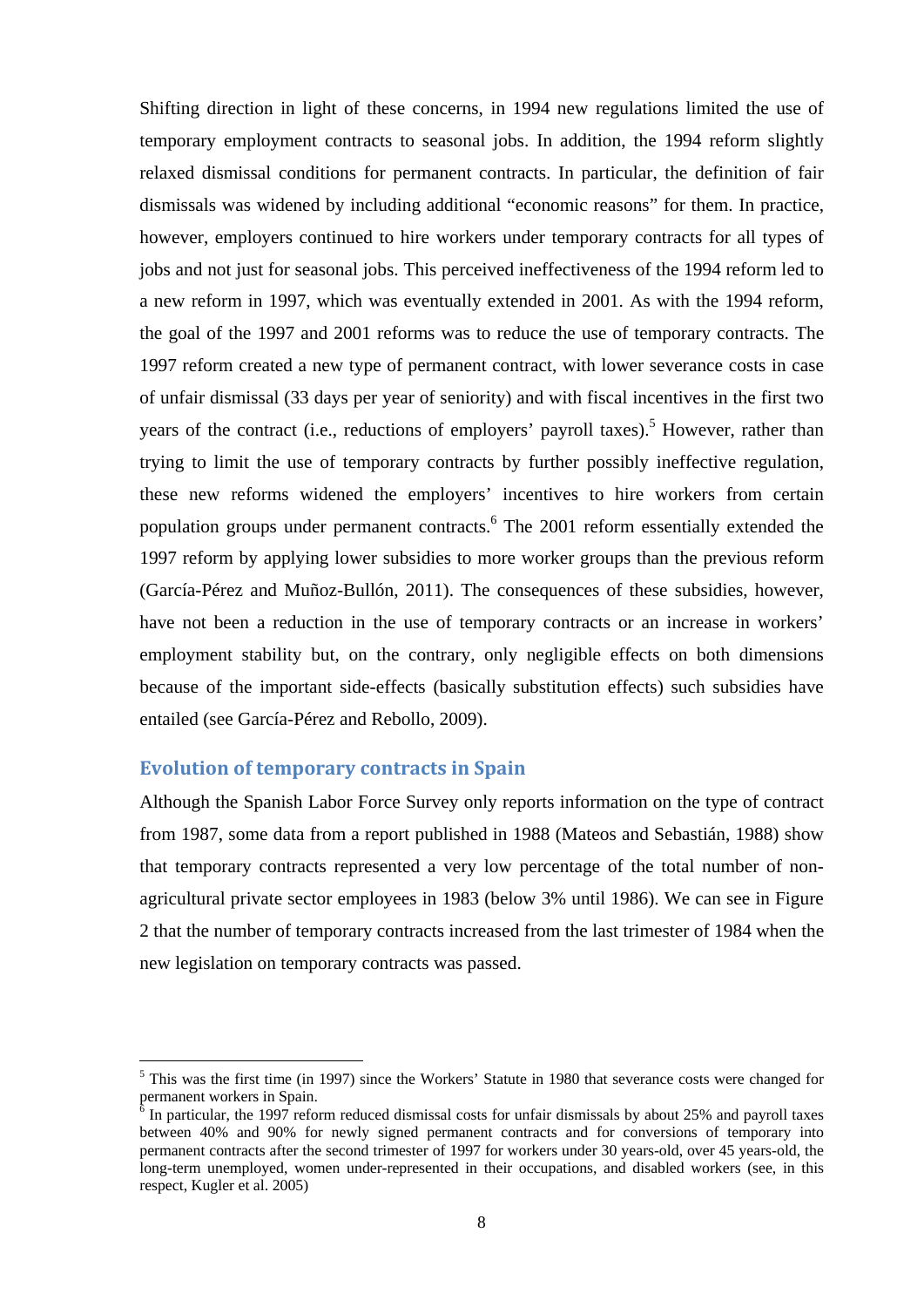Shifting direction in light of these concerns, in 1994 new regulations limited the use of temporary employment contracts to seasonal jobs. In addition, the 1994 reform slightly relaxed dismissal conditions for permanent contracts. In particular, the definition of fair dismissals was widened by including additional "economic reasons" for them. In practice, however, employers continued to hire workers under temporary contracts for all types of jobs and not just for seasonal jobs. This perceived ineffectiveness of the 1994 reform led to a new reform in 1997, which was eventually extended in 2001. As with the 1994 reform, the goal of the 1997 and 2001 reforms was to reduce the use of temporary contracts. The 1997 reform created a new type of permanent contract, with lower severance costs in case of unfair dismissal (33 days per year of seniority) and with fiscal incentives in the first two years of the contract (i.e., reductions of employers' payroll taxes).[5] However, rather than trying to limit the use of temporary contracts by further possibly ineffective regulation, these new reforms widened the employers' incentives to hire workers from certain population groups under permanent contracts.[6] The 2001 reform essentially extended the 1997 reform by applying lower subsidies to more worker groups than the previous reform (García-Pérez and Muñoz-Bullón, 2011). The consequences of these subsidies, however, have not been a reduction in the use of temporary contracts or an increase in workers' employment stability but, on the contrary, only negligible effects on both dimensions because of the important side-effects (basically substitution effects) such subsidies have entailed (see García-Pérez and Rebollo, 2009).

## Evolution of temporary contracts in Spain

Although the Spanish Labor Force Survey only reports information on the type of contract from 1987, some data from a report published in 1988 (Mateos and Sebastián, 1988) show that temporary contracts represented a very low percentage of the total number of non-agricultural private sector employees in 1983 (below 3% until 1986). We can see in Figure 2 that the number of temporary contracts increased from the last trimester of 1984 when the new legislation on temporary contracts was passed.

---

[5] This was the first time (in 1997) since the Workers' Statute in 1980 that severance costs were changed for permanent workers in Spain.

[6] In particular, the 1997 reform reduced dismissal costs for unfair dismissals by about 25% and payroll taxes between 40% and 90% for newly signed permanent contracts and for conversions of temporary into permanent contracts after the second trimester of 1997 for workers under 30 years-old, over 45 years-old, the long-term unemployed, women under-represented in their occupations, and disabled workers (see, in this respect, Kugler et al. 2005)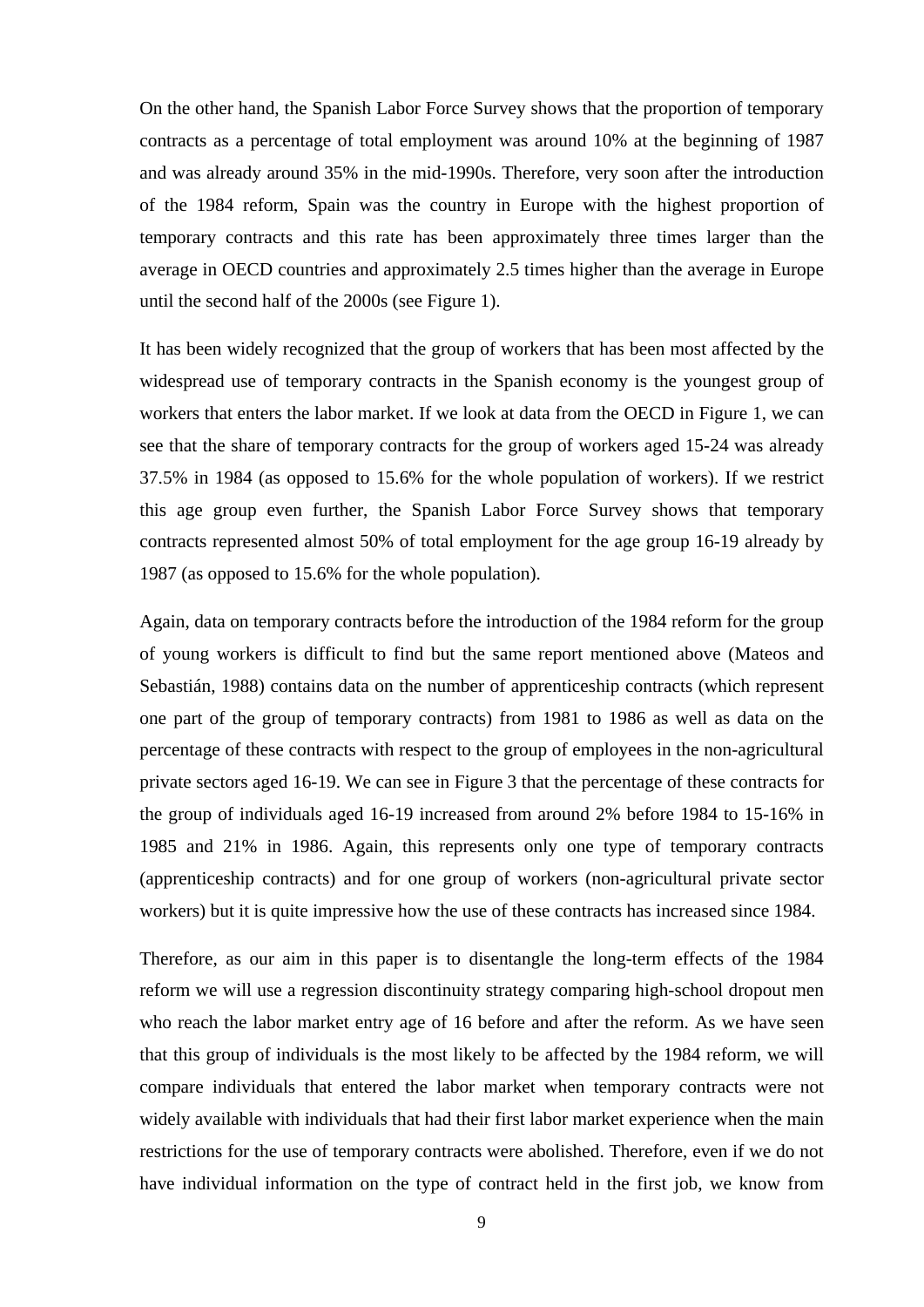On the other hand, the Spanish Labor Force Survey shows that the proportion of temporary contracts as a percentage of total employment was around 10% at the beginning of 1987 and was already around 35% in the mid-1990s. Therefore, very soon after the introduction of the 1984 reform, Spain was the country in Europe with the highest proportion of temporary contracts and this rate has been approximately three times larger than the average in OECD countries and approximately 2.5 times higher than the average in Europe until the second half of the 2000s (see Figure 1).

It has been widely recognized that the group of workers that has been most affected by the widespread use of temporary contracts in the Spanish economy is the youngest group of workers that enters the labor market. If we look at data from the OECD in Figure 1, we can see that the share of temporary contracts for the group of workers aged 15-24 was already 37.5% in 1984 (as opposed to 15.6% for the whole population of workers). If we restrict this age group even further, the Spanish Labor Force Survey shows that temporary contracts represented almost 50% of total employment for the age group 16-19 already by 1987 (as opposed to 15.6% for the whole population).

Again, data on temporary contracts before the introduction of the 1984 reform for the group of young workers is difficult to find but the same report mentioned above (Mateos and Sebastián, 1988) contains data on the number of apprenticeship contracts (which represent one part of the group of temporary contracts) from 1981 to 1986 as well as data on the percentage of these contracts with respect to the group of employees in the non-agricultural private sectors aged 16-19. We can see in Figure 3 that the percentage of these contracts for the group of individuals aged 16-19 increased from around 2% before 1984 to 15-16% in 1985 and 21% in 1986. Again, this represents only one type of temporary contracts (apprenticeship contracts) and for one group of workers (non-agricultural private sector workers) but it is quite impressive how the use of these contracts has increased since 1984.

Therefore, as our aim in this paper is to disentangle the long-term effects of the 1984 reform we will use a regression discontinuity strategy comparing high-school dropout men who reach the labor market entry age of 16 before and after the reform. As we have seen that this group of individuals is the most likely to be affected by the 1984 reform, we will compare individuals that entered the labor market when temporary contracts were not widely available with individuals that had their first labor market experience when the main restrictions for the use of temporary contracts were abolished. Therefore, even if we do not have individual information on the type of contract held in the first job, we know from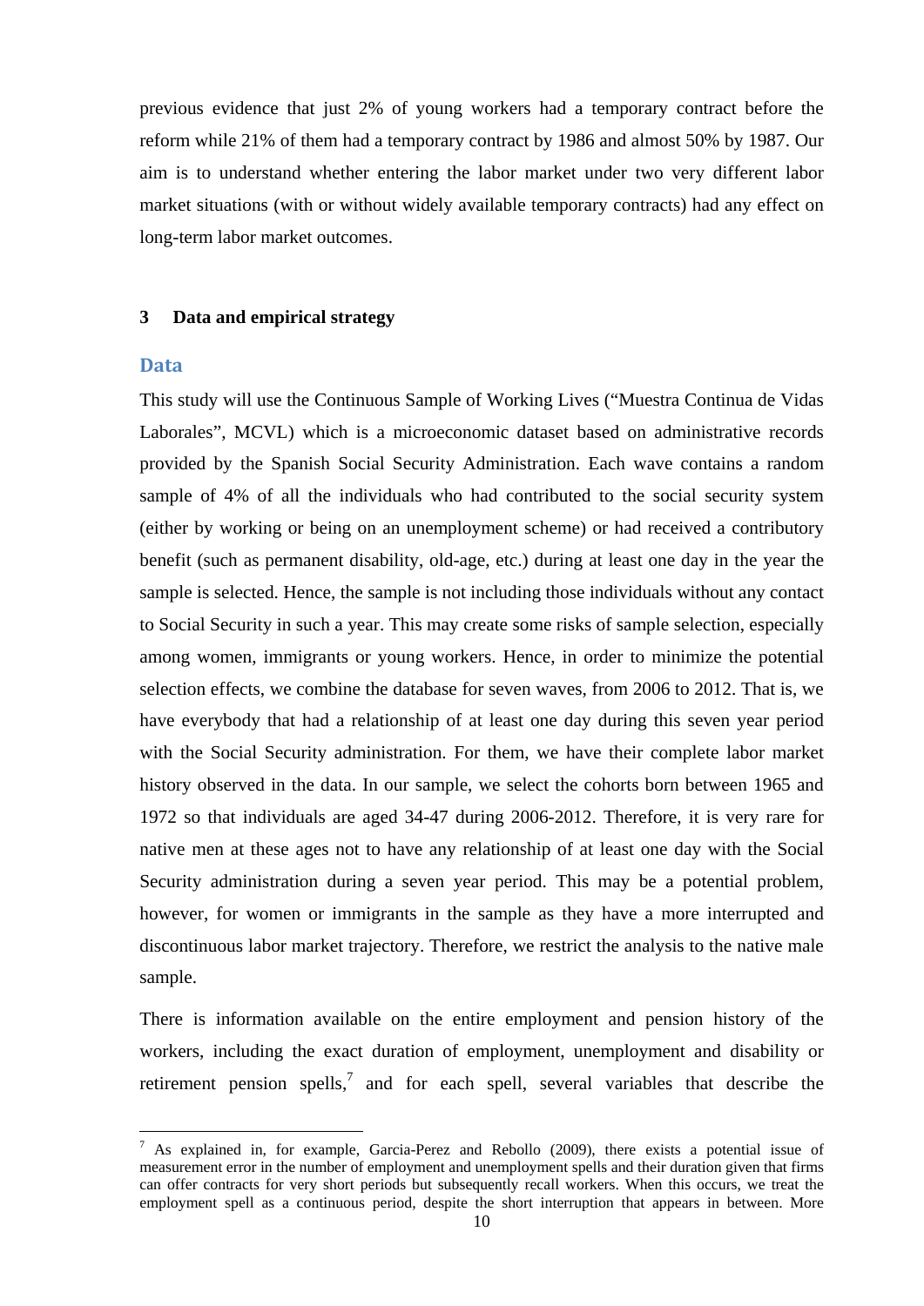previous evidence that just 2% of young workers had a temporary contract before the reform while 21% of them had a temporary contract by 1986 and almost 50% by 1987. Our aim is to understand whether entering the labor market under two very different labor market situations (with or without widely available temporary contracts) had any effect on long-term labor market outcomes.

## 3 Data and empirical strategy

### Data

This study will use the Continuous Sample of Working Lives ("Muestra Continua de Vidas Laborales", MCVL) which is a microeconomic dataset based on administrative records provided by the Spanish Social Security Administration. Each wave contains a random sample of 4% of all the individuals who had contributed to the social security system (either by working or being on an unemployment scheme) or had received a contributory benefit (such as permanent disability, old-age, etc.) during at least one day in the year the sample is selected. Hence, the sample is not including those individuals without any contact to Social Security in such a year. This may create some risks of sample selection, especially among women, immigrants or young workers. Hence, in order to minimize the potential selection effects, we combine the database for seven waves, from 2006 to 2012. That is, we have everybody that had a relationship of at least one day during this seven year period with the Social Security administration. For them, we have their complete labor market history observed in the data. In our sample, we select the cohorts born between 1965 and 1972 so that individuals are aged 34-47 during 2006-2012. Therefore, it is very rare for native men at these ages not to have any relationship of at least one day with the Social Security administration during a seven year period. This may be a potential problem, however, for women or immigrants in the sample as they have a more interrupted and discontinuous labor market trajectory. Therefore, we restrict the analysis to the native male sample.

There is information available on the entire employment and pension history of the workers, including the exact duration of employment, unemployment and disability or retirement pension spells,[7] and for each spell, several variables that describe the

[7] As explained in, for example, Garcia-Perez and Rebollo (2009), there exists a potential issue of measurement error in the number of employment and unemployment spells and their duration given that firms can offer contracts for very short periods but subsequently recall workers. When this occurs, we treat the employment spell as a continuous period, despite the short interruption that appears in between. More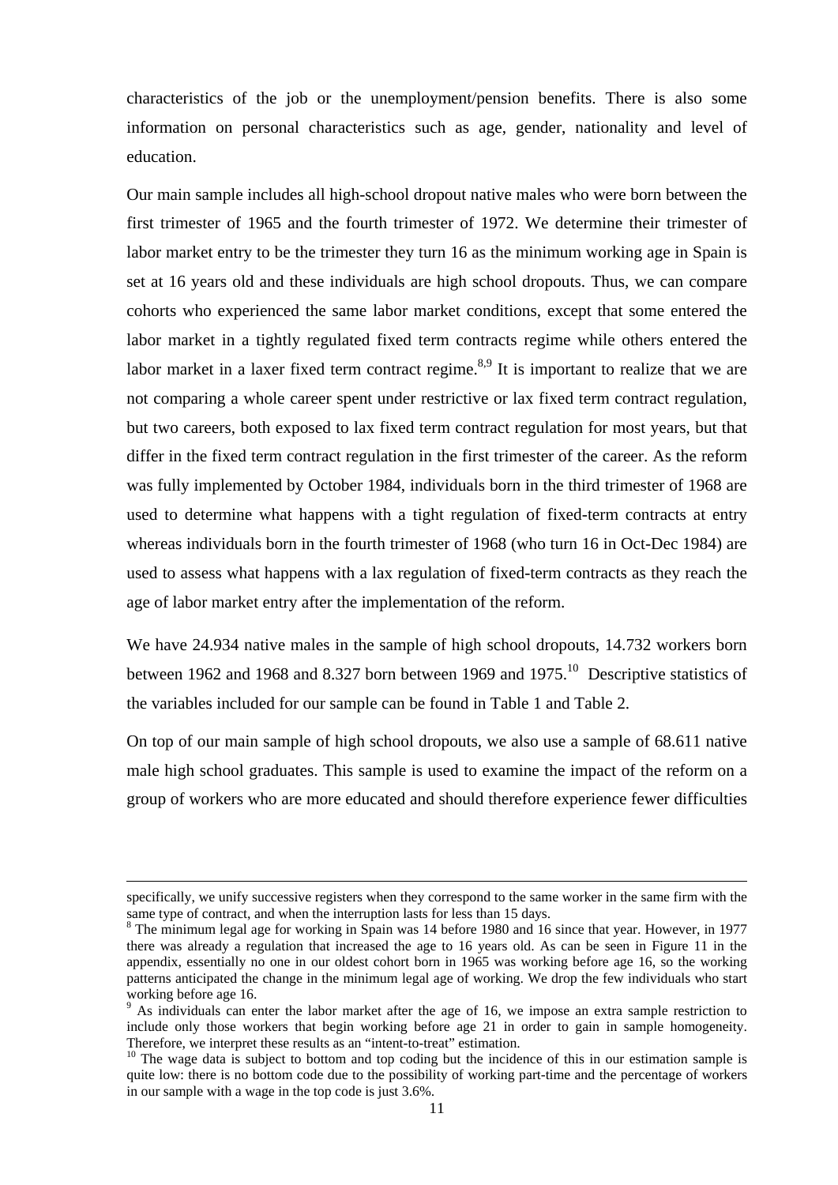characteristics of the job or the unemployment/pension benefits. There is also some information on personal characteristics such as age, gender, nationality and level of education.

Our main sample includes all high-school dropout native males who were born between the first trimester of 1965 and the fourth trimester of 1972. We determine their trimester of labor market entry to be the trimester they turn 16 as the minimum working age in Spain is set at 16 years old and these individuals are high school dropouts. Thus, we can compare cohorts who experienced the same labor market conditions, except that some entered the labor market in a tightly regulated fixed term contracts regime while others entered the labor market in a laxer fixed term contract regime.[8,9] It is important to realize that we are not comparing a whole career spent under restrictive or lax fixed term contract regulation, but two careers, both exposed to lax fixed term contract regulation for most years, but that differ in the fixed term contract regulation in the first trimester of the career. As the reform was fully implemented by October 1984, individuals born in the third trimester of 1968 are used to determine what happens with a tight regulation of fixed-term contracts at entry whereas individuals born in the fourth trimester of 1968 (who turn 16 in Oct-Dec 1984) are used to assess what happens with a lax regulation of fixed-term contracts as they reach the age of labor market entry after the implementation of the reform.

We have 24.934 native males in the sample of high school dropouts, 14.732 workers born between 1962 and 1968 and 8.327 born between 1969 and 1975.[10] Descriptive statistics of the variables included for our sample can be found in Table 1 and Table 2.

On top of our main sample of high school dropouts, we also use a sample of 68.611 native male high school graduates. This sample is used to examine the impact of the reform on a group of workers who are more educated and should therefore experience fewer difficulties

---

specifically, we unify successive registers when they correspond to the same worker in the same firm with the same type of contract, and when the interruption lasts for less than 15 days.

[8] The minimum legal age for working in Spain was 14 before 1980 and 16 since that year. However, in 1977 there was already a regulation that increased the age to 16 years old. As can be seen in Figure 11 in the appendix, essentially no one in our oldest cohort born in 1965 was working before age 16, so the working patterns anticipated the change in the minimum legal age of working. We drop the few individuals who start working before age 16.

[9] As individuals can enter the labor market after the age of 16, we impose an extra sample restriction to include only those workers that begin working before age 21 in order to gain in sample homogeneity. Therefore, we interpret these results as an "intent-to-treat" estimation.

[10] The wage data is subject to bottom and top coding but the incidence of this in our estimation sample is quite low: there is no bottom code due to the possibility of working part-time and the percentage of workers in our sample with a wage in the top code is just 3.6%.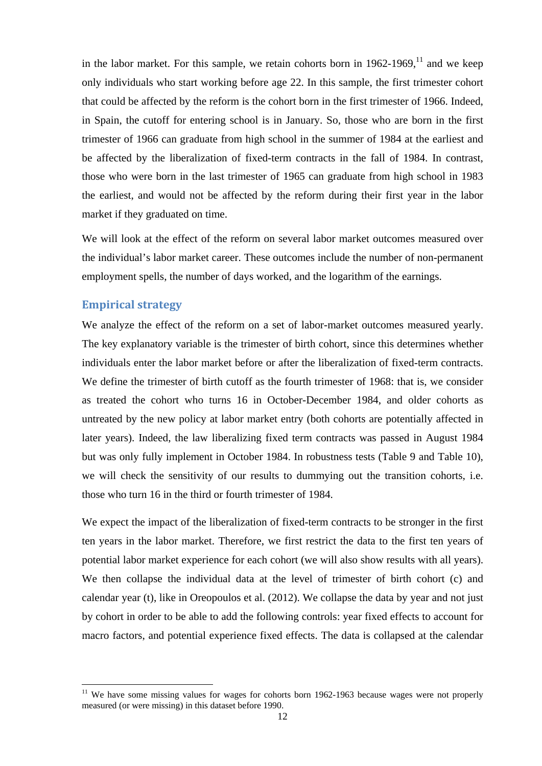in the labor market. For this sample, we retain cohorts born in 1962-1969,[11] and we keep only individuals who start working before age 22. In this sample, the first trimester cohort that could be affected by the reform is the cohort born in the first trimester of 1966. Indeed, in Spain, the cutoff for entering school is in January. So, those who are born in the first trimester of 1966 can graduate from high school in the summer of 1984 at the earliest and be affected by the liberalization of fixed-term contracts in the fall of 1984. In contrast, those who were born in the last trimester of 1965 can graduate from high school in 1983 the earliest, and would not be affected by the reform during their first year in the labor market if they graduated on time.

We will look at the effect of the reform on several labor market outcomes measured over the individual's labor market career. These outcomes include the number of non-permanent employment spells, the number of days worked, and the logarithm of the earnings.

## Empirical strategy

We analyze the effect of the reform on a set of labor-market outcomes measured yearly. The key explanatory variable is the trimester of birth cohort, since this determines whether individuals enter the labor market before or after the liberalization of fixed-term contracts. We define the trimester of birth cutoff as the fourth trimester of 1968: that is, we consider as treated the cohort who turns 16 in October-December 1984, and older cohorts as untreated by the new policy at labor market entry (both cohorts are potentially affected in later years). Indeed, the law liberalizing fixed term contracts was passed in August 1984 but was only fully implement in October 1984. In robustness tests (Table 9 and Table 10), we will check the sensitivity of our results to dummying out the transition cohorts, i.e. those who turn 16 in the third or fourth trimester of 1984.

We expect the impact of the liberalization of fixed-term contracts to be stronger in the first ten years in the labor market. Therefore, we first restrict the data to the first ten years of potential labor market experience for each cohort (we will also show results with all years). We then collapse the individual data at the level of trimester of birth cohort (c) and calendar year (t), like in Oreopoulos et al. (2012). We collapse the data by year and not just by cohort in order to be able to add the following controls: year fixed effects to account for macro factors, and potential experience fixed effects. The data is collapsed at the calendar

[11] We have some missing values for wages for cohorts born 1962-1963 because wages were not properly measured (or were missing) in this dataset before 1990.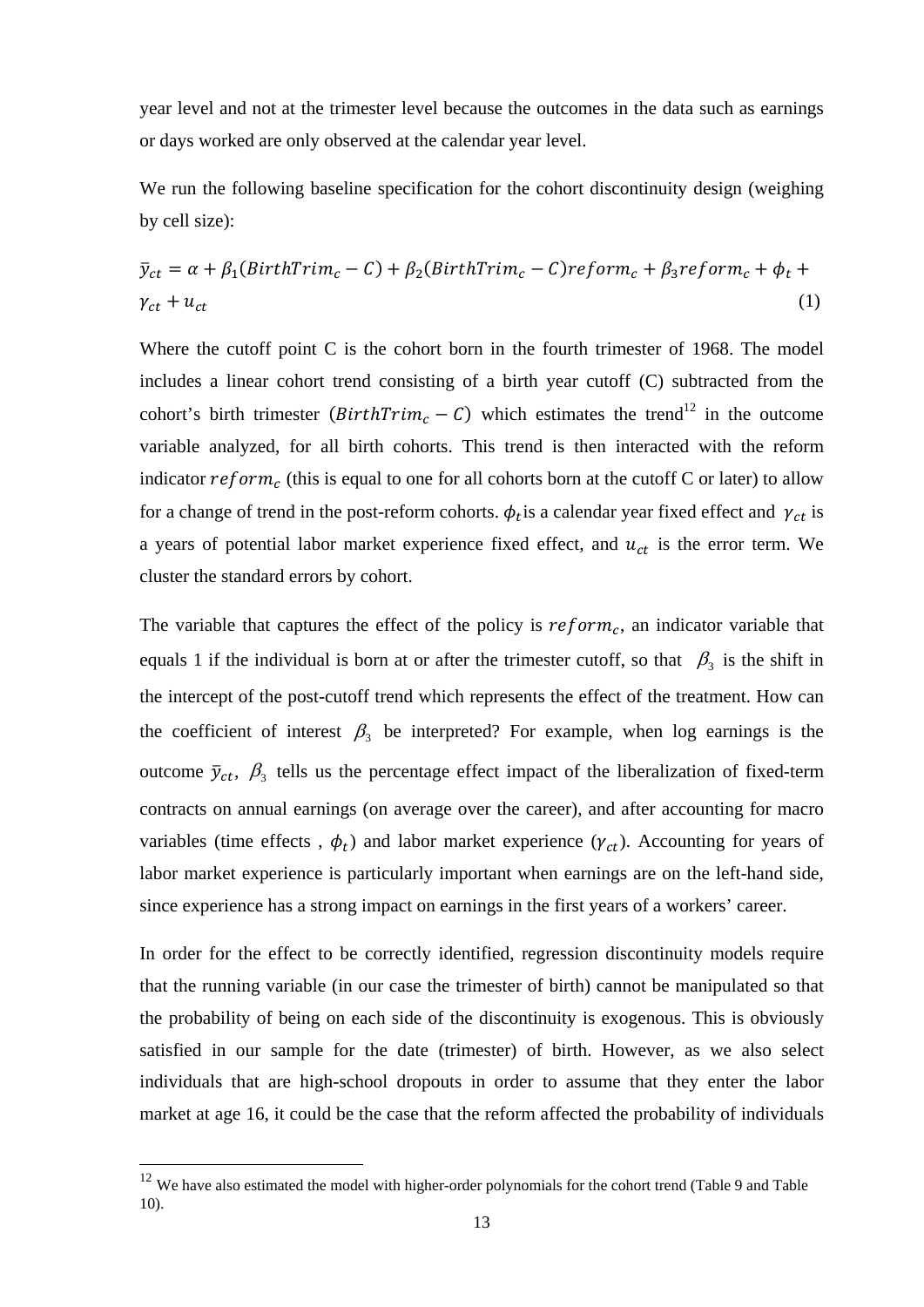year level and not at the trimester level because the outcomes in the data such as earnings or days worked are only observed at the calendar year level.

We run the following baseline specification for the cohort discontinuity design (weighing by cell size):

$$\bar{y}_{ct} = \alpha + \beta_1(BirthTrim_c - C) + \beta_2(BirthTrim_c - C)reform_c + \beta_3 reform_c + \phi_t + \gamma_{ct} + u_{ct} \tag{1}$$

Where the cutoff point C is the cohort born in the fourth trimester of 1968. The model includes a linear cohort trend consisting of a birth year cutoff (C) subtracted from the cohort's birth trimester $(BirthTrim_c - C)$ which estimates the trend[12] in the outcome variable analyzed, for all birth cohorts. This trend is then interacted with the reform indicator $reform_c$ (this is equal to one for all cohorts born at the cutoff C or later) to allow for a change of trend in the post-reform cohorts. $\phi_t$ is a calendar year fixed effect and $\gamma_{ct}$ is a years of potential labor market experience fixed effect, and $u_{ct}$ is the error term. We cluster the standard errors by cohort.

The variable that captures the effect of the policy is $reform_c$, an indicator variable that equals 1 if the individual is born at or after the trimester cutoff, so that $\beta_3$ is the shift in the intercept of the post-cutoff trend which represents the effect of the treatment. How can the coefficient of interest $\beta_3$ be interpreted? For example, when log earnings is the outcome $\bar{y}_{ct}$, $\beta_3$ tells us the percentage effect impact of the liberalization of fixed-term contracts on annual earnings (on average over the career), and after accounting for macro variables (time effects , $\phi_t$) and labor market experience ($\gamma_{ct}$). Accounting for years of labor market experience is particularly important when earnings are on the left-hand side, since experience has a strong impact on earnings in the first years of a workers' career.

In order for the effect to be correctly identified, regression discontinuity models require that the running variable (in our case the trimester of birth) cannot be manipulated so that the probability of being on each side of the discontinuity is exogenous. This is obviously satisfied in our sample for the date (trimester) of birth. However, as we also select individuals that are high-school dropouts in order to assume that they enter the labor market at age 16, it could be the case that the reform affected the probability of individuals

[12] We have also estimated the model with higher-order polynomials for the cohort trend (Table 9 and Table 10).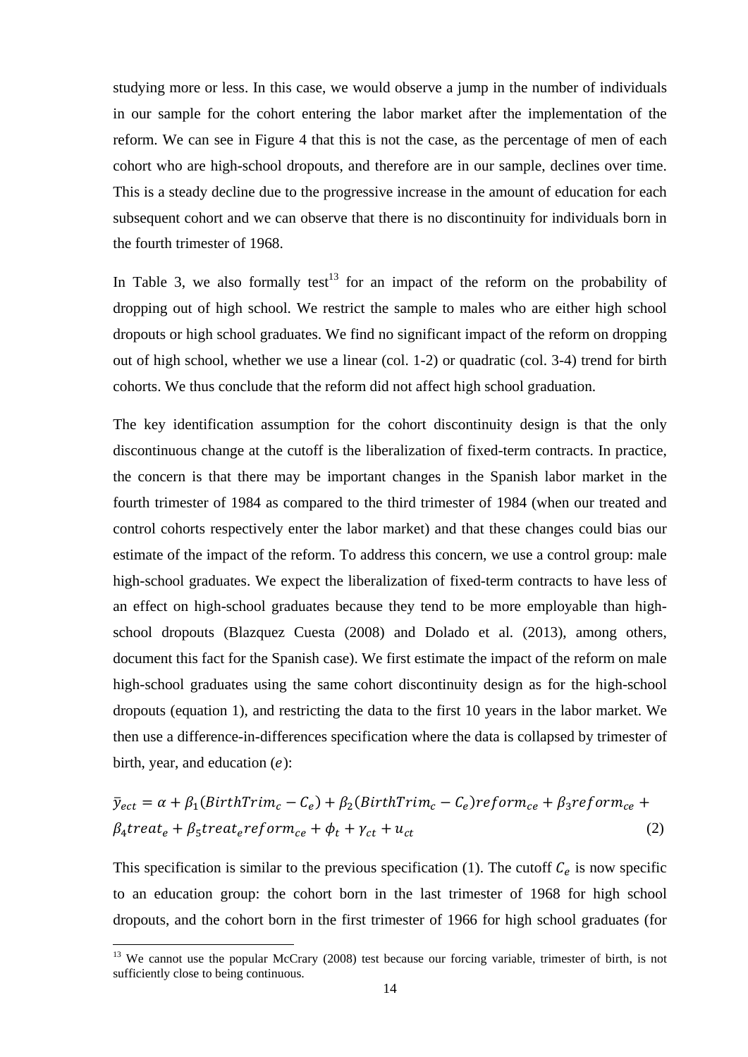studying more or less. In this case, we would observe a jump in the number of individuals in our sample for the cohort entering the labor market after the implementation of the reform. We can see in Figure 4 that this is not the case, as the percentage of men of each cohort who are high-school dropouts, and therefore are in our sample, declines over time. This is a steady decline due to the progressive increase in the amount of education for each subsequent cohort and we can observe that there is no discontinuity for individuals born in the fourth trimester of 1968.

In Table 3, we also formally test[13] for an impact of the reform on the probability of dropping out of high school. We restrict the sample to males who are either high school dropouts or high school graduates. We find no significant impact of the reform on dropping out of high school, whether we use a linear (col. 1-2) or quadratic (col. 3-4) trend for birth cohorts. We thus conclude that the reform did not affect high school graduation.

The key identification assumption for the cohort discontinuity design is that the only discontinuous change at the cutoff is the liberalization of fixed-term contracts. In practice, the concern is that there may be important changes in the Spanish labor market in the fourth trimester of 1984 as compared to the third trimester of 1984 (when our treated and control cohorts respectively enter the labor market) and that these changes could bias our estimate of the impact of the reform. To address this concern, we use a control group: male high-school graduates. We expect the liberalization of fixed-term contracts to have less of an effect on high-school graduates because they tend to be more employable than high-school dropouts (Blazquez Cuesta (2008) and Dolado et al. (2013), among others, document this fact for the Spanish case). We first estimate the impact of the reform on male high-school graduates using the same cohort discontinuity design as for the high-school dropouts (equation 1), and restricting the data to the first 10 years in the labor market. We then use a difference-in-differences specification where the data is collapsed by trimester of birth, year, and education ($e$):

$$\bar{y}_{ect} = \alpha + \beta_1(BirthTrim_c - C_e) + \beta_2(BirthTrim_c - C_e)reform_{ce} + \beta_3 reform_{ce} + \beta_4 treat_e + \beta_5 treat_e reform_{ce} + \phi_t + \gamma_{ct} + u_{ct} \quad (2)$$

This specification is similar to the previous specification (1). The cutoff $C_e$ is now specific to an education group: the cohort born in the last trimester of 1968 for high school dropouts, and the cohort born in the first trimester of 1966 for high school graduates (for

[13] We cannot use the popular McCrary (2008) test because our forcing variable, trimester of birth, is not sufficiently close to being continuous.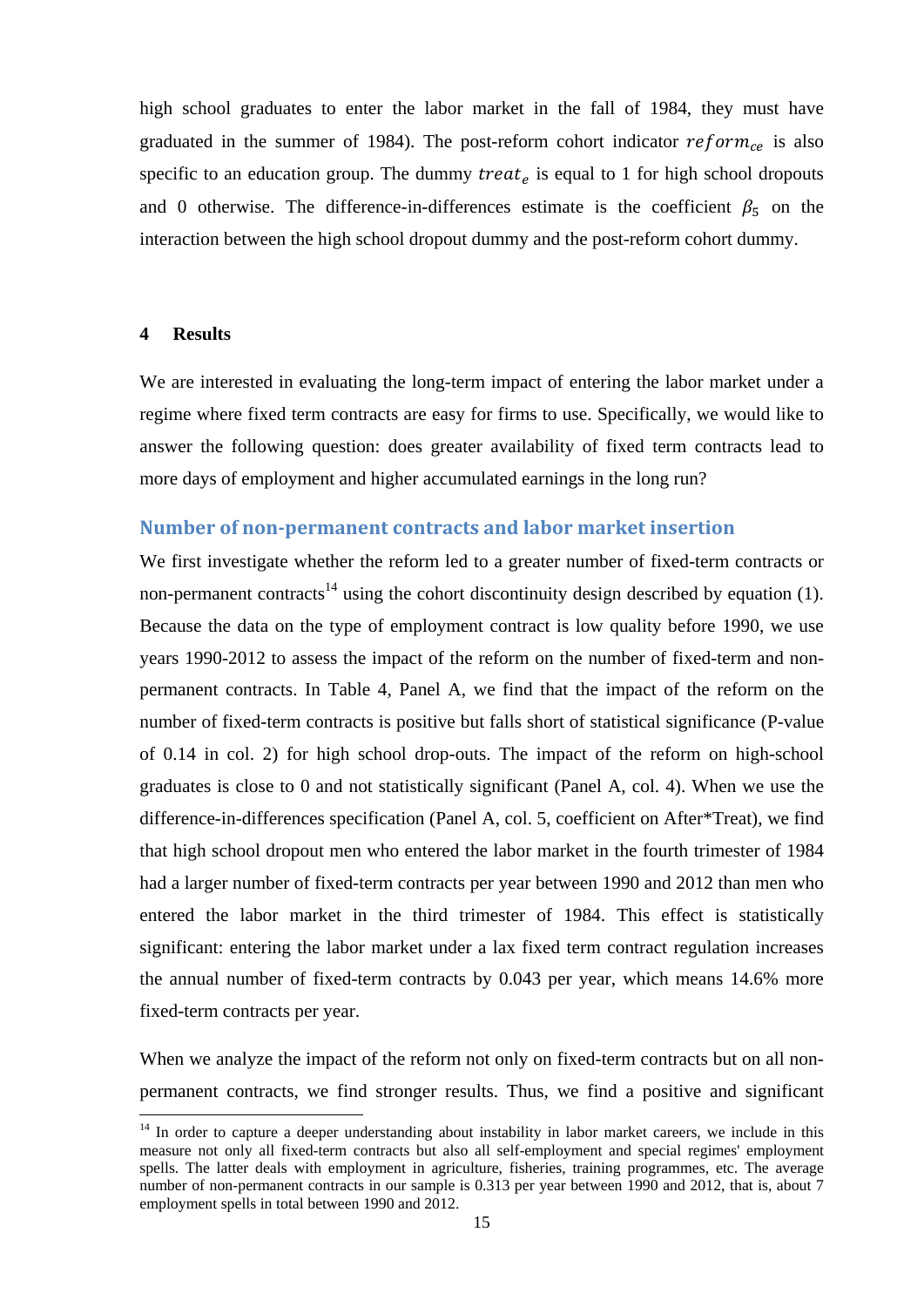high school graduates to enter the labor market in the fall of 1984, they must have graduated in the summer of 1984). The post-reform cohort indicator $reform_{ce}$ is also specific to an education group. The dummy $treat_e$ is equal to 1 for high school dropouts and 0 otherwise. The difference-in-differences estimate is the coefficient $\beta_5$ on the interaction between the high school dropout dummy and the post-reform cohort dummy.

# 4 Results

We are interested in evaluating the long-term impact of entering the labor market under a regime where fixed term contracts are easy for firms to use. Specifically, we would like to answer the following question: does greater availability of fixed term contracts lead to more days of employment and higher accumulated earnings in the long run?

## Number of non-permanent contracts and labor market insertion

We first investigate whether the reform led to a greater number of fixed-term contracts or non-permanent contracts[14] using the cohort discontinuity design described by equation (1). Because the data on the type of employment contract is low quality before 1990, we use years 1990-2012 to assess the impact of the reform on the number of fixed-term and non-permanent contracts. In Table 4, Panel A, we find that the impact of the reform on the number of fixed-term contracts is positive but falls short of statistical significance (P-value of 0.14 in col. 2) for high school drop-outs. The impact of the reform on high-school graduates is close to 0 and not statistically significant (Panel A, col. 4). When we use the difference-in-differences specification (Panel A, col. 5, coefficient on After*Treat), we find that high school dropout men who entered the labor market in the fourth trimester of 1984 had a larger number of fixed-term contracts per year between 1990 and 2012 than men who entered the labor market in the third trimester of 1984. This effect is statistically significant: entering the labor market under a lax fixed term contract regulation increases the annual number of fixed-term contracts by 0.043 per year, which means 14.6% more fixed-term contracts per year.

When we analyze the impact of the reform not only on fixed-term contracts but on all non-permanent contracts, we find stronger results. Thus, we find a positive and significant

[14] In order to capture a deeper understanding about instability in labor market careers, we include in this measure not only all fixed-term contracts but also all self-employment and special regimes' employment spells. The latter deals with employment in agriculture, fisheries, training programmes, etc. The average number of non-permanent contracts in our sample is 0.313 per year between 1990 and 2012, that is, about 7 employment spells in total between 1990 and 2012.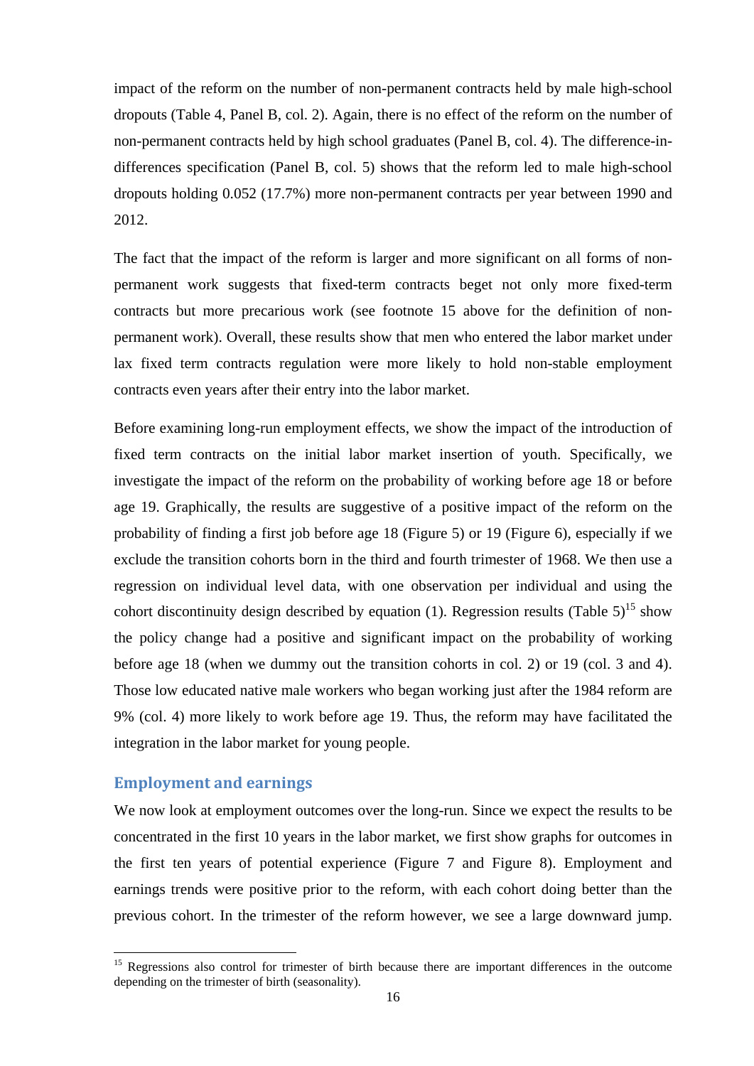impact of the reform on the number of non-permanent contracts held by male high-school dropouts (Table 4, Panel B, col. 2). Again, there is no effect of the reform on the number of non-permanent contracts held by high school graduates (Panel B, col. 4). The difference-in-differences specification (Panel B, col. 5) shows that the reform led to male high-school dropouts holding 0.052 (17.7%) more non-permanent contracts per year between 1990 and 2012.

The fact that the impact of the reform is larger and more significant on all forms of non-permanent work suggests that fixed-term contracts beget not only more fixed-term contracts but more precarious work (see footnote 15 above for the definition of non-permanent work). Overall, these results show that men who entered the labor market under lax fixed term contracts regulation were more likely to hold non-stable employment contracts even years after their entry into the labor market.

Before examining long-run employment effects, we show the impact of the introduction of fixed term contracts on the initial labor market insertion of youth. Specifically, we investigate the impact of the reform on the probability of working before age 18 or before age 19. Graphically, the results are suggestive of a positive impact of the reform on the probability of finding a first job before age 18 (Figure 5) or 19 (Figure 6), especially if we exclude the transition cohorts born in the third and fourth trimester of 1968. We then use a regression on individual level data, with one observation per individual and using the cohort discontinuity design described by equation (1). Regression results (Table 5)[15] show the policy change had a positive and significant impact on the probability of working before age 18 (when we dummy out the transition cohorts in col. 2) or 19 (col. 3 and 4). Those low educated native male workers who began working just after the 1984 reform are 9% (col. 4) more likely to work before age 19. Thus, the reform may have facilitated the integration in the labor market for young people.

## Employment and earnings

We now look at employment outcomes over the long-run. Since we expect the results to be concentrated in the first 10 years in the labor market, we first show graphs for outcomes in the first ten years of potential experience (Figure 7 and Figure 8). Employment and earnings trends were positive prior to the reform, with each cohort doing better than the previous cohort. In the trimester of the reform however, we see a large downward jump.

[15] Regressions also control for trimester of birth because there are important differences in the outcome depending on the trimester of birth (seasonality).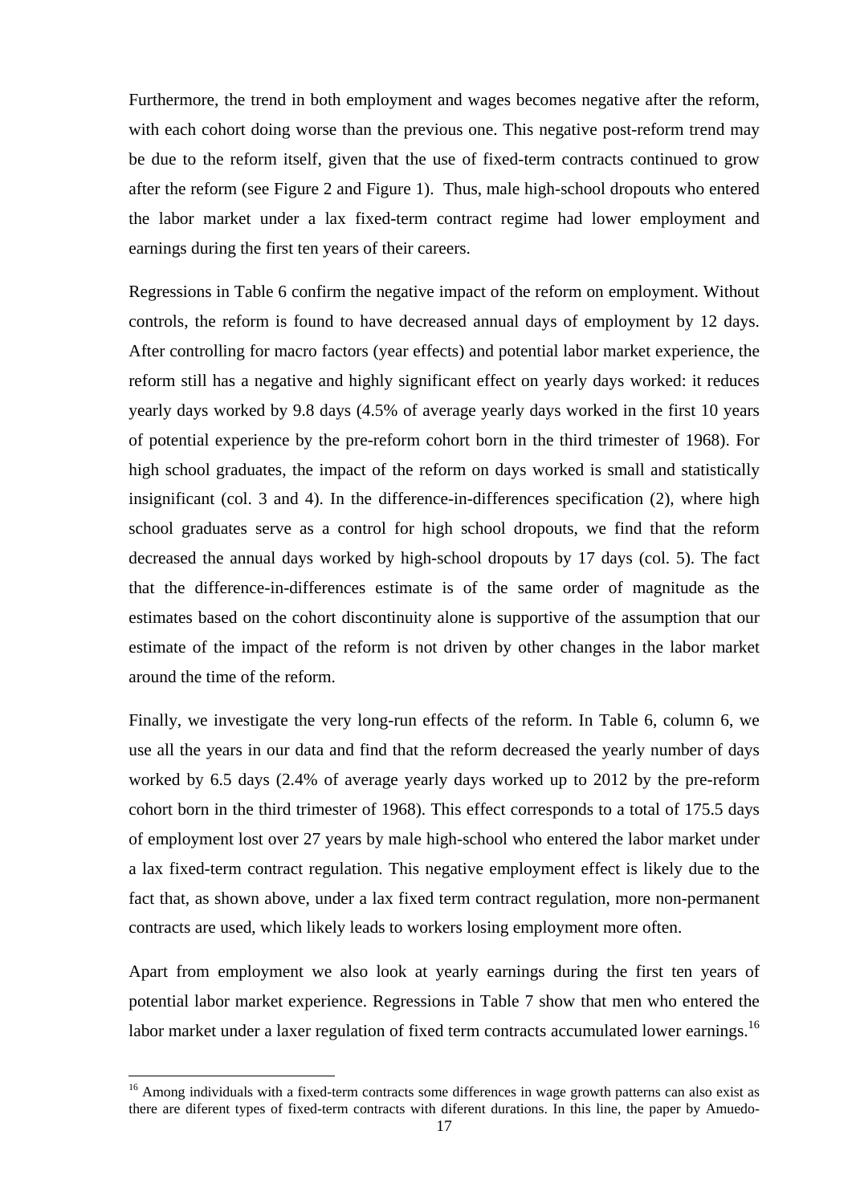Furthermore, the trend in both employment and wages becomes negative after the reform, with each cohort doing worse than the previous one. This negative post-reform trend may be due to the reform itself, given that the use of fixed-term contracts continued to grow after the reform (see Figure 2 and Figure 1). Thus, male high-school dropouts who entered the labor market under a lax fixed-term contract regime had lower employment and earnings during the first ten years of their careers.

Regressions in Table 6 confirm the negative impact of the reform on employment. Without controls, the reform is found to have decreased annual days of employment by 12 days. After controlling for macro factors (year effects) and potential labor market experience, the reform still has a negative and highly significant effect on yearly days worked: it reduces yearly days worked by 9.8 days (4.5% of average yearly days worked in the first 10 years of potential experience by the pre-reform cohort born in the third trimester of 1968). For high school graduates, the impact of the reform on days worked is small and statistically insignificant (col. 3 and 4). In the difference-in-differences specification (2), where high school graduates serve as a control for high school dropouts, we find that the reform decreased the annual days worked by high-school dropouts by 17 days (col. 5). The fact that the difference-in-differences estimate is of the same order of magnitude as the estimates based on the cohort discontinuity alone is supportive of the assumption that our estimate of the impact of the reform is not driven by other changes in the labor market around the time of the reform.

Finally, we investigate the very long-run effects of the reform. In Table 6, column 6, we use all the years in our data and find that the reform decreased the yearly number of days worked by 6.5 days (2.4% of average yearly days worked up to 2012 by the pre-reform cohort born in the third trimester of 1968). This effect corresponds to a total of 175.5 days of employment lost over 27 years by male high-school who entered the labor market under a lax fixed-term contract regulation. This negative employment effect is likely due to the fact that, as shown above, under a lax fixed term contract regulation, more non-permanent contracts are used, which likely leads to workers losing employment more often.

Apart from employment we also look at yearly earnings during the first ten years of potential labor market experience. Regressions in Table 7 show that men who entered the labor market under a laxer regulation of fixed term contracts accumulated lower earnings.[16]

[16] Among individuals with a fixed-term contracts some differences in wage growth patterns can also exist as there are diferent types of fixed-term contracts with diferent durations. In this line, the paper by Amuedo-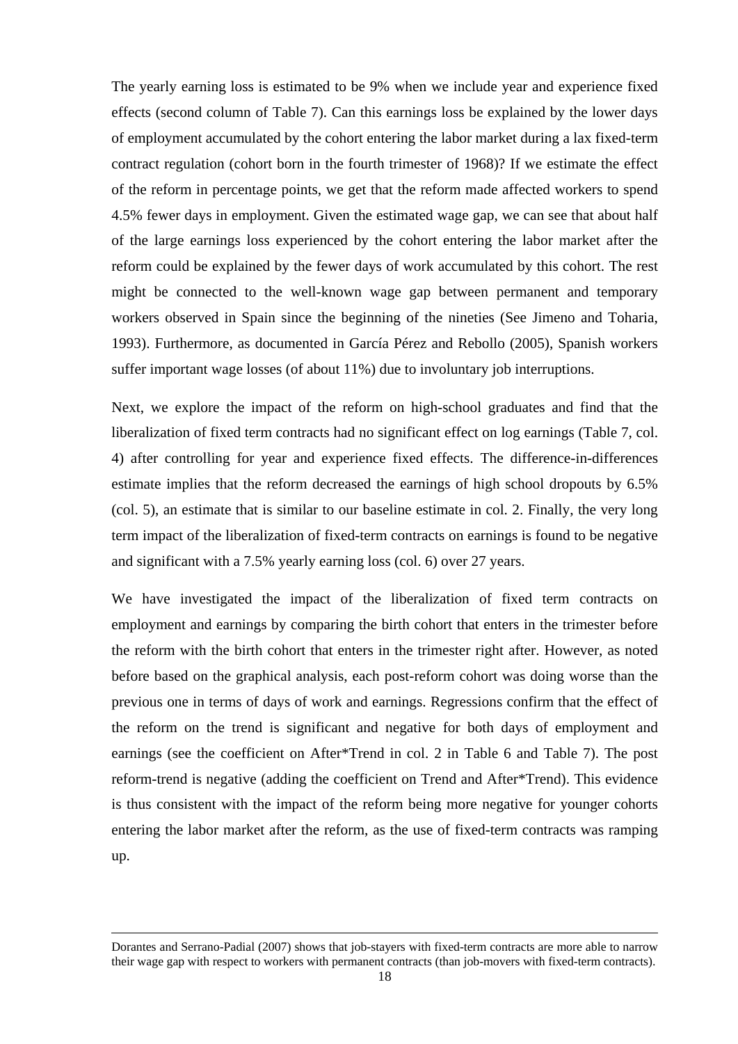The yearly earning loss is estimated to be 9% when we include year and experience fixed effects (second column of Table 7). Can this earnings loss be explained by the lower days of employment accumulated by the cohort entering the labor market during a lax fixed-term contract regulation (cohort born in the fourth trimester of 1968)? If we estimate the effect of the reform in percentage points, we get that the reform made affected workers to spend 4.5% fewer days in employment. Given the estimated wage gap, we can see that about half of the large earnings loss experienced by the cohort entering the labor market after the reform could be explained by the fewer days of work accumulated by this cohort. The rest might be connected to the well-known wage gap between permanent and temporary workers observed in Spain since the beginning of the nineties (See Jimeno and Toharia, 1993). Furthermore, as documented in García Pérez and Rebollo (2005), Spanish workers suffer important wage losses (of about 11%) due to involuntary job interruptions.

Next, we explore the impact of the reform on high-school graduates and find that the liberalization of fixed term contracts had no significant effect on log earnings (Table 7, col. 4) after controlling for year and experience fixed effects. The difference-in-differences estimate implies that the reform decreased the earnings of high school dropouts by 6.5% (col. 5), an estimate that is similar to our baseline estimate in col. 2. Finally, the very long term impact of the liberalization of fixed-term contracts on earnings is found to be negative and significant with a 7.5% yearly earning loss (col. 6) over 27 years.

We have investigated the impact of the liberalization of fixed term contracts on employment and earnings by comparing the birth cohort that enters in the trimester before the reform with the birth cohort that enters in the trimester right after. However, as noted before based on the graphical analysis, each post-reform cohort was doing worse than the previous one in terms of days of work and earnings. Regressions confirm that the effect of the reform on the trend is significant and negative for both days of employment and earnings (see the coefficient on After*Trend in col. 2 in Table 6 and Table 7). The post reform-trend is negative (adding the coefficient on Trend and After*Trend). This evidence is thus consistent with the impact of the reform being more negative for younger cohorts entering the labor market after the reform, as the use of fixed-term contracts was ramping up.

---

Dorantes and Serrano-Padial (2007) shows that job-stayers with fixed-term contracts are more able to narrow their wage gap with respect to workers with permanent contracts (than job-movers with fixed-term contracts).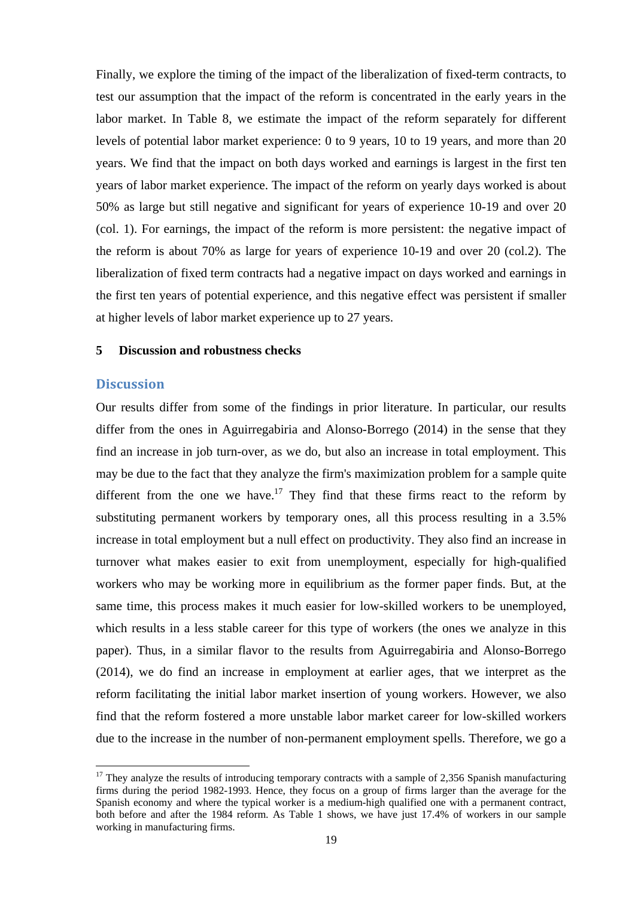Finally, we explore the timing of the impact of the liberalization of fixed-term contracts, to test our assumption that the impact of the reform is concentrated in the early years in the labor market. In Table 8, we estimate the impact of the reform separately for different levels of potential labor market experience: 0 to 9 years, 10 to 19 years, and more than 20 years. We find that the impact on both days worked and earnings is largest in the first ten years of labor market experience. The impact of the reform on yearly days worked is about 50% as large but still negative and significant for years of experience 10-19 and over 20 (col. 1). For earnings, the impact of the reform is more persistent: the negative impact of the reform is about 70% as large for years of experience 10-19 and over 20 (col.2). The liberalization of fixed term contracts had a negative impact on days worked and earnings in the first ten years of potential experience, and this negative effect was persistent if smaller at higher levels of labor market experience up to 27 years.

## 5 Discussion and robustness checks

### Discussion

Our results differ from some of the findings in prior literature. In particular, our results differ from the ones in Aguirregabiria and Alonso-Borrego (2014) in the sense that they find an increase in job turn-over, as we do, but also an increase in total employment. This may be due to the fact that they analyze the firm's maximization problem for a sample quite different from the one we have.[17] They find that these firms react to the reform by substituting permanent workers by temporary ones, all this process resulting in a 3.5% increase in total employment but a null effect on productivity. They also find an increase in turnover what makes easier to exit from unemployment, especially for high-qualified workers who may be working more in equilibrium as the former paper finds. But, at the same time, this process makes it much easier for low-skilled workers to be unemployed, which results in a less stable career for this type of workers (the ones we analyze in this paper). Thus, in a similar flavor to the results from Aguirregabiria and Alonso-Borrego (2014), we do find an increase in employment at earlier ages, that we interpret as the reform facilitating the initial labor market insertion of young workers. However, we also find that the reform fostered a more unstable labor market career for low-skilled workers due to the increase in the number of non-permanent employment spells. Therefore, we go a

[17] They analyze the results of introducing temporary contracts with a sample of 2,356 Spanish manufacturing firms during the period 1982-1993. Hence, they focus on a group of firms larger than the average for the Spanish economy and where the typical worker is a medium-high qualified one with a permanent contract, both before and after the 1984 reform. As Table 1 shows, we have just 17.4% of workers in our sample working in manufacturing firms.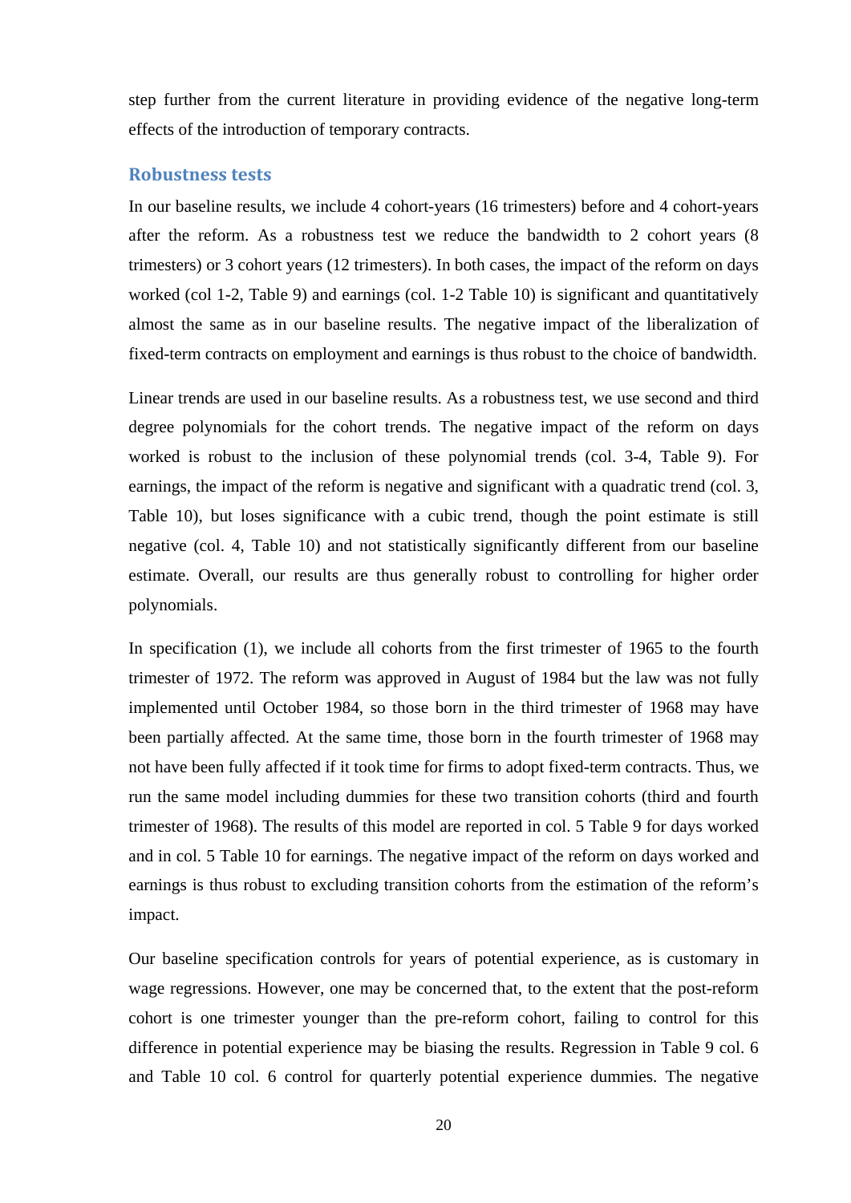step further from the current literature in providing evidence of the negative long-term effects of the introduction of temporary contracts.

### Robustness tests

In our baseline results, we include 4 cohort-years (16 trimesters) before and 4 cohort-years after the reform. As a robustness test we reduce the bandwidth to 2 cohort years (8 trimesters) or 3 cohort years (12 trimesters). In both cases, the impact of the reform on days worked (col 1-2, Table 9) and earnings (col. 1-2 Table 10) is significant and quantitatively almost the same as in our baseline results. The negative impact of the liberalization of fixed-term contracts on employment and earnings is thus robust to the choice of bandwidth.

Linear trends are used in our baseline results. As a robustness test, we use second and third degree polynomials for the cohort trends. The negative impact of the reform on days worked is robust to the inclusion of these polynomial trends (col. 3-4, Table 9). For earnings, the impact of the reform is negative and significant with a quadratic trend (col. 3, Table 10), but loses significance with a cubic trend, though the point estimate is still negative (col. 4, Table 10) and not statistically significantly different from our baseline estimate. Overall, our results are thus generally robust to controlling for higher order polynomials.

In specification (1), we include all cohorts from the first trimester of 1965 to the fourth trimester of 1972. The reform was approved in August of 1984 but the law was not fully implemented until October 1984, so those born in the third trimester of 1968 may have been partially affected. At the same time, those born in the fourth trimester of 1968 may not have been fully affected if it took time for firms to adopt fixed-term contracts. Thus, we run the same model including dummies for these two transition cohorts (third and fourth trimester of 1968). The results of this model are reported in col. 5 Table 9 for days worked and in col. 5 Table 10 for earnings. The negative impact of the reform on days worked and earnings is thus robust to excluding transition cohorts from the estimation of the reform's impact.

Our baseline specification controls for years of potential experience, as is customary in wage regressions. However, one may be concerned that, to the extent that the post-reform cohort is one trimester younger than the pre-reform cohort, failing to control for this difference in potential experience may be biasing the results. Regression in Table 9 col. 6 and Table 10 col. 6 control for quarterly potential experience dummies. The negative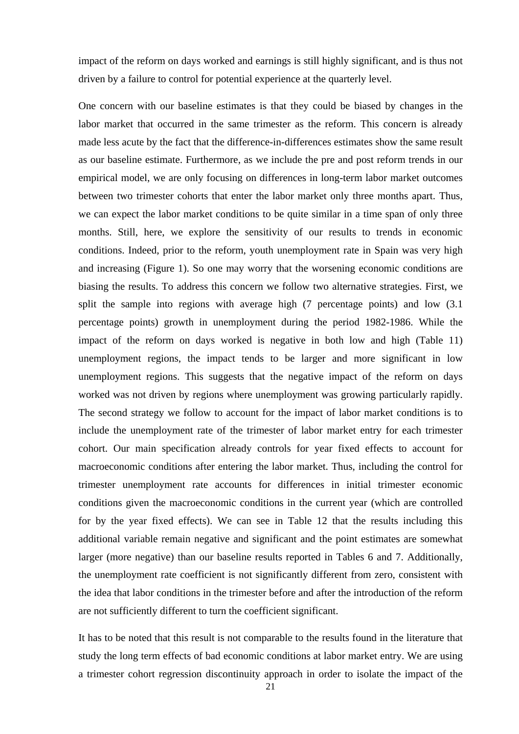impact of the reform on days worked and earnings is still highly significant, and is thus not driven by a failure to control for potential experience at the quarterly level.

One concern with our baseline estimates is that they could be biased by changes in the labor market that occurred in the same trimester as the reform. This concern is already made less acute by the fact that the difference-in-differences estimates show the same result as our baseline estimate. Furthermore, as we include the pre and post reform trends in our empirical model, we are only focusing on differences in long-term labor market outcomes between two trimester cohorts that enter the labor market only three months apart. Thus, we can expect the labor market conditions to be quite similar in a time span of only three months. Still, here, we explore the sensitivity of our results to trends in economic conditions. Indeed, prior to the reform, youth unemployment rate in Spain was very high and increasing (Figure 1). So one may worry that the worsening economic conditions are biasing the results. To address this concern we follow two alternative strategies. First, we split the sample into regions with average high (7 percentage points) and low (3.1 percentage points) growth in unemployment during the period 1982-1986. While the impact of the reform on days worked is negative in both low and high (Table 11) unemployment regions, the impact tends to be larger and more significant in low unemployment regions. This suggests that the negative impact of the reform on days worked was not driven by regions where unemployment was growing particularly rapidly. The second strategy we follow to account for the impact of labor market conditions is to include the unemployment rate of the trimester of labor market entry for each trimester cohort. Our main specification already controls for year fixed effects to account for macroeconomic conditions after entering the labor market. Thus, including the control for trimester unemployment rate accounts for differences in initial trimester economic conditions given the macroeconomic conditions in the current year (which are controlled for by the year fixed effects). We can see in Table 12 that the results including this additional variable remain negative and significant and the point estimates are somewhat larger (more negative) than our baseline results reported in Tables 6 and 7. Additionally, the unemployment rate coefficient is not significantly different from zero, consistent with the idea that labor conditions in the trimester before and after the introduction of the reform are not sufficiently different to turn the coefficient significant.

It has to be noted that this result is not comparable to the results found in the literature that study the long term effects of bad economic conditions at labor market entry. We are using a trimester cohort regression discontinuity approach in order to isolate the impact of the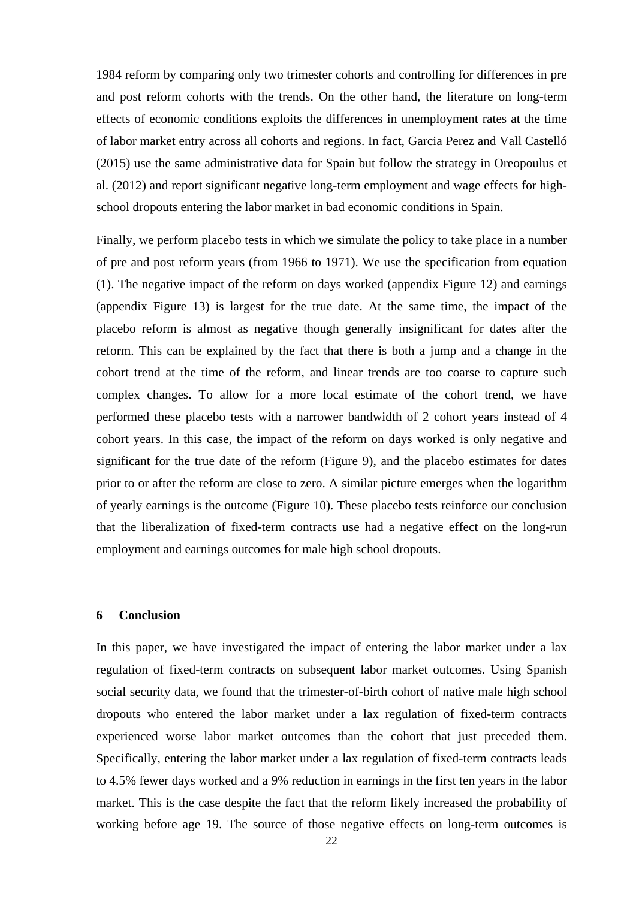1984 reform by comparing only two trimester cohorts and controlling for differences in pre and post reform cohorts with the trends. On the other hand, the literature on long-term effects of economic conditions exploits the differences in unemployment rates at the time of labor market entry across all cohorts and regions. In fact, Garcia Perez and Vall Castelló (2015) use the same administrative data for Spain but follow the strategy in Oreopoulus et al. (2012) and report significant negative long-term employment and wage effects for high-school dropouts entering the labor market in bad economic conditions in Spain.

Finally, we perform placebo tests in which we simulate the policy to take place in a number of pre and post reform years (from 1966 to 1971). We use the specification from equation (1). The negative impact of the reform on days worked (appendix Figure 12) and earnings (appendix Figure 13) is largest for the true date. At the same time, the impact of the placebo reform is almost as negative though generally insignificant for dates after the reform. This can be explained by the fact that there is both a jump and a change in the cohort trend at the time of the reform, and linear trends are too coarse to capture such complex changes. To allow for a more local estimate of the cohort trend, we have performed these placebo tests with a narrower bandwidth of 2 cohort years instead of 4 cohort years. In this case, the impact of the reform on days worked is only negative and significant for the true date of the reform (Figure 9), and the placebo estimates for dates prior to or after the reform are close to zero. A similar picture emerges when the logarithm of yearly earnings is the outcome (Figure 10). These placebo tests reinforce our conclusion that the liberalization of fixed-term contracts use had a negative effect on the long-run employment and earnings outcomes for male high school dropouts.

## 6 Conclusion

In this paper, we have investigated the impact of entering the labor market under a lax regulation of fixed-term contracts on subsequent labor market outcomes. Using Spanish social security data, we found that the trimester-of-birth cohort of native male high school dropouts who entered the labor market under a lax regulation of fixed-term contracts experienced worse labor market outcomes than the cohort that just preceded them. Specifically, entering the labor market under a lax regulation of fixed-term contracts leads to 4.5% fewer days worked and a 9% reduction in earnings in the first ten years in the labor market. This is the case despite the fact that the reform likely increased the probability of working before age 19. The source of those negative effects on long-term outcomes is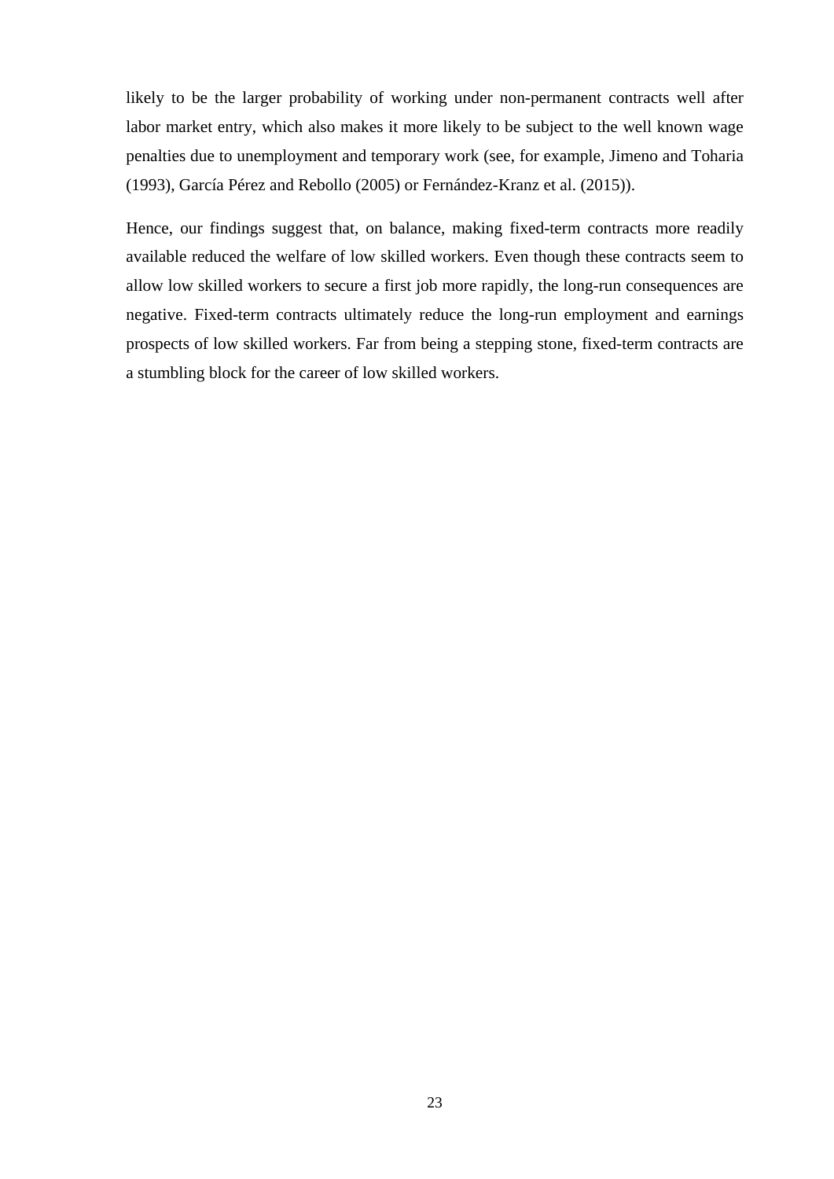likely to be the larger probability of working under non-permanent contracts well after labor market entry, which also makes it more likely to be subject to the well known wage penalties due to unemployment and temporary work (see, for example, Jimeno and Toharia (1993), García Pérez and Rebollo (2005) or Fernández-Kranz et al. (2015)).

Hence, our findings suggest that, on balance, making fixed-term contracts more readily available reduced the welfare of low skilled workers. Even though these contracts seem to allow low skilled workers to secure a first job more rapidly, the long-run consequences are negative. Fixed-term contracts ultimately reduce the long-run employment and earnings prospects of low skilled workers. Far from being a stepping stone, fixed-term contracts are a stumbling block for the career of low skilled workers.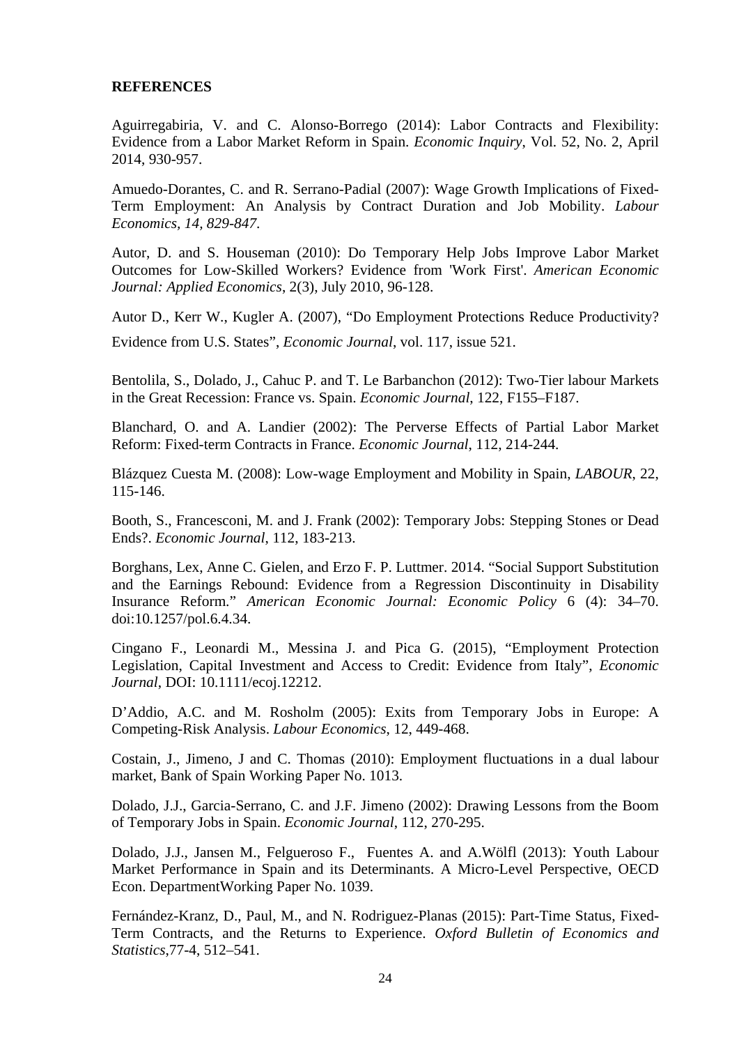**REFERENCES**

Aguirregabiria, V. and C. Alonso-Borrego (2014): Labor Contracts and Flexibility: Evidence from a Labor Market Reform in Spain. *Economic Inquiry*, Vol. 52, No. 2, April 2014, 930-957.

Amuedo-Dorantes, C. and R. Serrano-Padial (2007): Wage Growth Implications of Fixed-Term Employment: An Analysis by Contract Duration and Job Mobility. *Labour Economics, 14, 829-847.*

Autor, D. and S. Houseman (2010): Do Temporary Help Jobs Improve Labor Market Outcomes for Low-Skilled Workers? Evidence from 'Work First'. *American Economic Journal: Applied Economics*, 2(3), July 2010, 96-128.

Autor D., Kerr W., Kugler A. (2007), "Do Employment Protections Reduce Productivity? Evidence from U.S. States", *Economic Journal*, vol. 117, issue 521.

Bentolila, S., Dolado, J., Cahuc P. and T. Le Barbanchon (2012): Two-Tier labour Markets in the Great Recession: France vs. Spain. *Economic Journal*, 122, F155–F187.

Blanchard, O. and A. Landier (2002): The Perverse Effects of Partial Labor Market Reform: Fixed-term Contracts in France. *Economic Journal*, 112, 214-244.

Blázquez Cuesta M. (2008): Low-wage Employment and Mobility in Spain, *LABOUR*, 22, 115-146.

Booth, S., Francesconi, M. and J. Frank (2002): Temporary Jobs: Stepping Stones or Dead Ends?. *Economic Journal*, 112, 183-213.

Borghans, Lex, Anne C. Gielen, and Erzo F. P. Luttmer. 2014. "Social Support Substitution and the Earnings Rebound: Evidence from a Regression Discontinuity in Disability Insurance Reform." *American Economic Journal: Economic Policy* 6 (4): 34–70. doi:10.1257/pol.6.4.34.

Cingano F., Leonardi M., Messina J. and Pica G. (2015), "Employment Protection Legislation, Capital Investment and Access to Credit: Evidence from Italy", *Economic Journal*, DOI: 10.1111/ecoj.12212.

D'Addio, A.C. and M. Rosholm (2005): Exits from Temporary Jobs in Europe: A Competing-Risk Analysis. *Labour Economics*, 12, 449-468.

Costain, J., Jimeno, J and C. Thomas (2010): Employment fluctuations in a dual labour market, Bank of Spain Working Paper No. 1013.

Dolado, J.J., Garcia-Serrano, C. and J.F. Jimeno (2002): Drawing Lessons from the Boom of Temporary Jobs in Spain. *Economic Journal*, 112, 270-295.

Dolado, J.J., Jansen M., Felgueroso F., Fuentes A. and A.Wölfl (2013): Youth Labour Market Performance in Spain and its Determinants. A Micro-Level Perspective, OECD Econ. DepartmentWorking Paper No. 1039.

Fernández-Kranz, D., Paul, M., and N. Rodriguez-Planas (2015): Part-Time Status, Fixed-Term Contracts, and the Returns to Experience. *Oxford Bulletin of Economics and Statistics*,77-4, 512–541.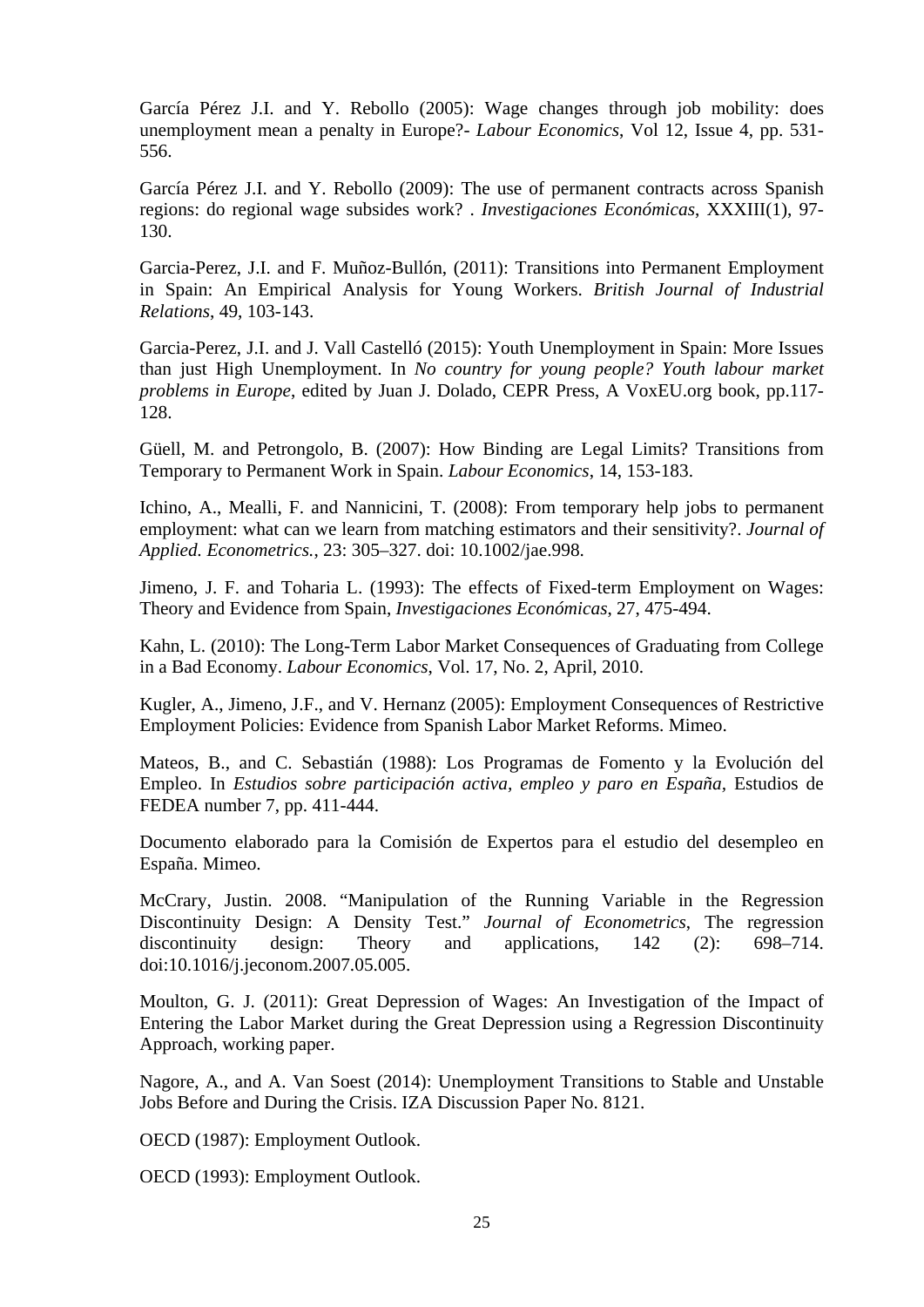García Pérez J.I. and Y. Rebollo (2005): Wage changes through job mobility: does unemployment mean a penalty in Europe?- *Labour Economics*, Vol 12, Issue 4, pp. 531-556.

García Pérez J.I. and Y. Rebollo (2009): The use of permanent contracts across Spanish regions: do regional wage subsides work? . *Investigaciones Económicas*, XXXIII(1), 97-130.

Garcia-Perez, J.I. and F. Muñoz-Bullón, (2011): Transitions into Permanent Employment in Spain: An Empirical Analysis for Young Workers. *British Journal of Industrial Relations*, 49, 103-143.

Garcia-Perez, J.I. and J. Vall Castelló (2015): Youth Unemployment in Spain: More Issues than just High Unemployment. In *No country for young people? Youth labour market problems in Europe*, edited by Juan J. Dolado, CEPR Press, A VoxEU.org book, pp.117-128.

Güell, M. and Petrongolo, B. (2007): How Binding are Legal Limits? Transitions from Temporary to Permanent Work in Spain. *Labour Economics*, 14, 153-183.

Ichino, A., Mealli, F. and Nannicini, T. (2008): From temporary help jobs to permanent employment: what can we learn from matching estimators and their sensitivity?. *Journal of Applied. Econometrics.*, 23: 305–327. doi: 10.1002/jae.998.

Jimeno, J. F. and Toharia L. (1993): The effects of Fixed-term Employment on Wages: Theory and Evidence from Spain, *Investigaciones Económicas*, 27, 475-494.

Kahn, L. (2010): The Long-Term Labor Market Consequences of Graduating from College in a Bad Economy. *Labour Economics*, Vol. 17, No. 2, April, 2010.

Kugler, A., Jimeno, J.F., and V. Hernanz (2005): Employment Consequences of Restrictive Employment Policies: Evidence from Spanish Labor Market Reforms. Mimeo.

Mateos, B., and C. Sebastián (1988): Los Programas de Fomento y la Evolución del Empleo. In *Estudios sobre participación activa, empleo y paro en España*, Estudios de FEDEA number 7, pp. 411-444.

Documento elaborado para la Comisión de Expertos para el estudio del desempleo en España. Mimeo.

McCrary, Justin. 2008. "Manipulation of the Running Variable in the Regression Discontinuity Design: A Density Test." *Journal of Econometrics*, The regression discontinuity design: Theory and applications, 142 (2): 698–714. doi:10.1016/j.jeconom.2007.05.005.

Moulton, G. J. (2011): Great Depression of Wages: An Investigation of the Impact of Entering the Labor Market during the Great Depression using a Regression Discontinuity Approach, working paper.

Nagore, A., and A. Van Soest (2014): Unemployment Transitions to Stable and Unstable Jobs Before and During the Crisis. IZA Discussion Paper No. 8121.

OECD (1987): Employment Outlook.

OECD (1993): Employment Outlook.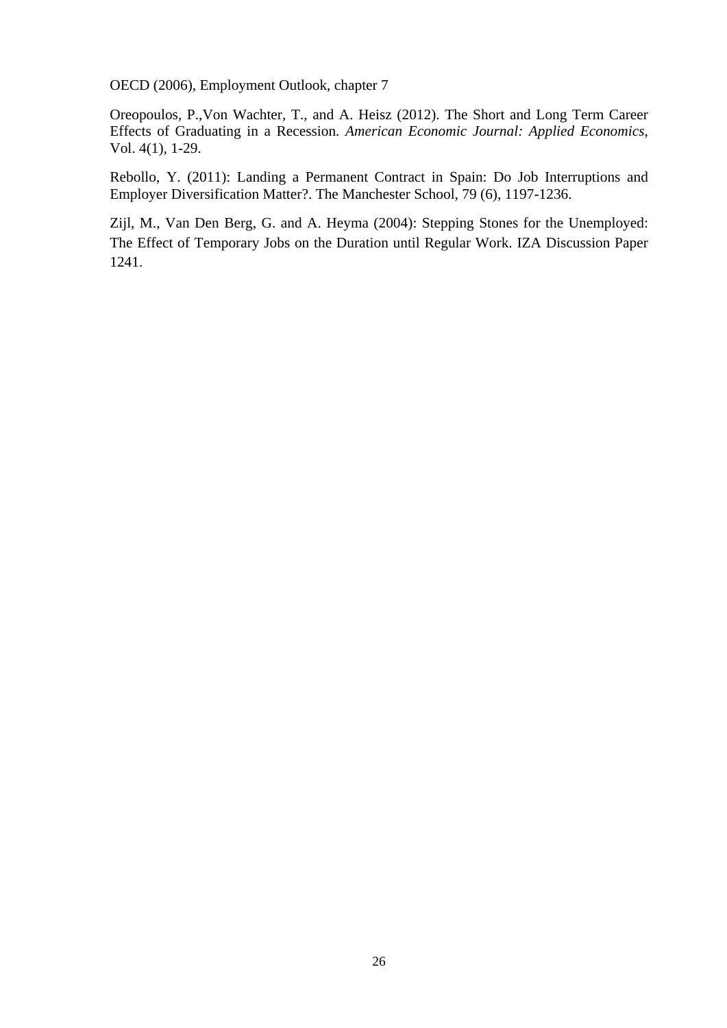OECD (2006), Employment Outlook, chapter 7

Oreopoulos, P.,Von Wachter, T., and A. Heisz (2012). The Short and Long Term Career Effects of Graduating in a Recession. *American Economic Journal: Applied Economics*, Vol. 4(1), 1-29.

Rebollo, Y. (2011): Landing a Permanent Contract in Spain: Do Job Interruptions and Employer Diversification Matter?. The Manchester School, 79 (6), 1197-1236.

Zijl, M., Van Den Berg, G. and A. Heyma (2004): Stepping Stones for the Unemployed: The Effect of Temporary Jobs on the Duration until Regular Work. IZA Discussion Paper 1241.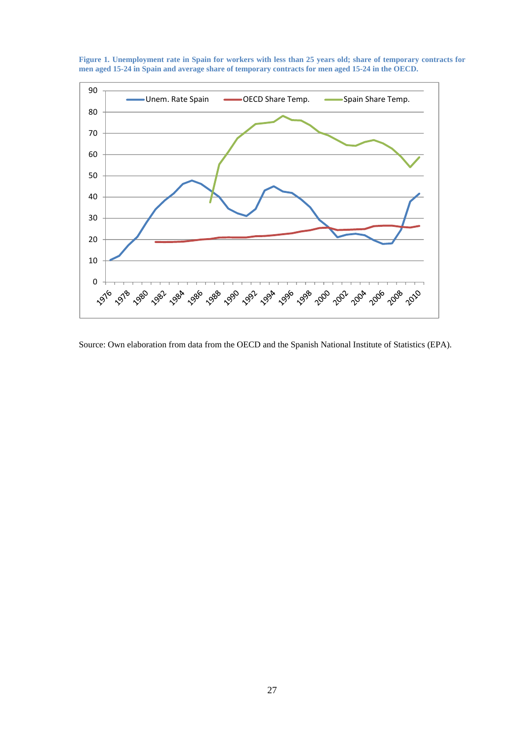**Figure 1. Unemployment rate in Spain for workers with less than 25 years old; share of temporary contracts for men aged 15-24 in Spain and average share of temporary contracts for men aged 15-24 in the OECD.**

Source: Own elaboration from data from the OECD and the Spanish National Institute of Statistics (EPA).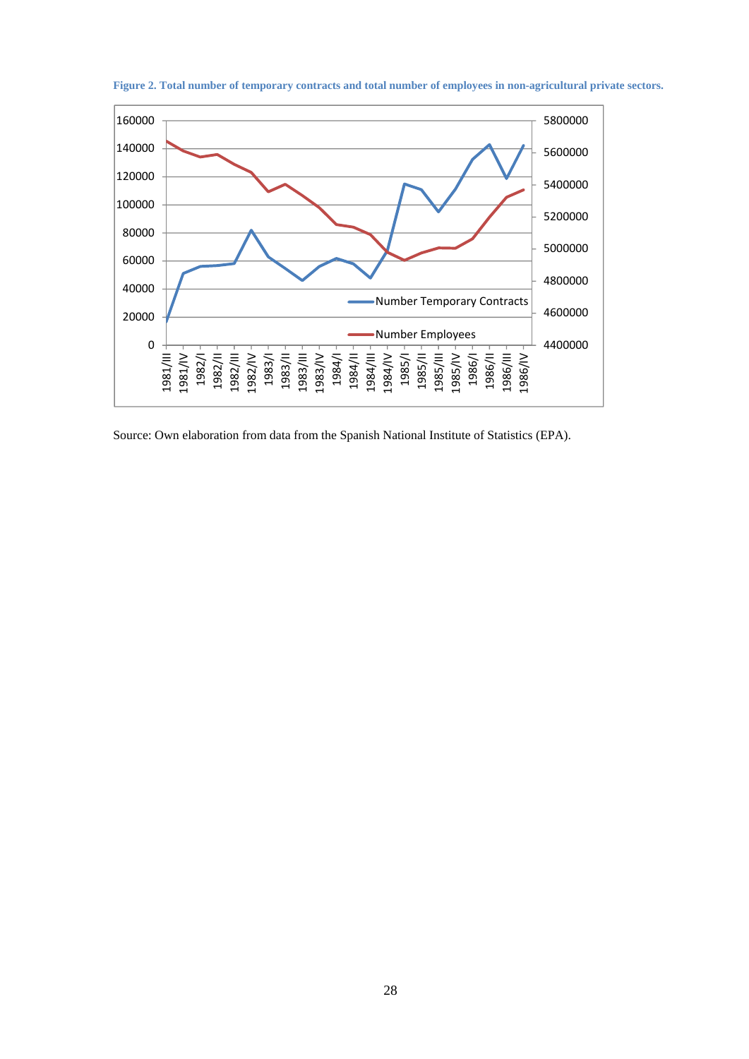**Figure 2. Total number of temporary contracts and total number of employees in non-agricultural private sectors.**

Source: Own elaboration from data from the Spanish National Institute of Statistics (EPA).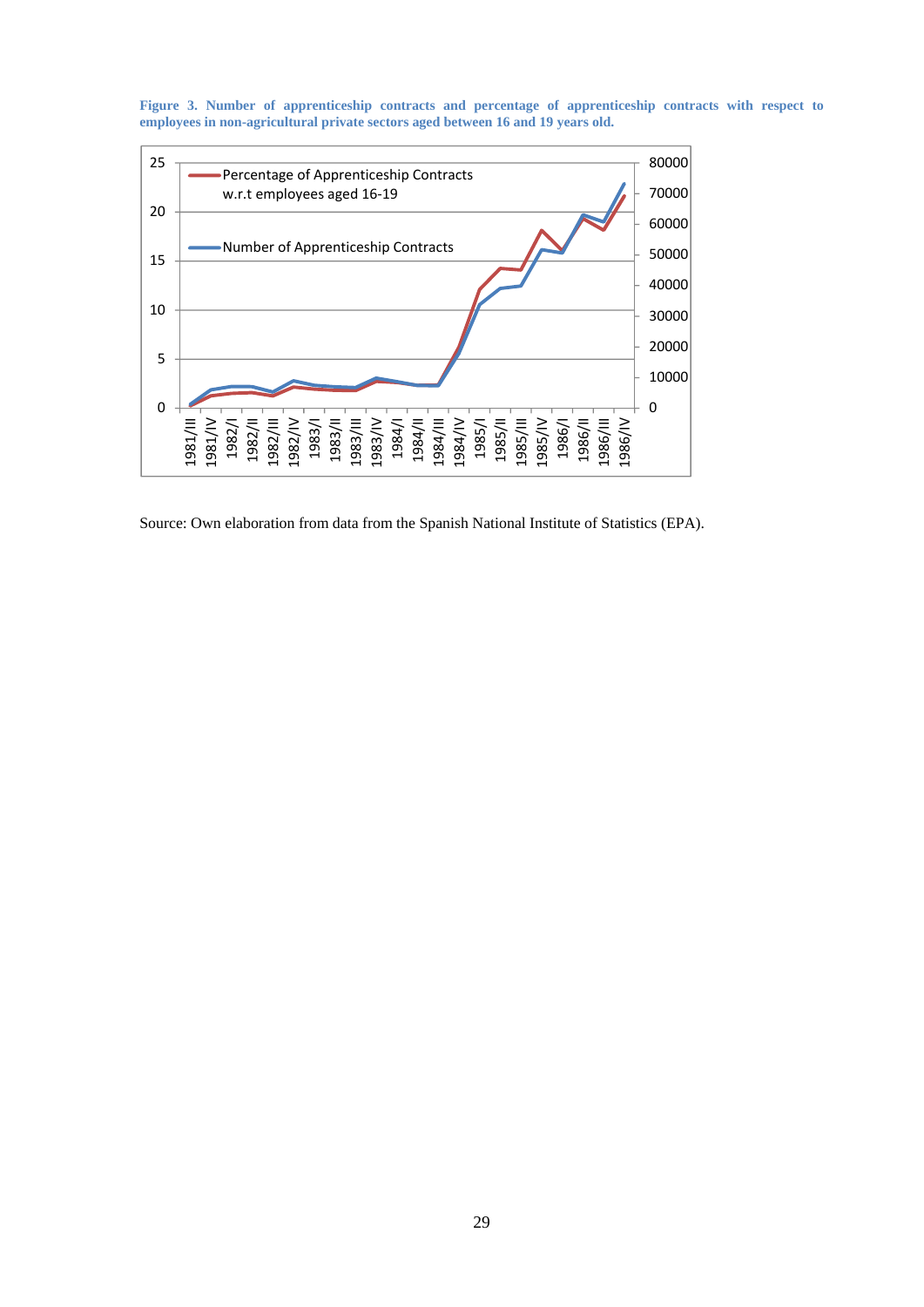**Figure 3. Number of apprenticeship contracts and percentage of apprenticeship contracts with respect to employees in non-agricultural private sectors aged between 16 and 19 years old.**

Source: Own elaboration from data from the Spanish National Institute of Statistics (EPA).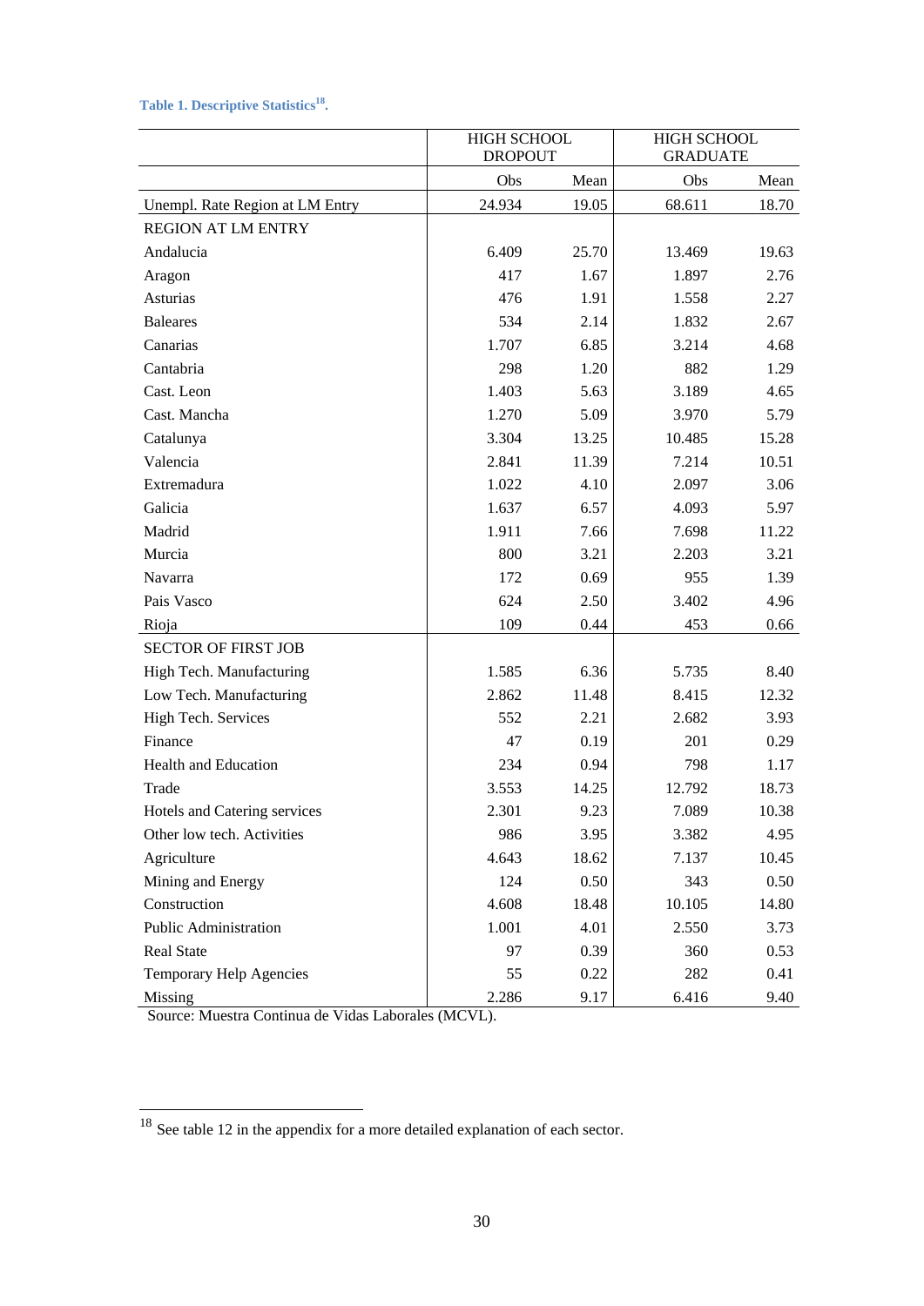**Table 1. Descriptive Statistics[18].**

| | HIGH SCHOOL DROPOUT | | HIGH SCHOOL GRADUATE | |
|---|---|---|---|---|
| | Obs | Mean | Obs | Mean |
| Unempl. Rate Region at LM Entry | 24.934 | 19.05 | 68.611 | 18.70 |
| REGION AT LM ENTRY | | | | |
| Andalucia | 6.409 | 25.70 | 13.469 | 19.63 |
| Aragon | 417 | 1.67 | 1.897 | 2.76 |
| Asturias | 476 | 1.91 | 1.558 | 2.27 |
| Baleares | 534 | 2.14 | 1.832 | 2.67 |
| Canarias | 1.707 | 6.85 | 3.214 | 4.68 |
| Cantabria | 298 | 1.20 | 882 | 1.29 |
| Cast. Leon | 1.403 | 5.63 | 3.189 | 4.65 |
| Cast. Mancha | 1.270 | 5.09 | 3.970 | 5.79 |
| Catalunya | 3.304 | 13.25 | 10.485 | 15.28 |
| Valencia | 2.841 | 11.39 | 7.214 | 10.51 |
| Extremadura | 1.022 | 4.10 | 2.097 | 3.06 |
| Galicia | 1.637 | 6.57 | 4.093 | 5.97 |
| Madrid | 1.911 | 7.66 | 7.698 | 11.22 |
| Murcia | 800 | 3.21 | 2.203 | 3.21 |
| Navarra | 172 | 0.69 | 955 | 1.39 |
| Pais Vasco | 624 | 2.50 | 3.402 | 4.96 |
| Rioja | 109 | 0.44 | 453 | 0.66 |
| SECTOR OF FIRST JOB | | | | |
| High Tech. Manufacturing | 1.585 | 6.36 | 5.735 | 8.40 |
| Low Tech. Manufacturing | 2.862 | 11.48 | 8.415 | 12.32 |
| High Tech. Services | 552 | 2.21 | 2.682 | 3.93 |
| Finance | 47 | 0.19 | 201 | 0.29 |
| Health and Education | 234 | 0.94 | 798 | 1.17 |
| Trade | 3.553 | 14.25 | 12.792 | 18.73 |
| Hotels and Catering services | 2.301 | 9.23 | 7.089 | 10.38 |
| Other low tech. Activities | 986 | 3.95 | 3.382 | 4.95 |
| Agriculture | 4.643 | 18.62 | 7.137 | 10.45 |
| Mining and Energy | 124 | 0.50 | 343 | 0.50 |
| Construction | 4.608 | 18.48 | 10.105 | 14.80 |
| Public Administration | 1.001 | 4.01 | 2.550 | 3.73 |
| Real State | 97 | 0.39 | 360 | 0.53 |
| Temporary Help Agencies | 55 | 0.22 | 282 | 0.41 |
| Missing | 2.286 | 9.17 | 6.416 | 9.40 |

Source: Muestra Continua de Vidas Laborales (MCVL).

[18] See table 12 in the appendix for a more detailed explanation of each sector.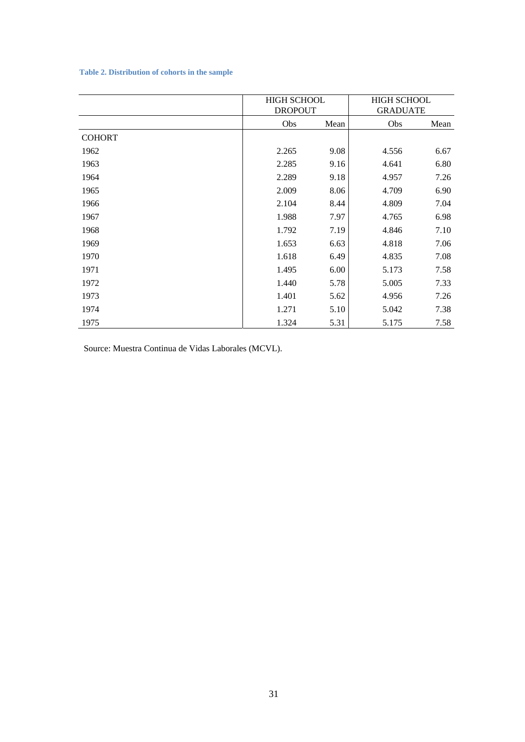**Table 2. Distribution of cohorts in the sample**

| | HIGH SCHOOL DROPOUT | | HIGH SCHOOL GRADUATE | |
|---|---|---|---|---|
| | Obs | Mean | Obs | Mean |
| COHORT | | | | |
| 1962 | 2.265 | 9.08 | 4.556 | 6.67 |
| 1963 | 2.285 | 9.16 | 4.641 | 6.80 |
| 1964 | 2.289 | 9.18 | 4.957 | 7.26 |
| 1965 | 2.009 | 8.06 | 4.709 | 6.90 |
| 1966 | 2.104 | 8.44 | 4.809 | 7.04 |
| 1967 | 1.988 | 7.97 | 4.765 | 6.98 |
| 1968 | 1.792 | 7.19 | 4.846 | 7.10 |
| 1969 | 1.653 | 6.63 | 4.818 | 7.06 |
| 1970 | 1.618 | 6.49 | 4.835 | 7.08 |
| 1971 | 1.495 | 6.00 | 5.173 | 7.58 |
| 1972 | 1.440 | 5.78 | 5.005 | 7.33 |
| 1973 | 1.401 | 5.62 | 4.956 | 7.26 |
| 1974 | 1.271 | 5.10 | 5.042 | 7.38 |
| 1975 | 1.324 | 5.31 | 5.175 | 7.58 |

Source: Muestra Continua de Vidas Laborales (MCVL).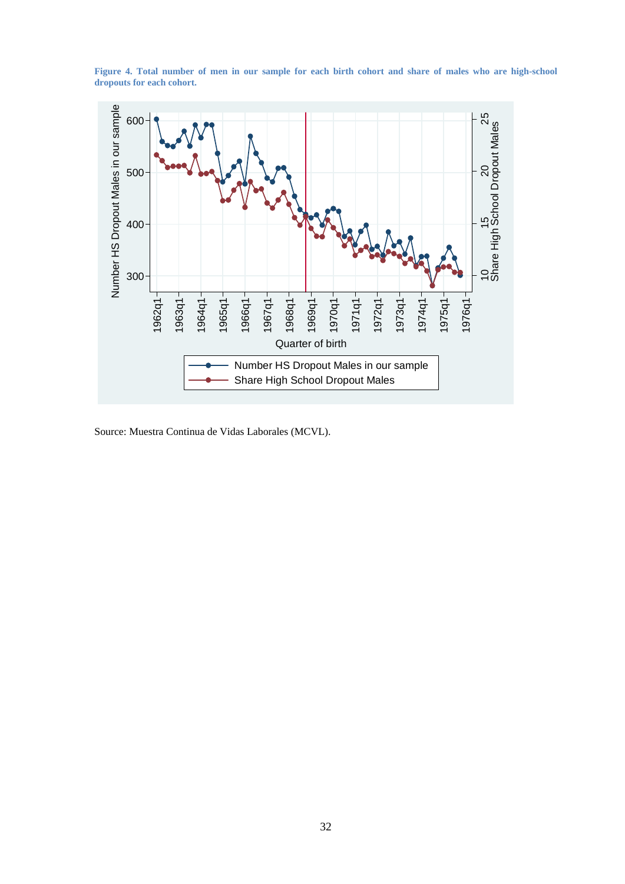**Figure 4. Total number of men in our sample for each birth cohort and share of males who are high-school dropouts for each cohort.**

Source: Muestra Continua de Vidas Laborales (MCVL).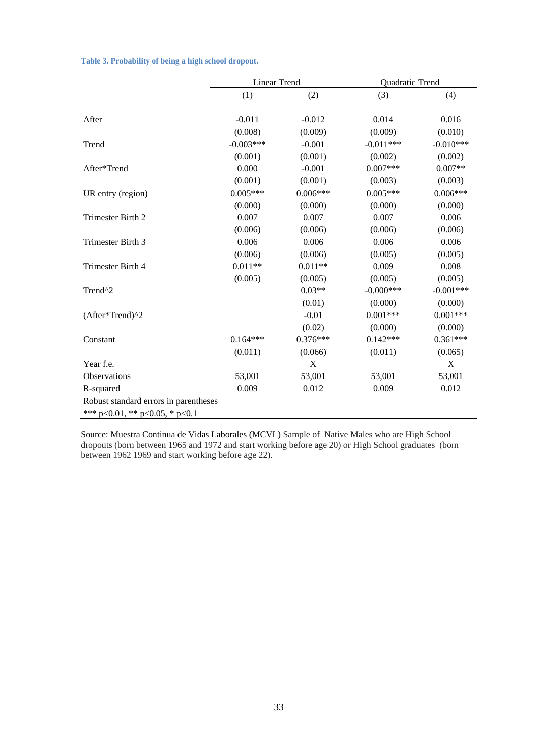**Table 3. Probability of being a high school dropout.**

| | Linear Trend | | Quadratic Trend | |
|---|---|---|---|---|
| | (1) | (2) | (3) | (4) |
| After | -0.011 | -0.012 | 0.014 | 0.016 |
| | (0.008) | (0.009) | (0.009) | (0.010) |
| Trend | -0.003*** | -0.001 | -0.011*** | -0.010*** |
| | (0.001) | (0.001) | (0.002) | (0.002) |
| After*Trend | 0.000 | -0.001 | 0.007*** | 0.007** |
| | (0.001) | (0.001) | (0.003) | (0.003) |
| UR entry (region) | 0.005*** | 0.006*** | 0.005*** | 0.006*** |
| | (0.000) | (0.000) | (0.000) | (0.000) |
| Trimester Birth 2 | 0.007 | 0.007 | 0.007 | 0.006 |
| | (0.006) | (0.006) | (0.006) | (0.006) |
| Trimester Birth 3 | 0.006 | 0.006 | 0.006 | 0.006 |
| | (0.006) | (0.006) | (0.005) | (0.005) |
| Trimester Birth 4 | 0.011** | 0.011** | 0.009 | 0.008 |
| | (0.005) | (0.005) | (0.005) | (0.005) |
| Trend^2 | | 0.03** | -0.000*** | -0.001*** |
| | | (0.01) | (0.000) | (0.000) |
| (After*Trend)^2 | | -0.01 | 0.001*** | 0.001*** |
| | | (0.02) | (0.000) | (0.000) |
| Constant | 0.164*** | 0.376*** | 0.142*** | 0.361*** |
| | (0.011) | (0.066) | (0.011) | (0.065) |
| Year f.e. | | X | | X |
| Observations | 53,001 | 53,001 | 53,001 | 53,001 |
| R-squared | 0.009 | 0.012 | 0.009 | 0.012 |

Robust standard errors in parentheses

*** p<0.01, ** p<0.05, * p<0.1

Source: Muestra Continua de Vidas Laborales (MCVL) Sample of Native Males who are High School dropouts (born between 1965 and 1972 and start working before age 20) or High School graduates (born between 1962 1969 and start working before age 22).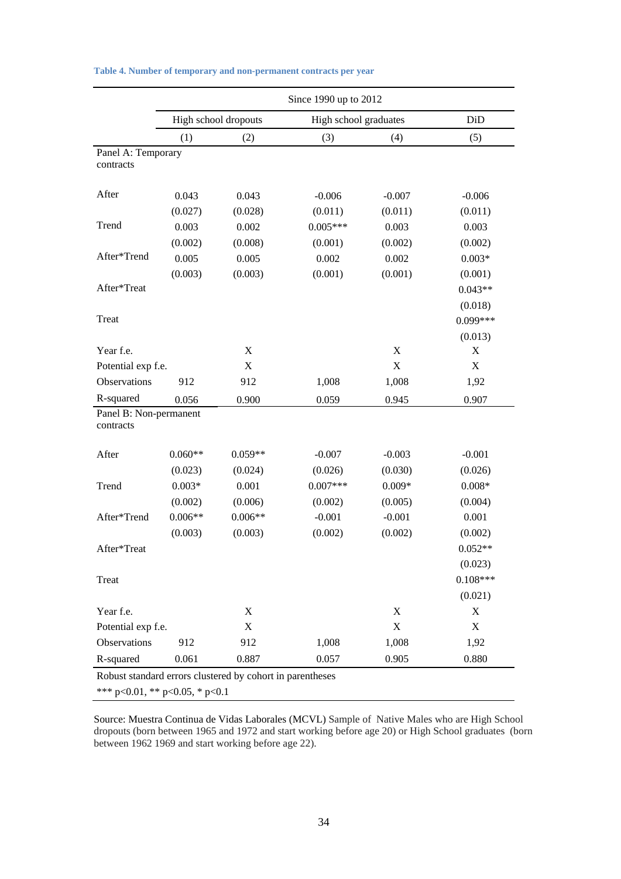**Table 4. Number of temporary and non-permanent contracts per year**

| | Since 1990 up to 2012 | | | | |
|---|---|---|---|---|---|
| | High school dropouts | | High school graduates | | DiD |
| | (1) | (2) | (3) | (4) | (5) |
| Panel A: Temporary contracts | | | | | |
| After | 0.043 | 0.043 | -0.006 | -0.007 | -0.006 |
| | (0.027) | (0.028) | (0.011) | (0.011) | (0.011) |
| Trend | 0.003 | 0.002 | 0.005*** | 0.003 | 0.003 |
| | (0.002) | (0.008) | (0.001) | (0.002) | (0.002) |
| After*Trend | 0.005 | 0.005 | 0.002 | 0.002 | 0.003* |
| | (0.003) | (0.003) | (0.001) | (0.001) | (0.001) |
| After*Treat | | | | | 0.043** |
| | | | | | (0.018) |
| Treat | | | | | 0.099*** |
| | | | | | (0.013) |
| Year f.e. | | X | | X | X |
| Potential exp f.e. | | X | | X | X |
| Observations | 912 | 912 | 1,008 | 1,008 | 1,92 |
| R-squared | 0.056 | 0.900 | 0.059 | 0.945 | 0.907 |
| Panel B: Non-permanent contracts | | | | | |
| After | 0.060** | 0.059** | -0.007 | -0.003 | -0.001 |
| | (0.023) | (0.024) | (0.026) | (0.030) | (0.026) |
| Trend | 0.003* | 0.001 | 0.007*** | 0.009* | 0.008* |
| | (0.002) | (0.006) | (0.002) | (0.005) | (0.004) |
| After*Trend | 0.006** | 0.006** | -0.001 | -0.001 | 0.001 |
| | (0.003) | (0.003) | (0.002) | (0.002) | (0.002) |
| After*Treat | | | | | 0.052** |
| | | | | | (0.023) |
| Treat | | | | | 0.108*** |
| | | | | | (0.021) |
| Year f.e. | | X | | X | X |
| Potential exp f.e. | | X | | X | X |
| Observations | 912 | 912 | 1,008 | 1,008 | 1,92 |
| R-squared | 0.061 | 0.887 | 0.057 | 0.905 | 0.880 |

Robust standard errors clustered by cohort in parentheses

*** p<0.01, ** p<0.05, * p<0.1

Source: Muestra Continua de Vidas Laborales (MCVL) Sample of Native Males who are High School dropouts (born between 1965 and 1972 and start working before age 20) or High School graduates (born between 1962 1969 and start working before age 22).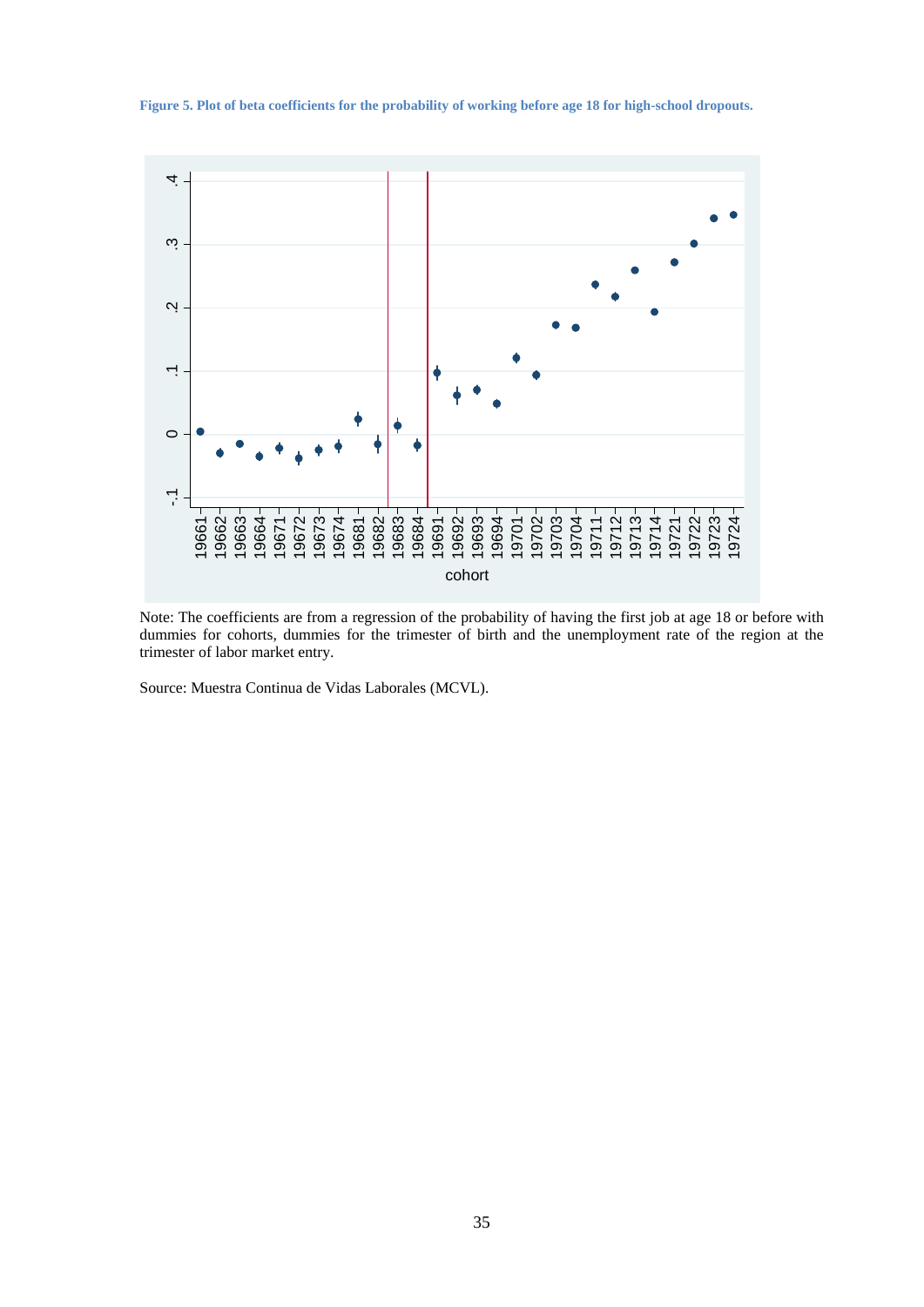**Figure 5. Plot of beta coefficients for the probability of working before age 18 for high-school dropouts.**

Note: The coefficients are from a regression of the probability of having the first job at age 18 or before with dummies for cohorts, dummies for the trimester of birth and the unemployment rate of the region at the trimester of labor market entry.

Source: Muestra Continua de Vidas Laborales (MCVL).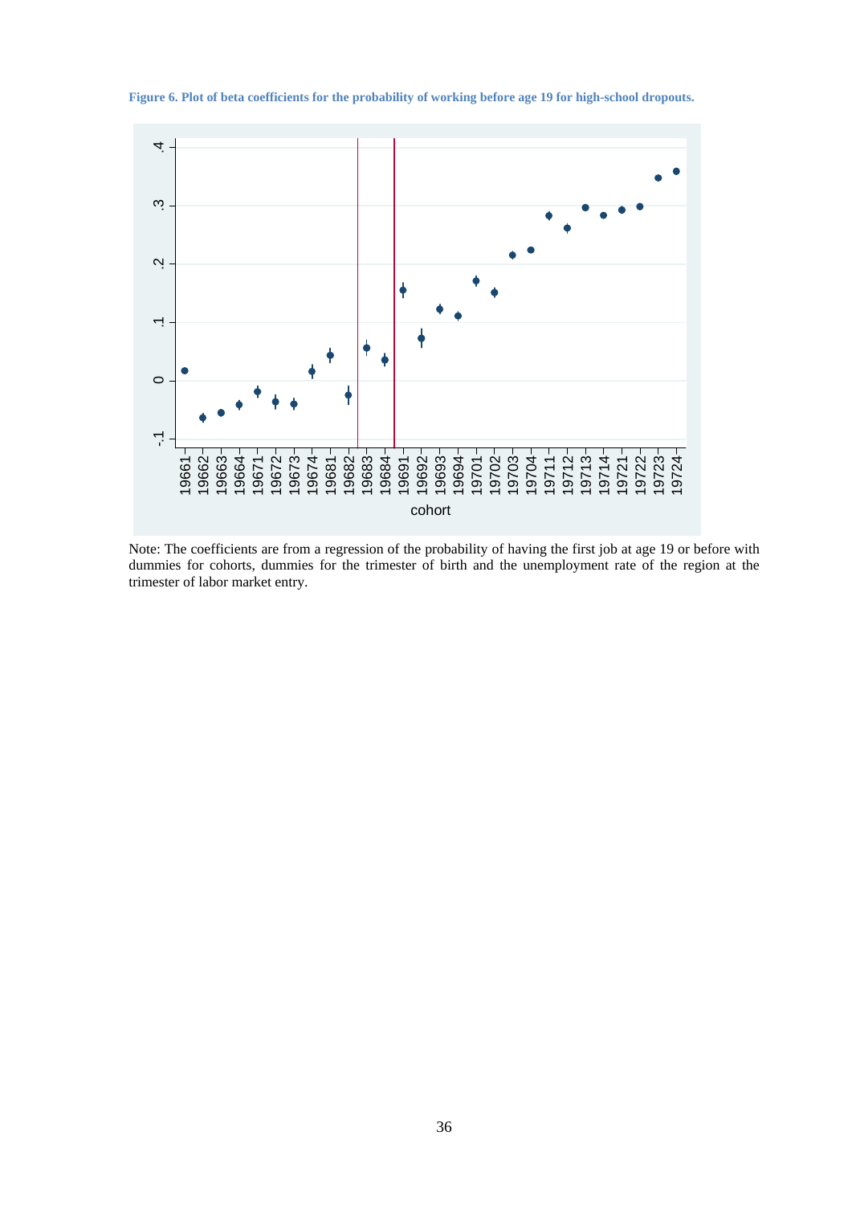**Figure 6. Plot of beta coefficients for the probability of working before age 19 for high-school dropouts.**

Note: The coefficients are from a regression of the probability of having the first job at age 19 or before with dummies for cohorts, dummies for the trimester of birth and the unemployment rate of the region at the trimester of labor market entry.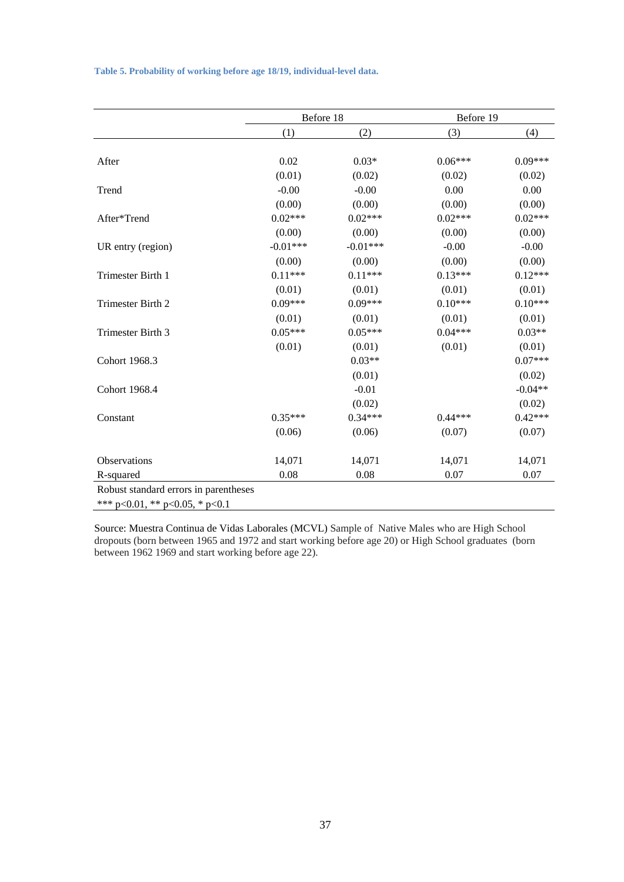**Table 5. Probability of working before age 18/19, individual-level data.**

| | Before 18 | | Before 19 | |
|---|---|---|---|---|
| | (1) | (2) | (3) | (4) |
| After | 0.02 | 0.03* | 0.06*** | 0.09*** |
| | (0.01) | (0.02) | (0.02) | (0.02) |
| Trend | -0.00 | -0.00 | 0.00 | 0.00 |
| | (0.00) | (0.00) | (0.00) | (0.00) |
| After*Trend | 0.02*** | 0.02*** | 0.02*** | 0.02*** |
| | (0.00) | (0.00) | (0.00) | (0.00) |
| UR entry (region) | -0.01*** | -0.01*** | -0.00 | -0.00 |
| | (0.00) | (0.00) | (0.00) | (0.00) |
| Trimester Birth 1 | 0.11*** | 0.11*** | 0.13*** | 0.12*** |
| | (0.01) | (0.01) | (0.01) | (0.01) |
| Trimester Birth 2 | 0.09*** | 0.09*** | 0.10*** | 0.10*** |
| | (0.01) | (0.01) | (0.01) | (0.01) |
| Trimester Birth 3 | 0.05*** | 0.05*** | 0.04*** | 0.03** |
| | (0.01) | (0.01) | (0.01) | (0.01) |
| Cohort 1968.3 | | 0.03** | | 0.07*** |
| | | (0.01) | | (0.02) |
| Cohort 1968.4 | | -0.01 | | -0.04** |
| | | (0.02) | | (0.02) |
| Constant | 0.35*** | 0.34*** | 0.44*** | 0.42*** |
| | (0.06) | (0.06) | (0.07) | (0.07) |
| Observations | 14,071 | 14,071 | 14,071 | 14,071 |
| R-squared | 0.08 | 0.08 | 0.07 | 0.07 |

Robust standard errors in parentheses
*** p<0.01, ** p<0.05, * p<0.1

Source: Muestra Continua de Vidas Laborales (MCVL) Sample of Native Males who are High School dropouts (born between 1965 and 1972 and start working before age 20) or High School graduates (born between 1962 1969 and start working before age 22).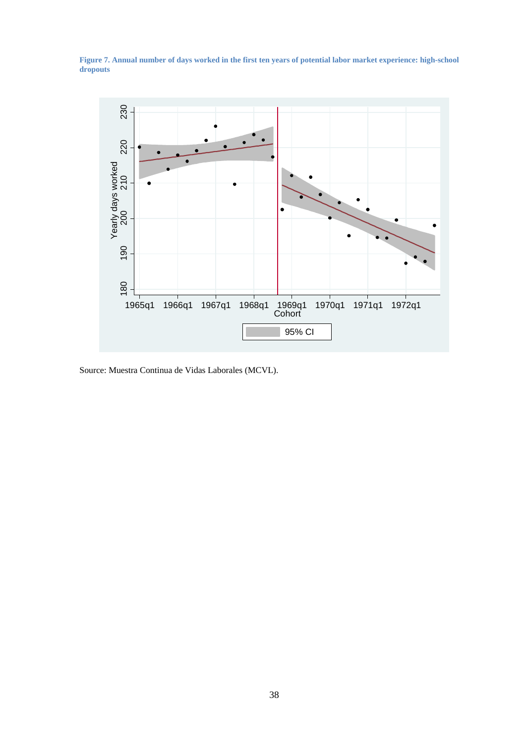**Figure 7. Annual number of days worked in the first ten years of potential labor market experience: high-school dropouts**

Source: Muestra Continua de Vidas Laborales (MCVL).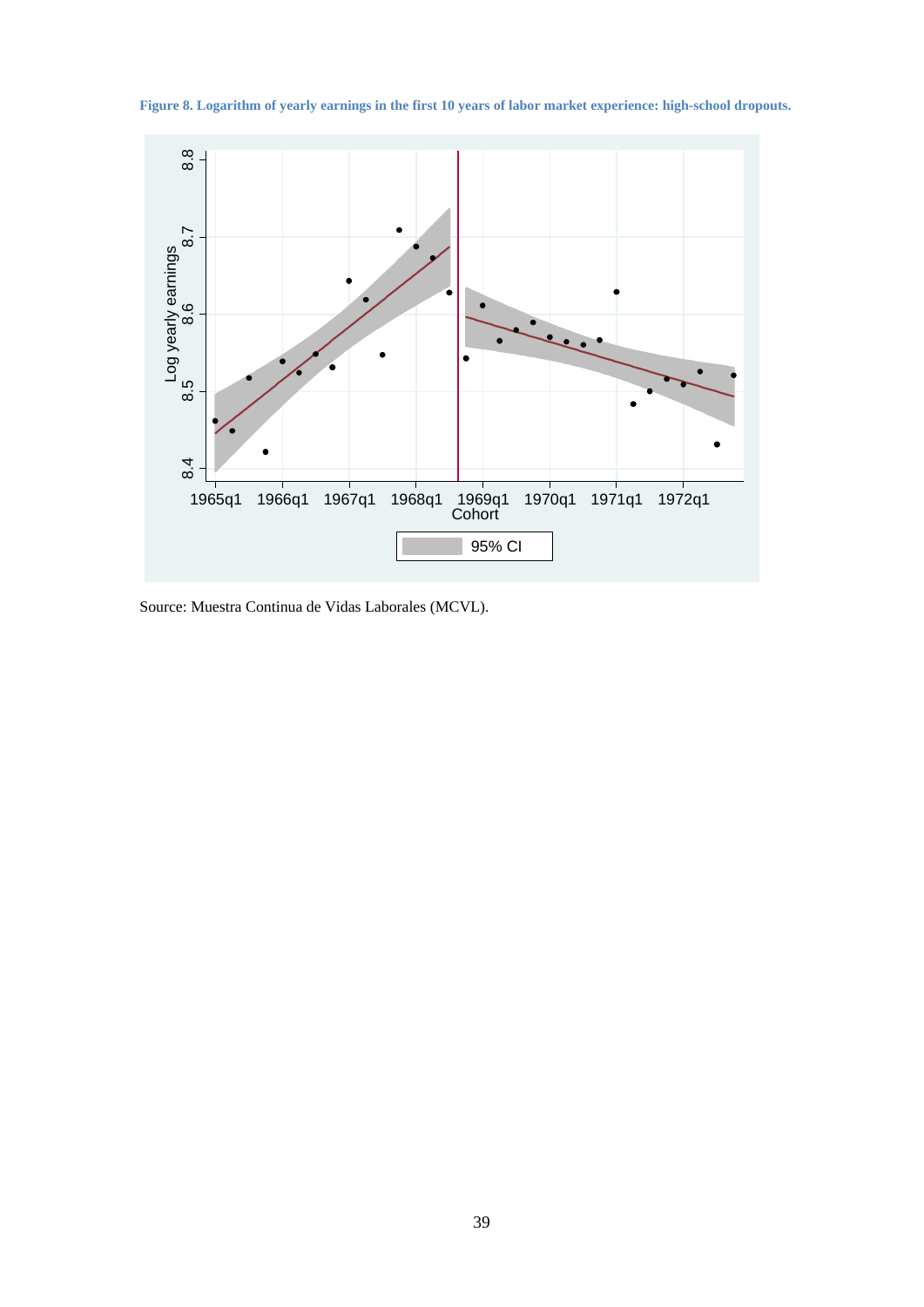**Figure 8. Logarithm of yearly earnings in the first 10 years of labor market experience: high-school dropouts.**

Source: Muestra Continua de Vidas Laborales (MCVL).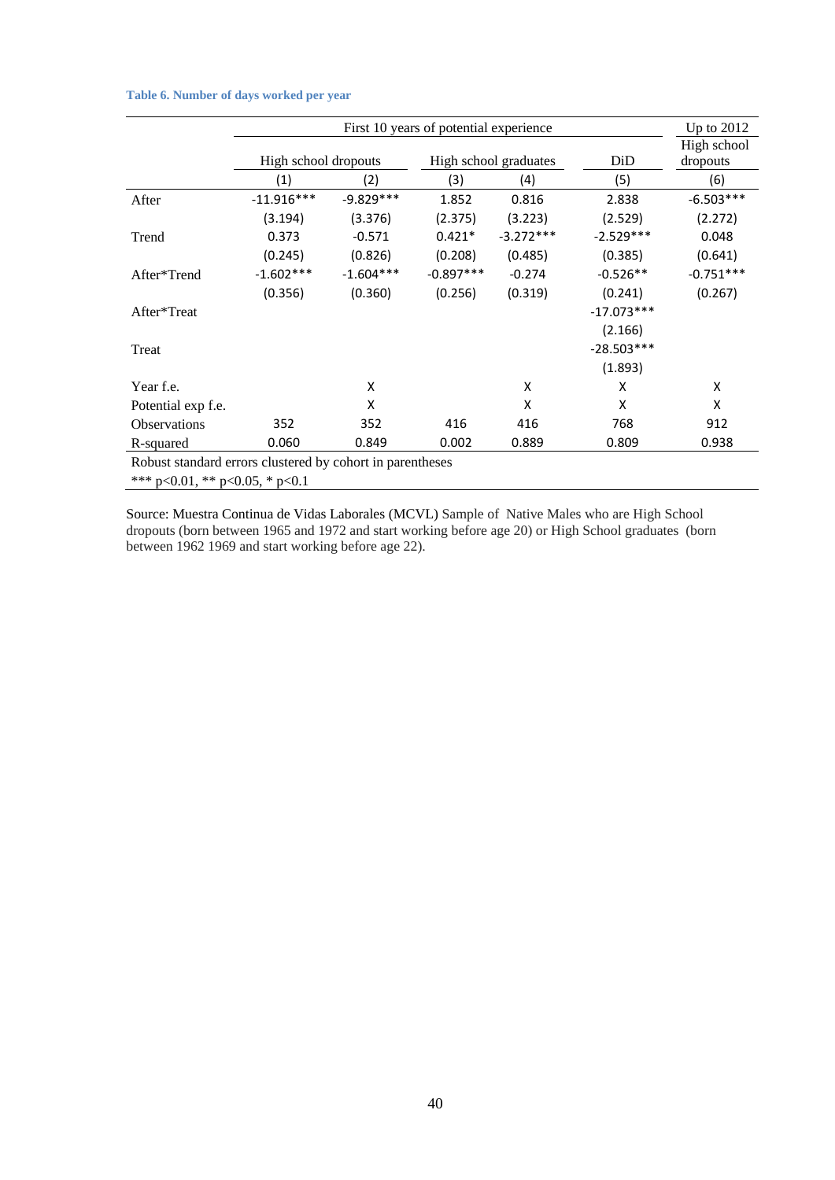**Table 6. Number of days worked per year**

| | First 10 years of potential experience | | | | | Up to 2012 |
|---|---|---|---|---|---|---|
| | High school dropouts | | High school graduates | | DiD | High school dropouts |
| | (1) | (2) | (3) | (4) | (5) | (6) |
| After | -11.916*** | -9.829*** | 1.852 | 0.816 | 2.838 | -6.503*** |
| | (3.194) | (3.376) | (2.375) | (3.223) | (2.529) | (2.272) |
| Trend | 0.373 | -0.571 | 0.421* | -3.272*** | -2.529*** | 0.048 |
| | (0.245) | (0.826) | (0.208) | (0.485) | (0.385) | (0.641) |
| After*Trend | -1.602*** | -1.604*** | -0.897*** | -0.274 | -0.526** | -0.751*** |
| | (0.356) | (0.360) | (0.256) | (0.319) | (0.241) | (0.267) |
| After*Treat | | | | | -17.073*** | |
| | | | | | (2.166) | |
| Treat | | | | | -28.503*** | |
| | | | | | (1.893) | |
| Year f.e. | | X | | X | X | X |
| Potential exp f.e. | | X | | X | X | X |
| Observations | 352 | 352 | 416 | 416 | 768 | 912 |
| R-squared | 0.060 | 0.849 | 0.002 | 0.889 | 0.809 | 0.938 |

Robust standard errors clustered by cohort in parentheses

*** p<0.01, ** p<0.05, * p<0.1

Source: Muestra Continua de Vidas Laborales (MCVL) Sample of Native Males who are High School dropouts (born between 1965 and 1972 and start working before age 20) or High School graduates (born between 1962 1969 and start working before age 22).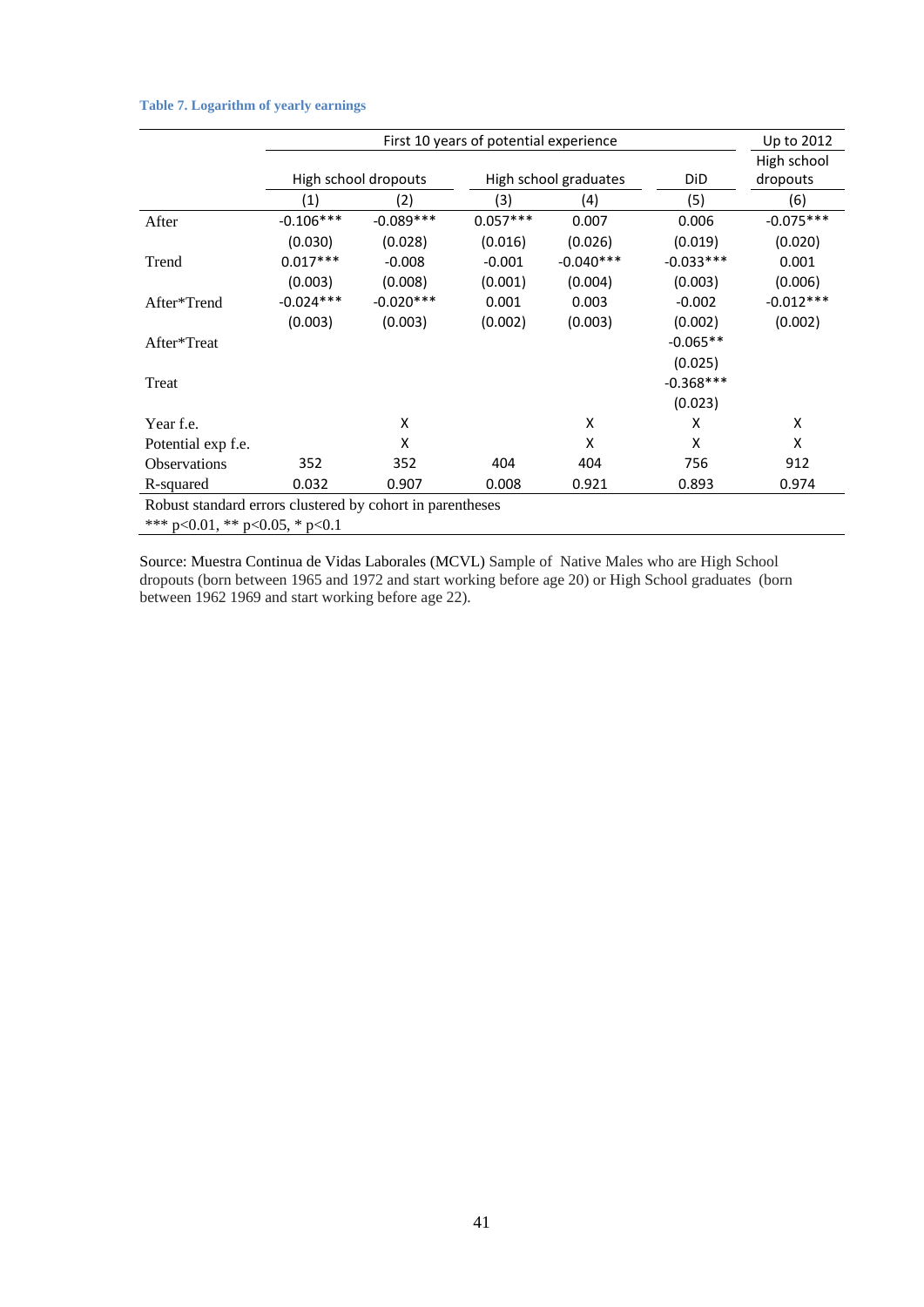**Table 7. Logarithm of yearly earnings**

| | First 10 years of potential experience | | | | | Up to 2012 |
|---|---|---|---|---|---|---|
| | High school dropouts | | High school graduates | | DiD | High school dropouts |
| | (1) | (2) | (3) | (4) | (5) | (6) |
| After | -0.106*** | -0.089*** | 0.057*** | 0.007 | 0.006 | -0.075*** |
| | (0.030) | (0.028) | (0.016) | (0.026) | (0.019) | (0.020) |
| Trend | 0.017*** | -0.008 | -0.001 | -0.040*** | -0.033*** | 0.001 |
| | (0.003) | (0.008) | (0.001) | (0.004) | (0.003) | (0.006) |
| After*Trend | -0.024*** | -0.020*** | 0.001 | 0.003 | -0.002 | -0.012*** |
| | (0.003) | (0.003) | (0.002) | (0.003) | (0.002) | (0.002) |
| After*Treat | | | | | -0.065** | |
| | | | | | (0.025) | |
| Treat | | | | | -0.368*** | |
| | | | | | (0.023) | |
| Year f.e. | | X | | X | X | X |
| Potential exp f.e. | | X | | X | X | X |
| Observations | 352 | 352 | 404 | 404 | 756 | 912 |
| R-squared | 0.032 | 0.907 | 0.008 | 0.921 | 0.893 | 0.974 |

Robust standard errors clustered by cohort in parentheses
*** p<0.01, ** p<0.05, * p<0.1

Source: Muestra Continua de Vidas Laborales (MCVL) Sample of Native Males who are High School dropouts (born between 1965 and 1972 and start working before age 20) or High School graduates (born between 1962 1969 and start working before age 22).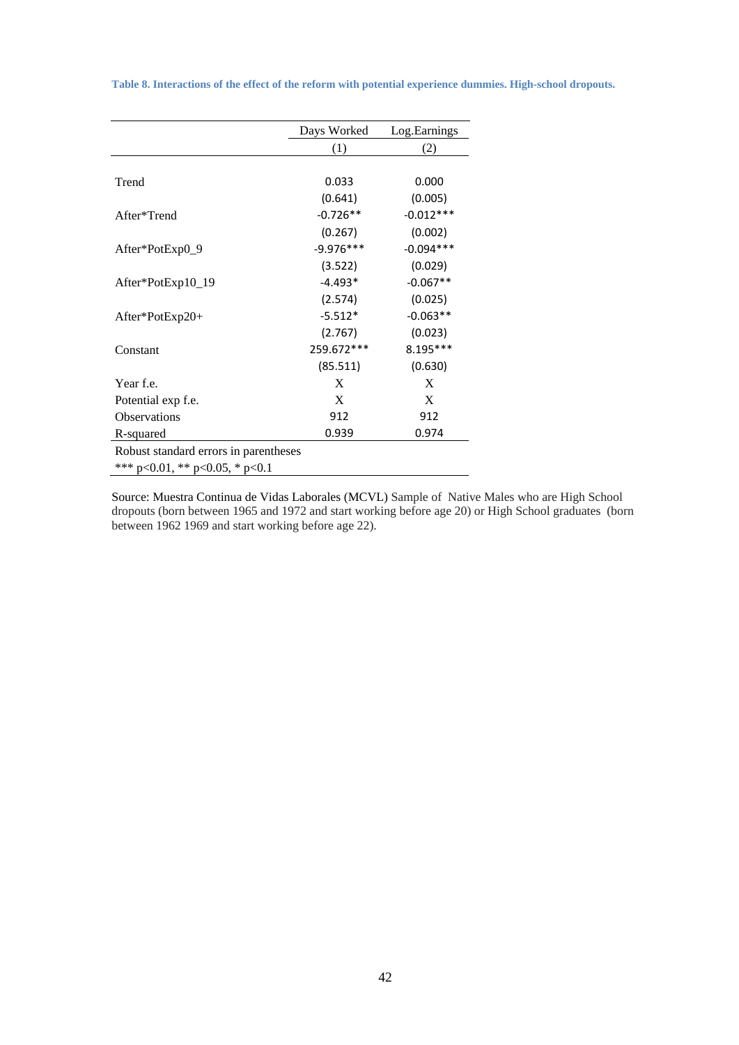**Table 8. Interactions of the effect of the reform with potential experience dummies. High-school dropouts.**

| | Days Worked | Log.Earnings |
|---|---|---|
| | (1) | (2) |
| Trend | 0.033 | 0.000 |
| | (0.641) | (0.005) |
| After*Trend | -0.726** | -0.012*** |
| | (0.267) | (0.002) |
| After*PotExp0_9 | -9.976*** | -0.094*** |
| | (3.522) | (0.029) |
| After*PotExp10_19 | -4.493* | -0.067** |
| | (2.574) | (0.025) |
| After*PotExp20+ | -5.512* | -0.063** |
| | (2.767) | (0.023) |
| Constant | 259.672*** | 8.195*** |
| | (85.511) | (0.630) |
| Year f.e. | X | X |
| Potential exp f.e. | X | X |
| Observations | 912 | 912 |
| R-squared | 0.939 | 0.974 |

Robust standard errors in parentheses
*** p<0.01, ** p<0.05, * p<0.1

Source: Muestra Continua de Vidas Laborales (MCVL) Sample of Native Males who are High School dropouts (born between 1965 and 1972 and start working before age 20) or High School graduates (born between 1962 1969 and start working before age 22).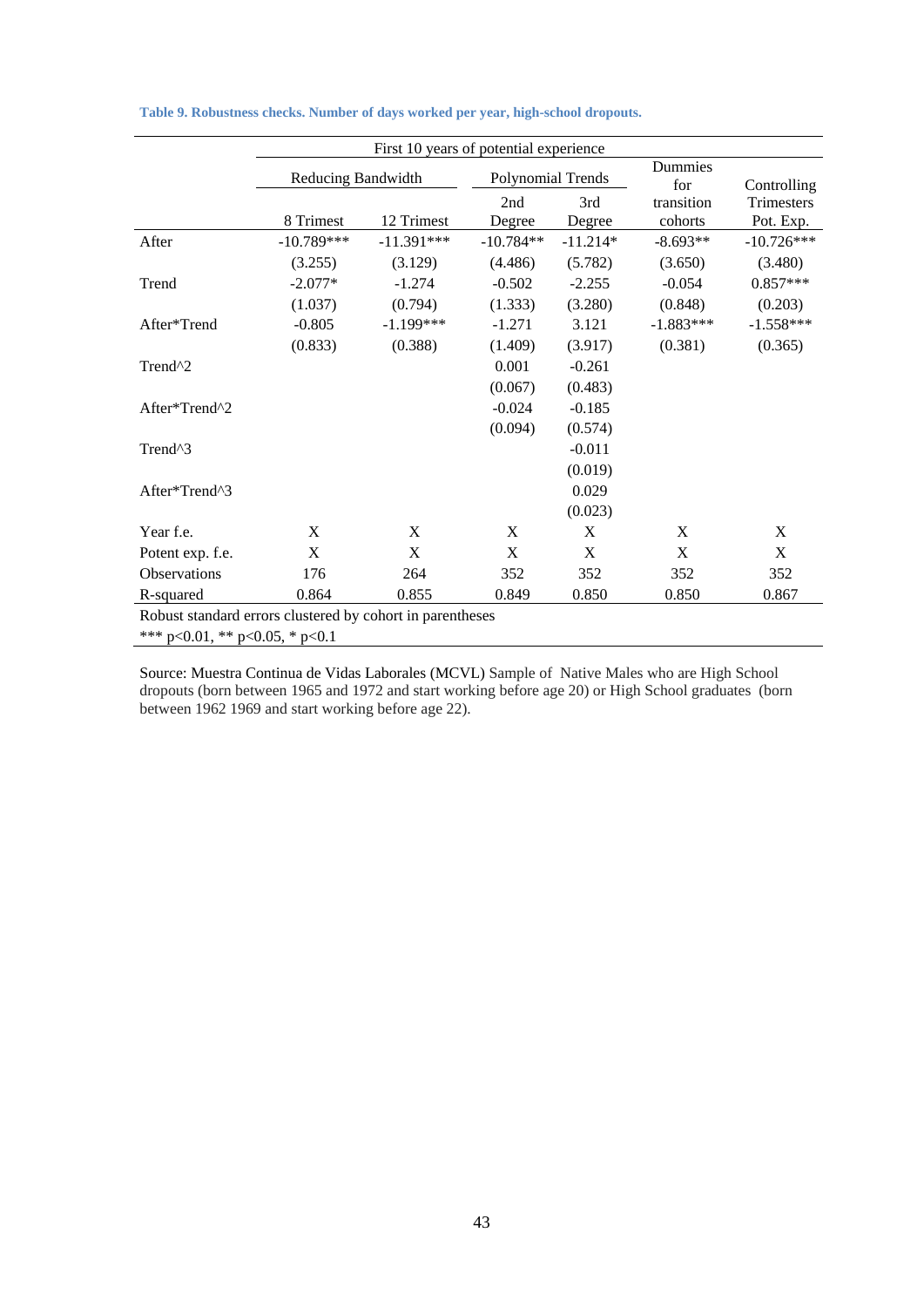**Table 9. Robustness checks. Number of days worked per year, high-school dropouts.**

| | First 10 years of potential experience | | | | | |
|---|---|---|---|---|---|---|
| | Reducing Bandwidth | | Polynomial Trends | | Dummies for transition cohorts | Controlling Trimesters Pot. Exp. |
| | 8 Trimest | 12 Trimest | 2nd Degree | 3rd Degree | | |
| After | -10.789*** | -11.391*** | -10.784** | -11.214* | -8.693** | -10.726*** |
| | (3.255) | (3.129) | (4.486) | (5.782) | (3.650) | (3.480) |
| Trend | -2.077* | -1.274 | -0.502 | -2.255 | -0.054 | 0.857*** |
| | (1.037) | (0.794) | (1.333) | (3.280) | (0.848) | (0.203) |
| After*Trend | -0.805 | -1.199*** | -1.271 | 3.121 | -1.883*** | -1.558*** |
| | (0.833) | (0.388) | (1.409) | (3.917) | (0.381) | (0.365) |
| Trend^2 | | | 0.001 | -0.261 | | |
| | | | (0.067) | (0.483) | | |
| After*Trend^2 | | | -0.024 | -0.185 | | |
| | | | (0.094) | (0.574) | | |
| Trend^3 | | | | -0.011 | | |
| | | | | (0.019) | | |
| After*Trend^3 | | | | 0.029 | | |
| | | | | (0.023) | | |
| Year f.e. | X | X | X | X | X | X |
| Potent exp. f.e. | X | X | X | X | X | X |
| Observations | 176 | 264 | 352 | 352 | 352 | 352 |
| R-squared | 0.864 | 0.855 | 0.849 | 0.850 | 0.850 | 0.867 |

Robust standard errors clustered by cohort in parentheses

*** p<0.01, ** p<0.05, * p<0.1

Source: Muestra Continua de Vidas Laborales (MCVL) Sample of Native Males who are High School dropouts (born between 1965 and 1972 and start working before age 20) or High School graduates (born between 1962 1969 and start working before age 22).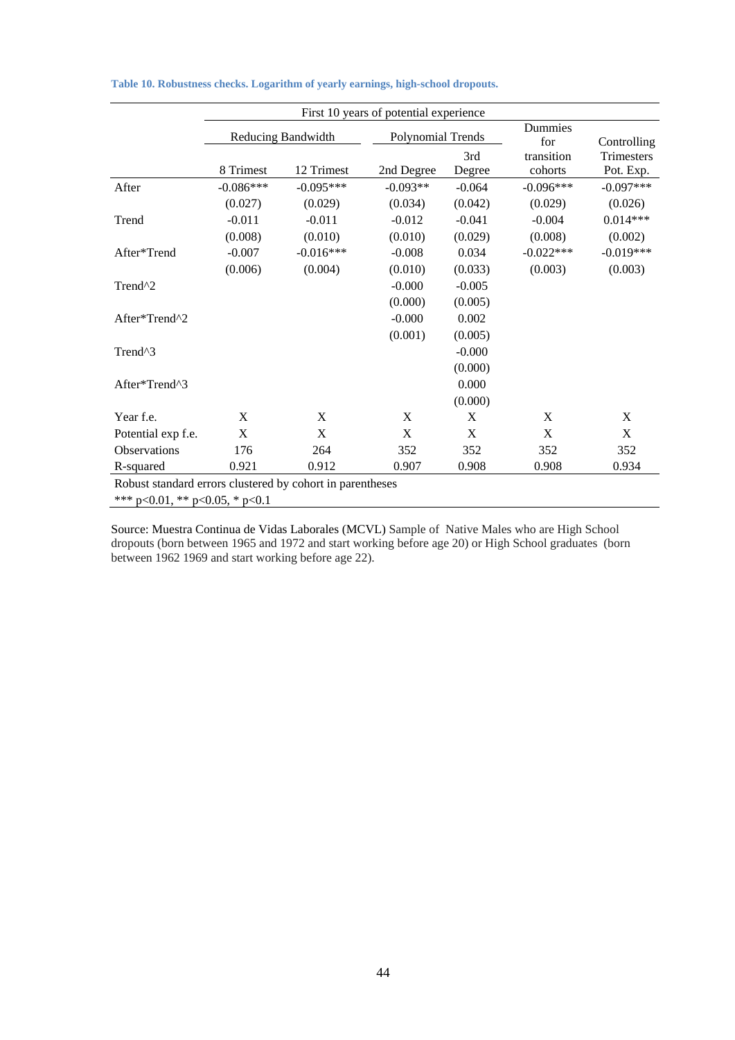**Table 10. Robustness checks. Logarithm of yearly earnings, high-school dropouts.**

| | First 10 years of potential experience | | | | | |
|---|---|---|---|---|---|---|
| | Reducing Bandwidth | | Polynomial Trends | | Dummies for transition cohorts | Controlling Trimesters Pot. Exp. |
| | 8 Trimest | 12 Trimest | 2nd Degree | 3rd Degree | | |
| After | -0.086*** | -0.095*** | -0.093** | -0.064 | -0.096*** | -0.097*** |
| | (0.027) | (0.029) | (0.034) | (0.042) | (0.029) | (0.026) |
| Trend | -0.011 | -0.011 | -0.012 | -0.041 | -0.004 | 0.014*** |
| | (0.008) | (0.010) | (0.010) | (0.029) | (0.008) | (0.002) |
| After*Trend | -0.007 | -0.016*** | -0.008 | 0.034 | -0.022*** | -0.019*** |
| | (0.006) | (0.004) | (0.010) | (0.033) | (0.003) | (0.003) |
| Trend^2 | | | -0.000 | -0.005 | | |
| | | | (0.000) | (0.005) | | |
| After*Trend^2 | | | -0.000 | 0.002 | | |
| | | | (0.001) | (0.005) | | |
| Trend^3 | | | | -0.000 | | |
| | | | | (0.000) | | |
| After*Trend^3 | | | | 0.000 | | |
| | | | | (0.000) | | |
| Year f.e. | X | X | X | X | X | X |
| Potential exp f.e. | X | X | X | X | X | X |
| Observations | 176 | 264 | 352 | 352 | 352 | 352 |
| R-squared | 0.921 | 0.912 | 0.907 | 0.908 | 0.908 | 0.934 |

Robust standard errors clustered by cohort in parentheses
*** p<0.01, ** p<0.05, * p<0.1

Source: Muestra Continua de Vidas Laborales (MCVL) Sample of Native Males who are High School dropouts (born between 1965 and 1972 and start working before age 20) or High School graduates (born between 1962 1969 and start working before age 22).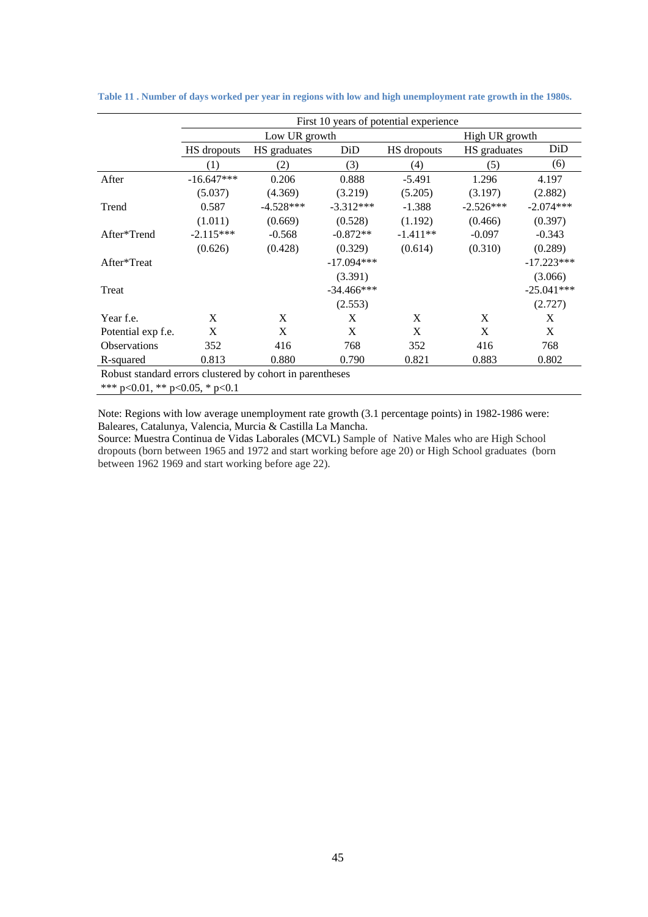**Table 11 . Number of days worked per year in regions with low and high unemployment rate growth in the 1980s.**

| | First 10 years of potential experience | | | | | |
|---|---|---|---|---|---|---|
| | Low UR growth | | | High UR growth | | |
| | HS dropouts | HS graduates | DiD | HS dropouts | HS graduates | DiD |
| | (1) | (2) | (3) | (4) | (5) | (6) |
| After | -16.647*** | 0.206 | 0.888 | -5.491 | 1.296 | 4.197 |
| | (5.037) | (4.369) | (3.219) | (5.205) | (3.197) | (2.882) |
| Trend | 0.587 | -4.528*** | -3.312*** | -1.388 | -2.526*** | -2.074*** |
| | (1.011) | (0.669) | (0.528) | (1.192) | (0.466) | (0.397) |
| After*Trend | -2.115*** | -0.568 | -0.872** | -1.411** | -0.097 | -0.343 |
| | (0.626) | (0.428) | (0.329) | (0.614) | (0.310) | (0.289) |
| After*Treat | | | -17.094*** | | | -17.223*** |
| | | | (3.391) | | | (3.066) |
| Treat | | | -34.466*** | | | -25.041*** |
| | | | (2.553) | | | (2.727) |
| Year f.e. | X | X | X | X | X | X |
| Potential exp f.e. | X | X | X | X | X | X |
| Observations | 352 | 416 | 768 | 352 | 416 | 768 |
| R-squared | 0.813 | 0.880 | 0.790 | 0.821 | 0.883 | 0.802 |

Robust standard errors clustered by cohort in parentheses
*** p<0.01, ** p<0.05, * p<0.1

Note: Regions with low average unemployment rate growth (3.1 percentage points) in 1982-1986 were: Baleares, Catalunya, Valencia, Murcia & Castilla La Mancha.
Source: Muestra Continua de Vidas Laborales (MCVL) Sample of Native Males who are High School dropouts (born between 1965 and 1972 and start working before age 20) or High School graduates (born between 1962 1969 and start working before age 22).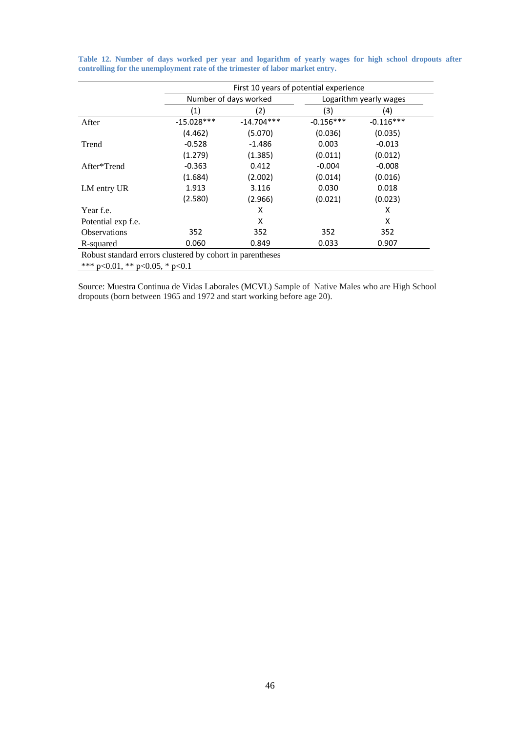**Table 12. Number of days worked per year and logarithm of yearly wages for high school dropouts after controlling for the unemployment rate of the trimester of labor market entry.**

| | First 10 years of potential experience | | | |
|---|---|---|---|---|
| | Number of days worked | | Logarithm yearly wages | |
| | (1) | (2) | (3) | (4) |
| After | -15.028*** | -14.704*** | -0.156*** | -0.116*** |
| | (4.462) | (5.070) | (0.036) | (0.035) |
| Trend | -0.528 | -1.486 | 0.003 | -0.013 |
| | (1.279) | (1.385) | (0.011) | (0.012) |
| After*Trend | -0.363 | 0.412 | -0.004 | -0.008 |
| | (1.684) | (2.002) | (0.014) | (0.016) |
| LM entry UR | 1.913 | 3.116 | 0.030 | 0.018 |
| | (2.580) | (2.966) | (0.021) | (0.023) |
| Year f.e. | | X | | X |
| Potential exp f.e. | | X | | X |
| Observations | 352 | 352 | 352 | 352 |
| R-squared | 0.060 | 0.849 | 0.033 | 0.907 |

Robust standard errors clustered by cohort in parentheses

*** p<0.01, ** p<0.05, * p<0.1

Source: Muestra Continua de Vidas Laborales (MCVL) Sample of Native Males who are High School dropouts (born between 1965 and 1972 and start working before age 20).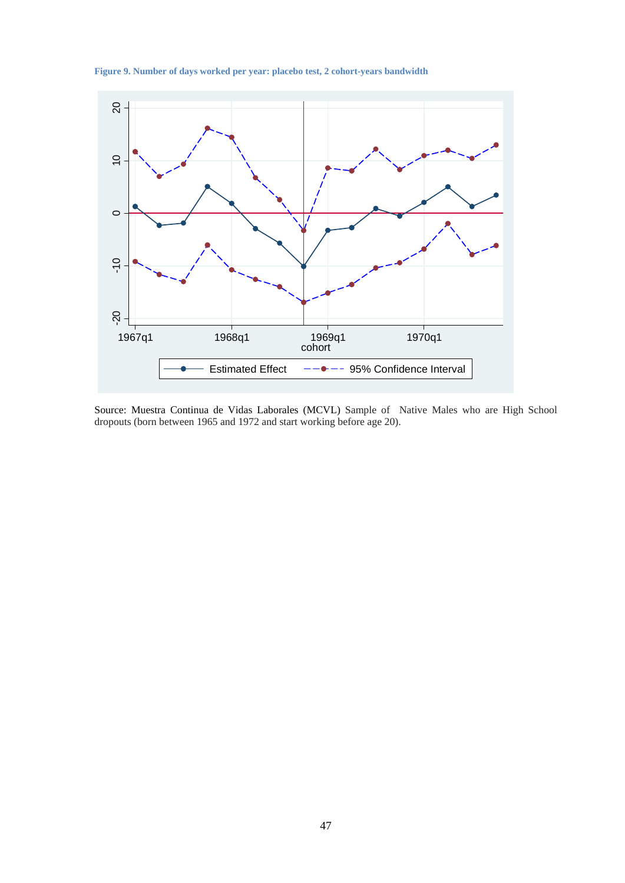**Figure 9. Number of days worked per year: placebo test, 2 cohort-years bandwidth**

Source: Muestra Continua de Vidas Laborales (MCVL) Sample of Native Males who are High School dropouts (born between 1965 and 1972 and start working before age 20).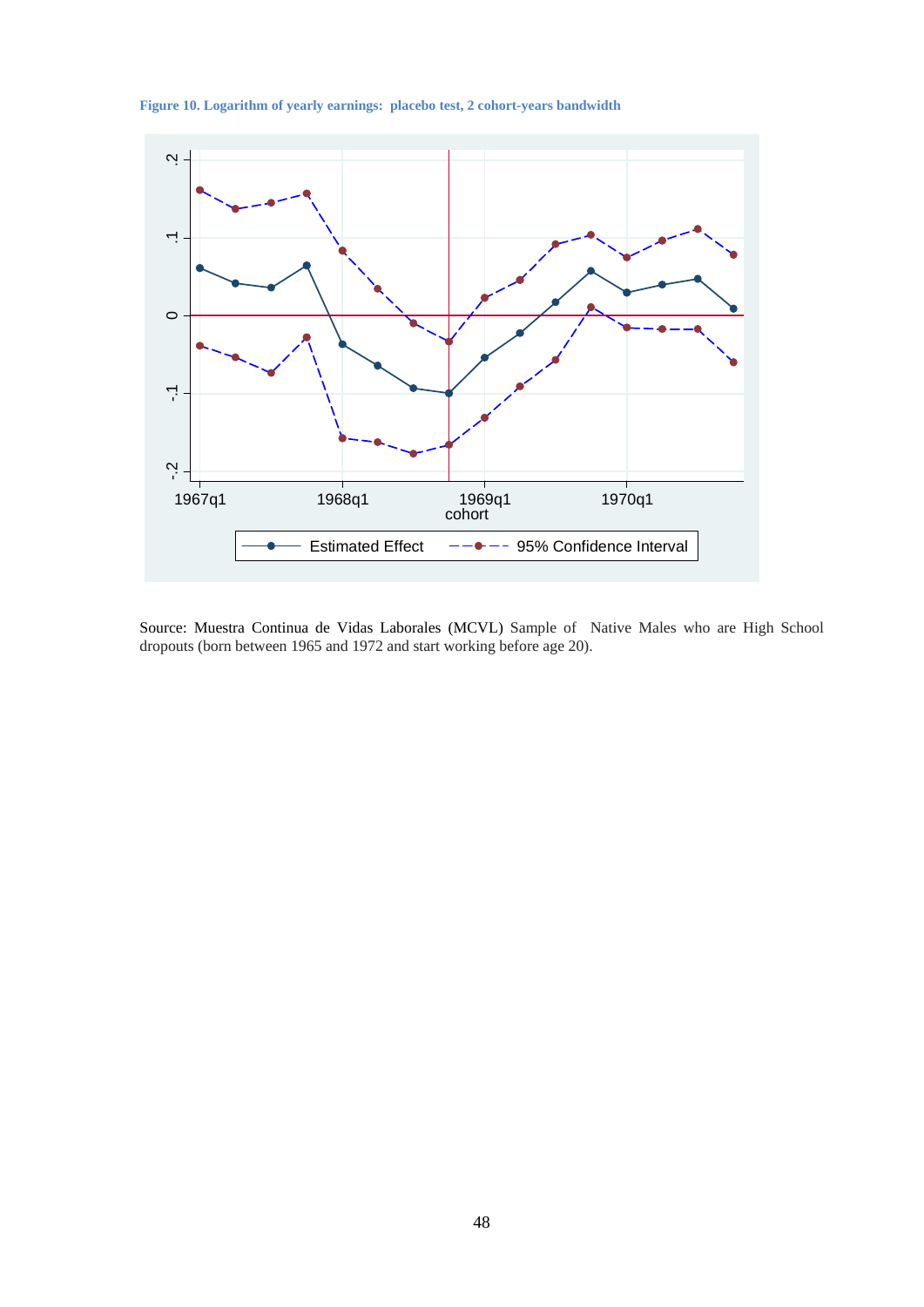**Figure 10. Logarithm of yearly earnings: placebo test, 2 cohort-years bandwidth**

Source: Muestra Continua de Vidas Laborales (MCVL) Sample of Native Males who are High School dropouts (born between 1965 and 1972 and start working before age 20).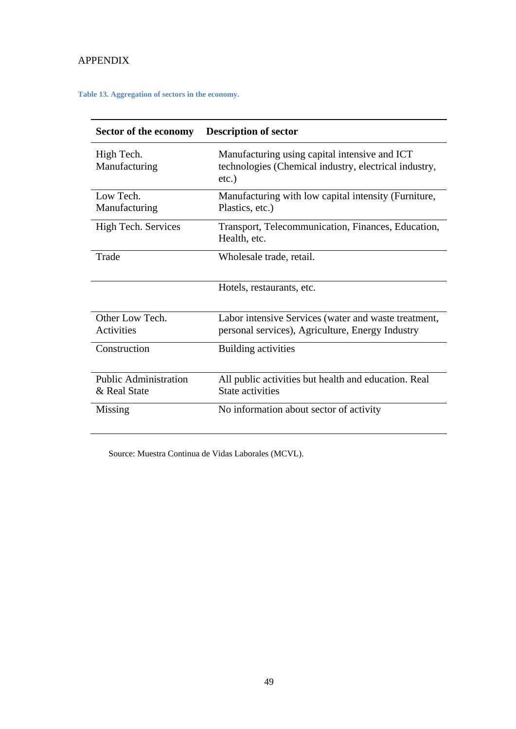APPENDIX

**Table 13. Aggregation of sectors in the economy.**

| Sector of the economy | Description of sector |
|---|---|
| High Tech. Manufacturing | Manufacturing using capital intensive and ICT technologies (Chemical industry, electrical industry, etc.) |
| Low Tech. Manufacturing | Manufacturing with low capital intensity (Furniture, Plastics, etc.) |
| High Tech. Services | Transport, Telecommunication, Finances, Education, Health, etc. |
| Trade | Wholesale trade, retail. |
| | Hotels, restaurants, etc. |
| Other Low Tech. Activities | Labor intensive Services (water and waste treatment, personal services), Agriculture, Energy Industry |
| Construction | Building activities |
| Public Administration & Real State | All public activities but health and education. Real State activities |
| Missing | No information about sector of activity |

Source: Muestra Continua de Vidas Laborales (MCVL).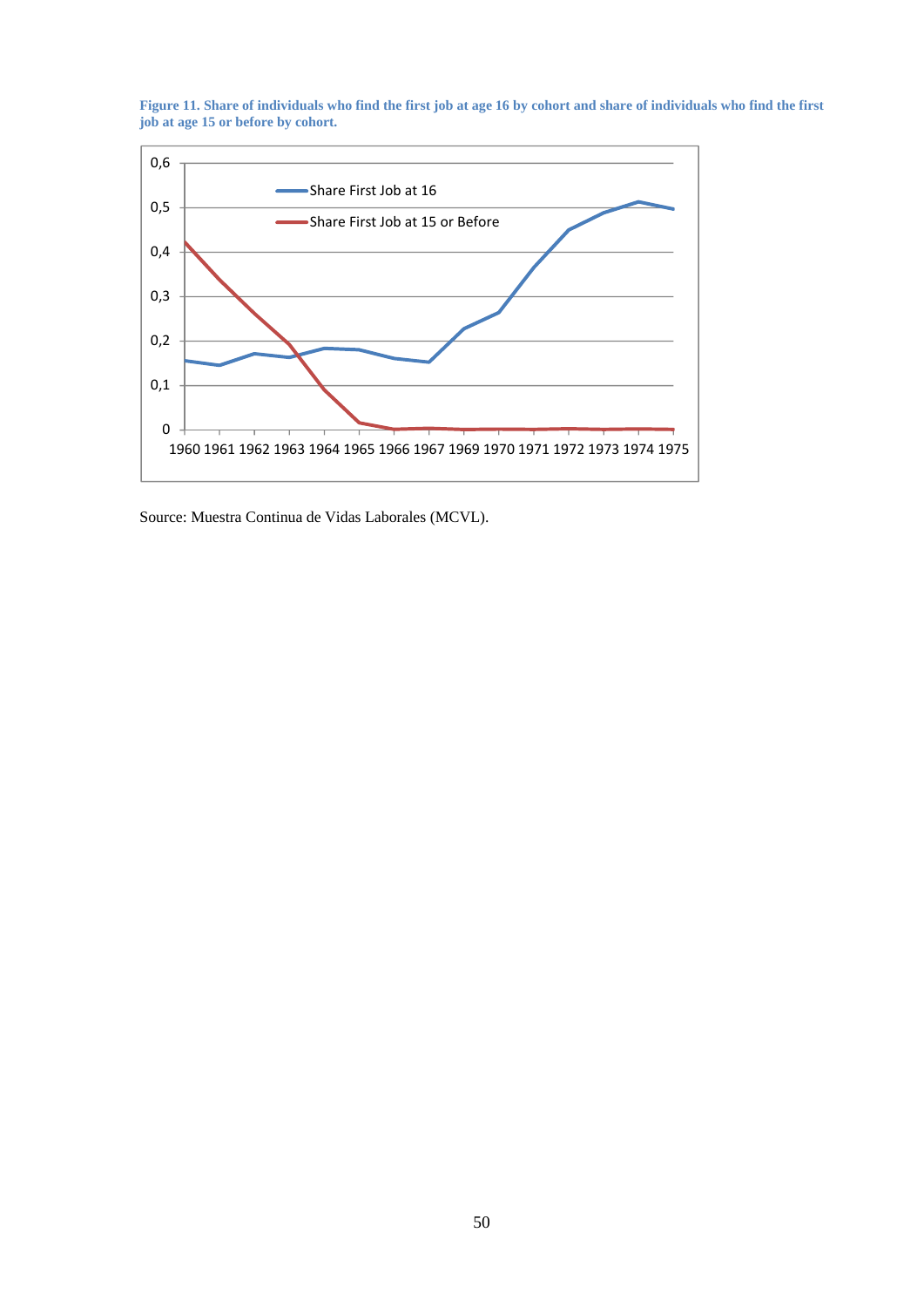**Figure 11. Share of individuals who find the first job at age 16 by cohort and share of individuals who find the first job at age 15 or before by cohort.**

Source: Muestra Continua de Vidas Laborales (MCVL).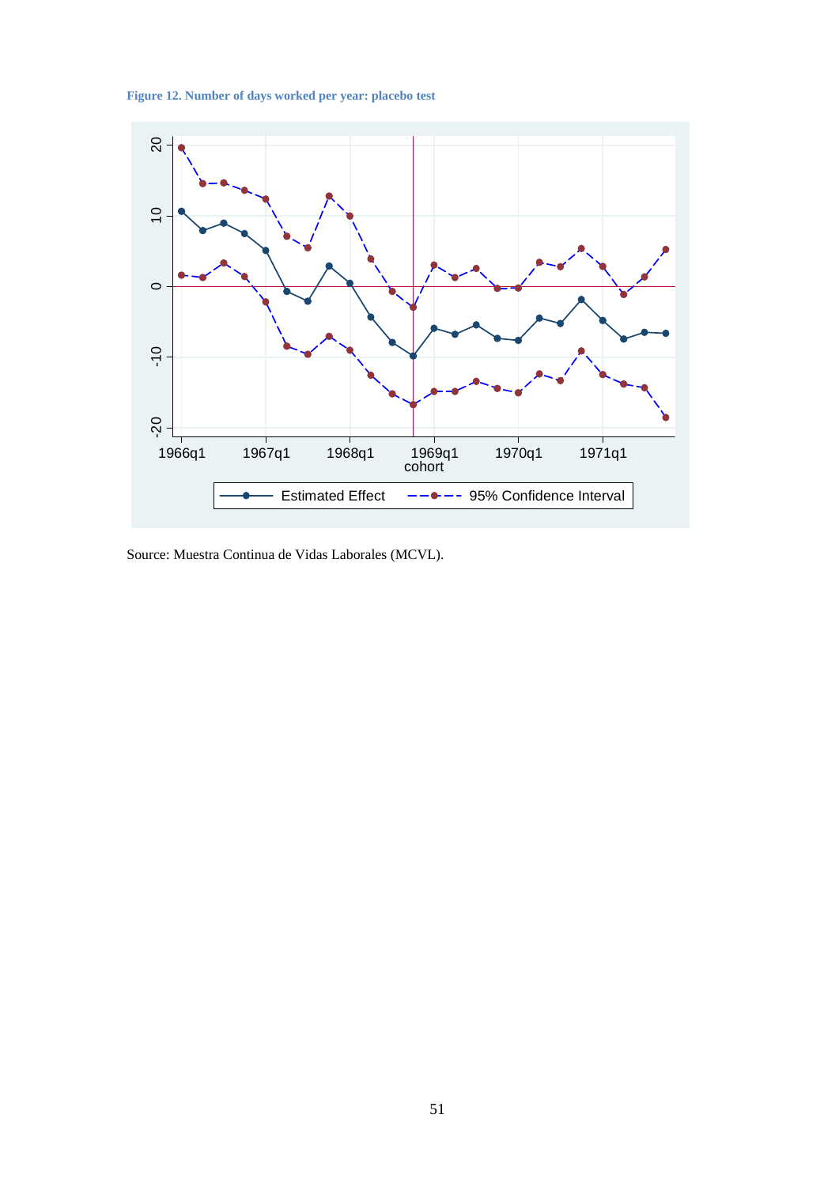**Figure 12. Number of days worked per year: placebo test**

Source: Muestra Continua de Vidas Laborales (MCVL).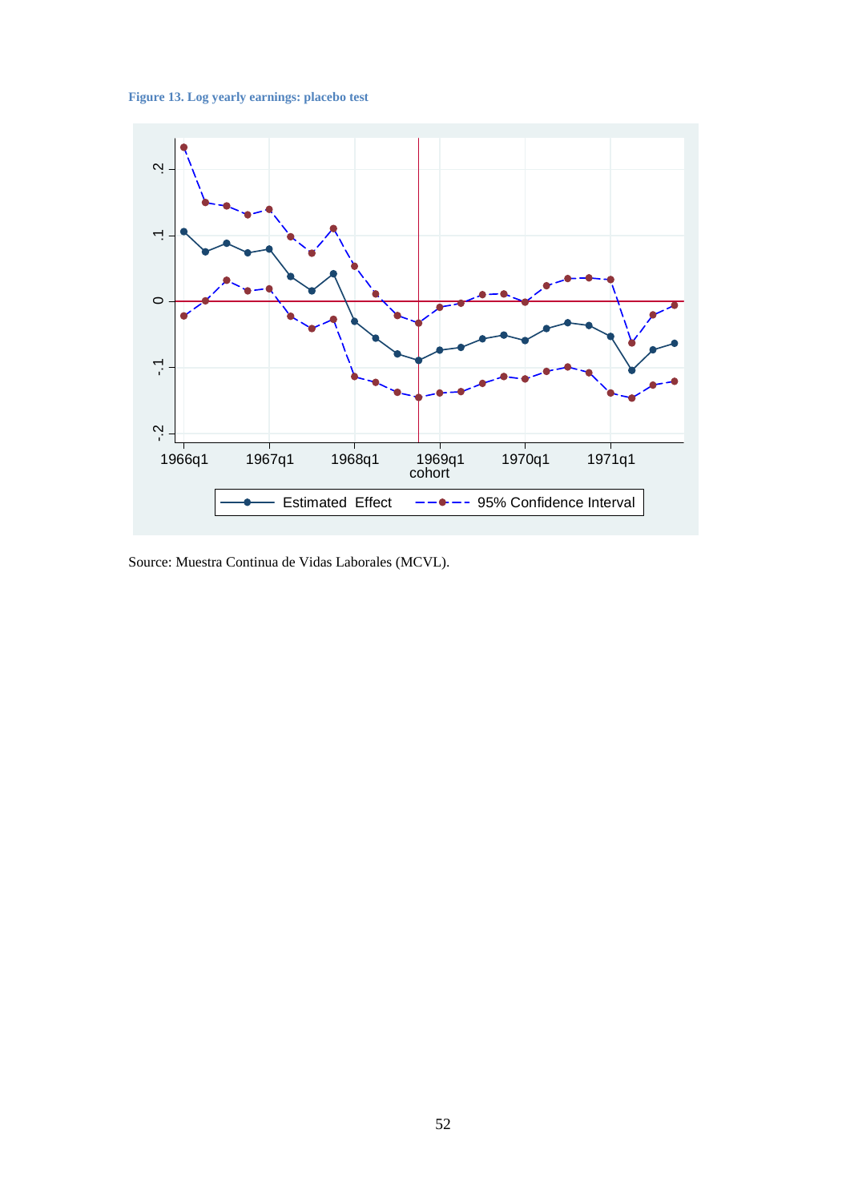**Figure 13. Log yearly earnings: placebo test**

.2
.1
0
-.1
-.2

1966q1
1967q1
1968q1
1969q1
1970q1
1971q1

cohort

Estimated Effect
95% Confidence Interval

Source: Muestra Continua de Vidas Laborales (MCVL).